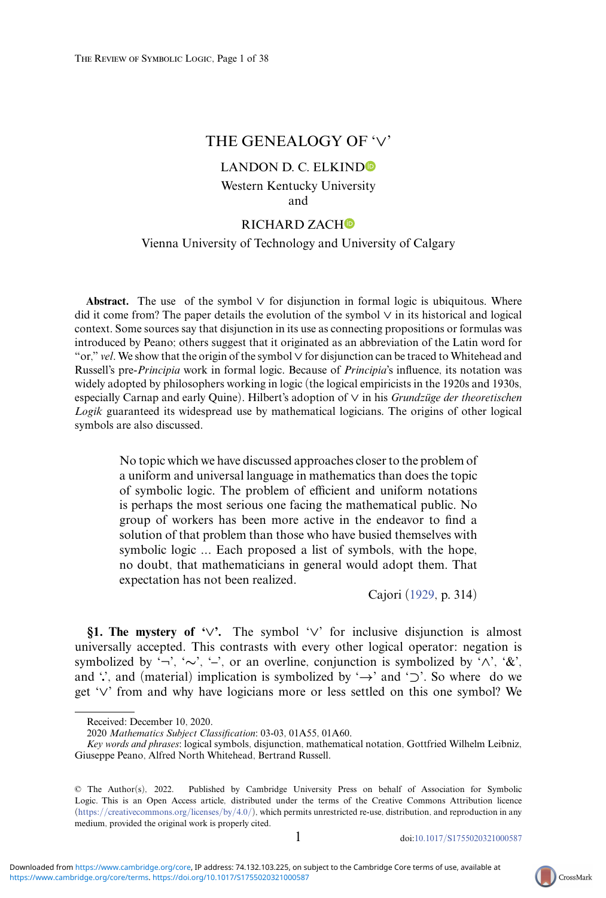# THE GENEALOGY OF '∨'

LANDON D. C. ELKIND

Western Kentucky University

and

RICHARD ZACH

Vienna University of Technology and University of Calgary

**Abstract.** The use of the symbol ∨ for disjunction in formal logic is ubiquitous. Where did it come from? The paper details the evolution of the symbol ∨ in its historical and logical context. Some sources say that disjunction in its use as connecting propositions or formulas was introduced by Peano; others suggest that it originated as an abbreviation of the Latin word for "or," *vel*. We show that the origin of the symbol ∨ for disjunction can be traced to Whitehead and Russell's pre-*Principia* work in formal logic. Because of *Principia*'s influence, its notation was widely adopted by philosophers working in logic (the logical empiricists in the 1920s and 1930s, especially Carnap and early Quine). Hilbert's adoption of ∨ in his *Grundzüge der theoretischen Logik* guaranteed its widespread use by mathematical logicians. The origins of other logical symbols are also discussed.

> No topic which we have discussed approaches closer to the problem of a uniform and universal language in mathematics than does the topic of symbolic logic. The problem of efficient and uniform notations is perhaps the most serious one facing the mathematical public. No group of workers has been more active in the endeavor to find a solution of that problem than those who have busied themselves with symbolic logic ... Each proposed a list of symbols, with the hope, no doubt, that mathematicians in general would adopt them. That expectation has not been realized.
>
> Cajori (1929, p. 314)

**§1. The mystery of '∨'.** The symbol '∨' for inclusive disjunction is almost universally accepted. This contrasts with every other logical operator: negation is symbolized by '¬', '∼', '–', or an overline, conjunction is symbolized by '∧', '&', and '.', and (material) implication is symbolized by '→' and '⊃'. So where do we get '∨' from and why have logicians more or less settled on this one symbol? We

Received: December 10, 2020.

2020 *Mathematics Subject Classification*: 03-03, 01A55, 01A60.

*Key words and phrases*: logical symbols, disjunction, mathematical notation, Gottfried Wilhelm Leibniz, Giuseppe Peano, Alfred North Whitehead, Bertrand Russell.

© The Author(s), 2022. Published by Cambridge University Press on behalf of Association for Symbolic Logic. This is an Open Access article, distributed under the terms of the Creative Commons Attribution licence (https://creativecommons.org/licenses/by/4.0/), which permits unrestricted re-use, distribution, and reproduction in any medium, provided the original work is properly cited.

doi:10.1017/S1755020321000587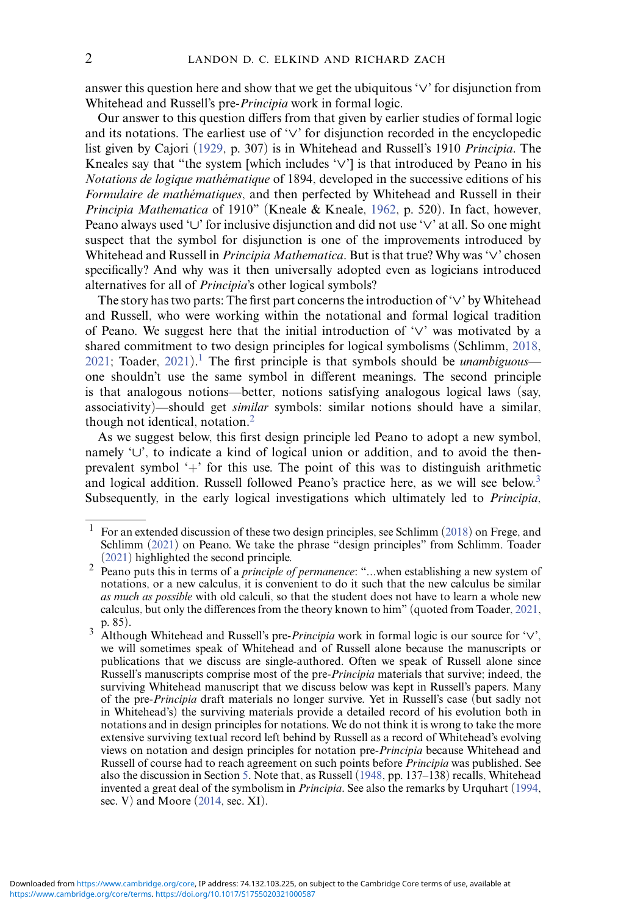answer this question here and show that we get the ubiquitous '∨' for disjunction from Whitehead and Russell's pre-*Principia* work in formal logic.

Our answer to this question differs from that given by earlier studies of formal logic and its notations. The earliest use of '∨' for disjunction recorded in the encyclopedic list given by Cajori (1929, p. 307) is in Whitehead and Russell's 1910 *Principia*. The Kneales say that "the system [which includes '∨'] is that introduced by Peano in his *Notations de logique mathématique* of 1894, developed in the successive editions of his *Formulaire de mathématiques*, and then perfected by Whitehead and Russell in their *Principia Mathematica* of 1910" (Kneale & Kneale, 1962, p. 520). In fact, however, Peano always used '∪' for inclusive disjunction and did not use '∨' at all. So one might suspect that the symbol for disjunction is one of the improvements introduced by Whitehead and Russell in *Principia Mathematica*. But is that true? Why was '∨' chosen specifically? And why was it then universally adopted even as logicians introduced alternatives for all of *Principia*'s other logical symbols?

The story has two parts: The first part concerns the introduction of '∨' by Whitehead and Russell, who were working within the notational and formal logical tradition of Peano. We suggest here that the initial introduction of '∨' was motivated by a shared commitment to two design principles for logical symbolisms (Schlimm, 2018, 2021; Toader, 2021).[1] The first principle is that symbols should be *unambiguous*—one shouldn't use the same symbol in different meanings. The second principle is that analogous notions—better, notions satisfying analogous logical laws (say, associativity)—should get *similar* symbols: similar notions should have a similar, though not identical, notation.[2]

As we suggest below, this first design principle led Peano to adopt a new symbol, namely '∪', to indicate a kind of logical union or addition, and to avoid the then-prevalent symbol '+' for this use. The point of this was to distinguish arithmetic and logical addition. Russell followed Peano's practice here, as we will see below.[3] Subsequently, in the early logical investigations which ultimately led to *Principia*,

---

[1] For an extended discussion of these two design principles, see Schlimm (2018) on Frege, and Schlimm (2021) on Peano. We take the phrase "design principles" from Schlimm. Toader (2021) highlighted the second principle.

[2] Peano puts this in terms of a *principle of permanence*: "...when establishing a new system of notations, or a new calculus, it is convenient to do it such that the new calculus be similar *as much as possible* with old calculi, so that the student does not have to learn a whole new calculus, but only the differences from the theory known to him" (quoted from Toader, 2021, p. 85).

[3] Although Whitehead and Russell's pre-*Principia* work in formal logic is our source for '∨', we will sometimes speak of Whitehead and of Russell alone because the manuscripts or publications that we discuss are single-authored. Often we speak of Russell alone since Russell's manuscripts comprise most of the pre-*Principia* materials that survive; indeed, the surviving Whitehead manuscript that we discuss below was kept in Russell's papers. Many of the pre-*Principia* draft materials no longer survive. Yet in Russell's case (but sadly not in Whitehead's) the surviving materials provide a detailed record of his evolution both in notations and in design principles for notations. We do not think it is wrong to take the more extensive surviving textual record left behind by Russell as a record of Whitehead's evolving views on notation and design principles for notation pre-*Principia* because Whitehead and Russell of course had to reach agreement on such points before *Principia* was published. See also the discussion in Section 5. Note that, as Russell (1948, pp. 137–138) recalls, Whitehead invented a great deal of the symbolism in *Principia*. See also the remarks by Urquhart (1994, sec. V) and Moore (2014, sec. XI).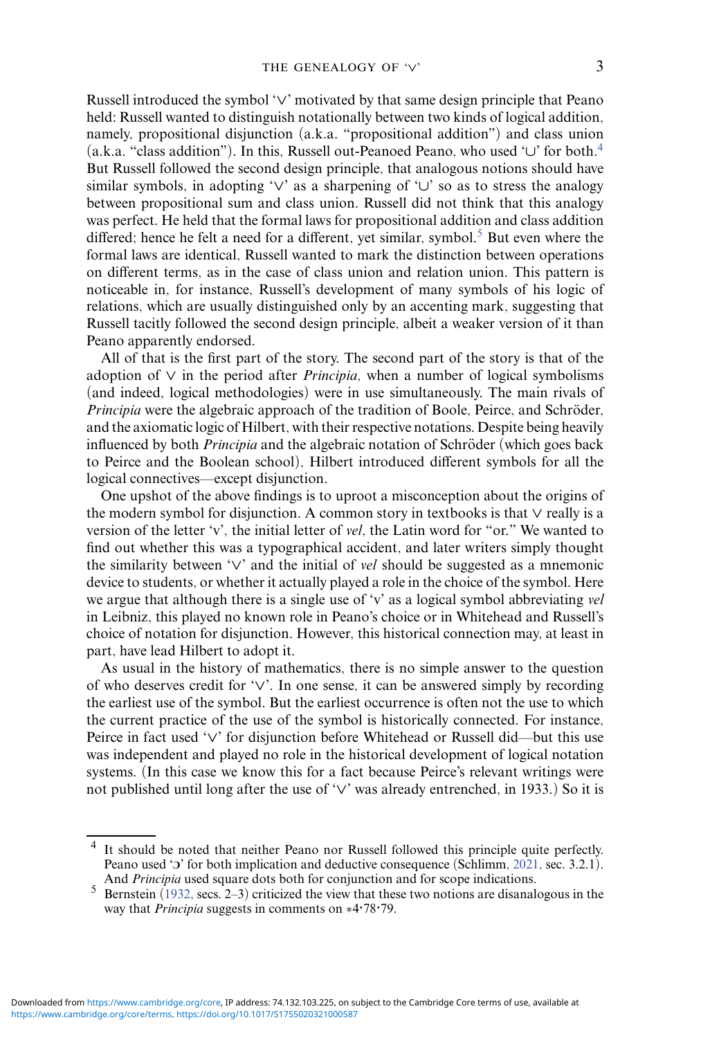Russell introduced the symbol '∨' motivated by that same design principle that Peano held: Russell wanted to distinguish notationally between two kinds of logical addition, namely, propositional disjunction (a.k.a. "propositional addition") and class union (a.k.a. "class addition"). In this, Russell out-Peanoed Peano, who used '∪' for both.[4] But Russell followed the second design principle, that analogous notions should have similar symbols, in adopting '∨' as a sharpening of '∪' so as to stress the analogy between propositional sum and class union. Russell did not think that this analogy was perfect. He held that the formal laws for propositional addition and class addition differed; hence he felt a need for a different, yet similar, symbol.[5] But even where the formal laws are identical, Russell wanted to mark the distinction between operations on different terms, as in the case of class union and relation union. This pattern is noticeable in, for instance, Russell's development of many symbols of his logic of relations, which are usually distinguished only by an accenting mark, suggesting that Russell tacitly followed the second design principle, albeit a weaker version of it than Peano apparently endorsed.

All of that is the first part of the story. The second part of the story is that of the adoption of ∨ in the period after *Principia*, when a number of logical symbolisms (and indeed, logical methodologies) were in use simultaneously. The main rivals of *Principia* were the algebraic approach of the tradition of Boole, Peirce, and Schröder, and the axiomatic logic of Hilbert, with their respective notations. Despite being heavily influenced by both *Principia* and the algebraic notation of Schröder (which goes back to Peirce and the Boolean school), Hilbert introduced different symbols for all the logical connectives—except disjunction.

One upshot of the above findings is to uproot a misconception about the origins of the modern symbol for disjunction. A common story in textbooks is that ∨ really is a version of the letter 'v', the initial letter of *vel*, the Latin word for "or." We wanted to find out whether this was a typographical accident, and later writers simply thought the similarity between '∨' and the initial of *vel* should be suggested as a mnemonic device to students, or whether it actually played a role in the choice of the symbol. Here we argue that although there is a single use of 'v' as a logical symbol abbreviating *vel* in Leibniz, this played no known role in Peano's choice or in Whitehead and Russell's choice of notation for disjunction. However, this historical connection may, at least in part, have lead Hilbert to adopt it.

As usual in the history of mathematics, there is no simple answer to the question of who deserves credit for '∨'. In one sense, it can be answered simply by recording the earliest use of the symbol. But the earliest occurrence is often not the use to which the current practice of the use of the symbol is historically connected. For instance, Peirce in fact used '∨' for disjunction before Whitehead or Russell did—but this use was independent and played no role in the historical development of logical notation systems. (In this case we know this for a fact because Peirce's relevant writings were not published until long after the use of '∨' was already entrenched, in 1933.) So it is

---

[4] It should be noted that neither Peano nor Russell followed this principle quite perfectly. Peano used 'Ɔ' for both implication and deductive consequence (Schlimm, 2021, sec. 3.2.1). And *Principia* used square dots both for conjunction and for scope indications.

[5] Bernstein (1932, secs. 2–3) criticized the view that these two notions are disanalogous in the way that *Principia* suggests in comments on ∗4·78·79.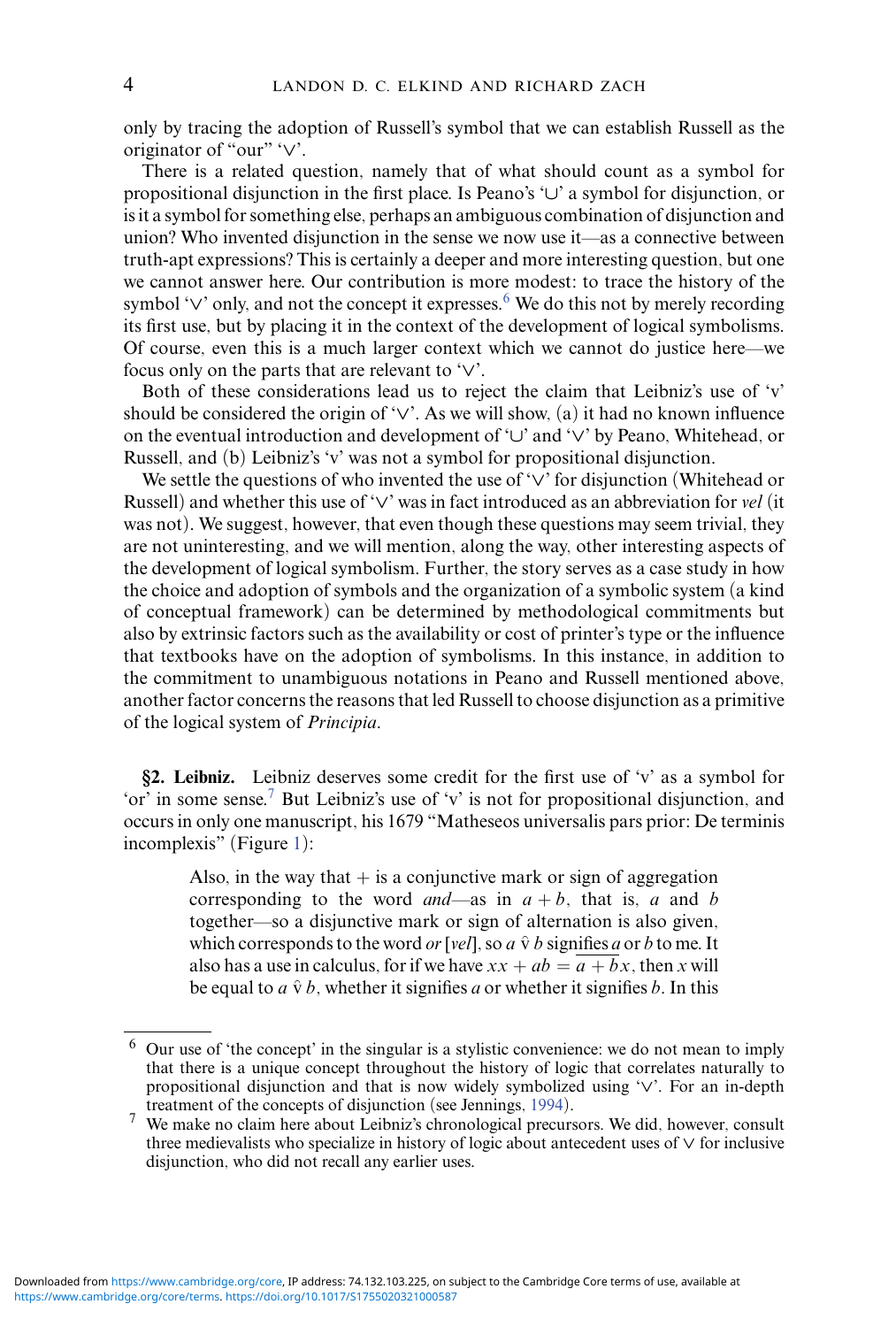only by tracing the adoption of Russell's symbol that we can establish Russell as the originator of "our" '∨'.

There is a related question, namely that of what should count as a symbol for propositional disjunction in the first place. Is Peano's '∪' a symbol for disjunction, or is it a symbol for something else, perhaps an ambiguous combination of disjunction and union? Who invented disjunction in the sense we now use it—as a connective between truth-apt expressions? This is certainly a deeper and more interesting question, but one we cannot answer here. Our contribution is more modest: to trace the history of the symbol '∨' only, and not the concept it expresses.[6] We do this not by merely recording its first use, but by placing it in the context of the development of logical symbolisms. Of course, even this is a much larger context which we cannot do justice here—we focus only on the parts that are relevant to '∨'.

Both of these considerations lead us to reject the claim that Leibniz's use of 'v' should be considered the origin of '∨'. As we will show, (a) it had no known influence on the eventual introduction and development of '∪' and '∨' by Peano, Whitehead, or Russell, and (b) Leibniz's 'v' was not a symbol for propositional disjunction.

We settle the questions of who invented the use of '∨' for disjunction (Whitehead or Russell) and whether this use of '∨' was in fact introduced as an abbreviation for *vel* (it was not). We suggest, however, that even though these questions may seem trivial, they are not uninteresting, and we will mention, along the way, other interesting aspects of the development of logical symbolism. Further, the story serves as a case study in how the choice and adoption of symbols and the organization of a symbolic system (a kind of conceptual framework) can be determined by methodological commitments but also by extrinsic factors such as the availability or cost of printer's type or the influence that textbooks have on the adoption of symbolisms. In this instance, in addition to the commitment to unambiguous notations in Peano and Russell mentioned above, another factor concerns the reasons that led Russell to choose disjunction as a primitive of the logical system of *Principia*.

## §2. Leibniz.

Leibniz deserves some credit for the first use of 'v' as a symbol for 'or' in some sense.[7] But Leibniz's use of 'v' is not for propositional disjunction, and occurs in only one manuscript, his 1679 "Matheseos universalis pars prior: De terminis incomplexis" (Figure 1):

> Also, in the way that + is a conjunctive mark or sign of aggregation corresponding to the word *and*—as in $a + b$, that is, $a$ and $b$ together—so a disjunctive mark or sign of alternation is also given, which corresponds to the word *or* [*vel*], so $a \mathbin{\hat{\text{v}}} b$ signifies $\underline{a}$ or $b$ to me. It also has a use in calculus, for if we have $xx + ab = \overline{a + b}x$, then $x$ will be equal to $a \mathbin{\hat{\text{v}}} b$, whether it signifies $a$ or whether it signifies $b$. In this

---

[6] Our use of 'the concept' in the singular is a stylistic convenience: we do not mean to imply that there is a unique concept throughout the history of logic that correlates naturally to propositional disjunction and that is now widely symbolized using '∨'. For an in-depth treatment of the concepts of disjunction (see Jennings, 1994).

[7] We make no claim here about Leibniz's chronological precursors. We did, however, consult three medievalists who specialize in history of logic about antecedent uses of ∨ for inclusive disjunction, who did not recall any earlier uses.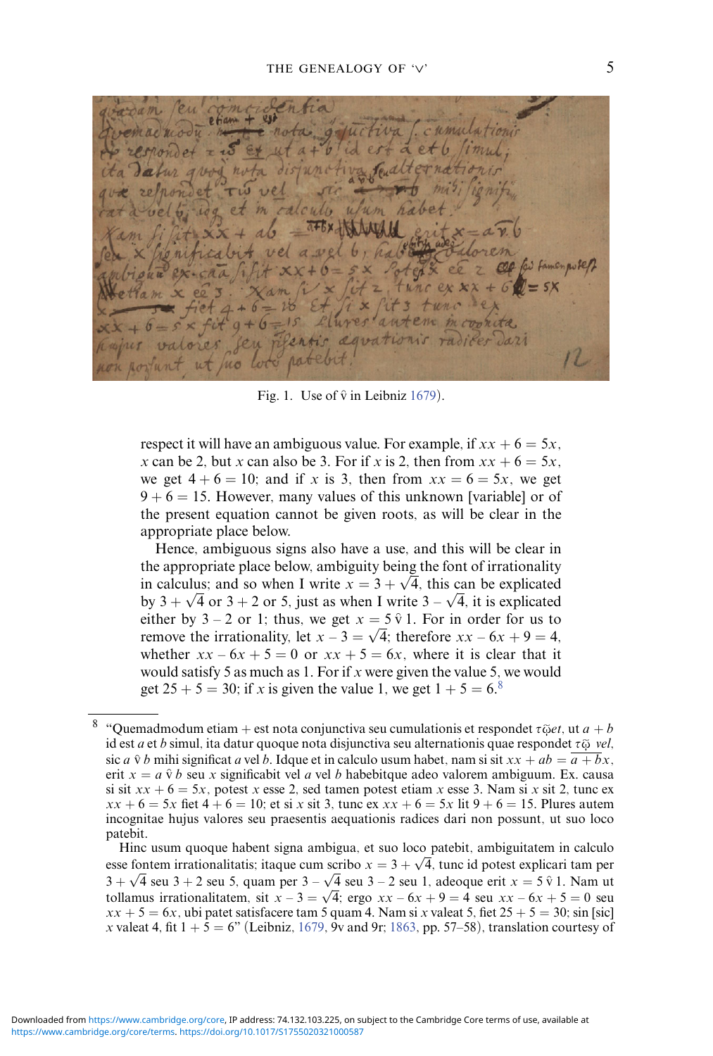Fig. 1. Use of $\hat{\mathrm{v}}$ in Leibniz 1679).

respect it will have an ambiguous value. For example, if $xx + 6 = 5x$, $x$ can be 2, but $x$ can also be 3. For if $x$ is 2, then from $xx + 6 = 5x$, we get $4 + 6 = 10$; and if $x$ is 3, then from $xx = 6 = 5x$, we get $9 + 6 = 15$. However, many values of this unknown [variable] or of the present equation cannot be given roots, as will be clear in the appropriate place below.

Hence, ambiguous signs also have a use, and this will be clear in the appropriate place below, ambiguity being the font of irrationality in calculus; and so when I write $x = 3 + \sqrt{4}$, this can be explicated by $3 + \sqrt{4}$ or $3 + 2$ or 5, just as when I write $3 - \sqrt{4}$, it is explicated either by $3 - 2$ or 1; thus, we get $x = 5 \,\hat{\mathrm{v}}\, 1$. For in order for us to remove the irrationality, let $x - 3 = \sqrt{4}$; therefore $xx - 6x + 9 = 4$, whether $xx - 6x + 5 = 0$ or $xx + 5 = 6x$, where it is clear that it would satisfy 5 as much as 1. For if $x$ were given the value 5, we would get $25 + 5 = 30$; if $x$ is given the value 1, we get $1 + 5 = 6$.[8]

---

[8] "Quemadmodum etiam + est nota conjunctiva seu cumulationis et respondet $\tau\tilde{\omega}$*et*, ut $a + b$ id est $a$ et $b$ simul, ita datur quoque nota disjunctiva seu alternationis quae respondet $\tau\tilde{\omega}$ *vel*, sic $a \,\hat{\mathrm{v}}\, b$ mihi significat $a$ vel $b$. Idque et in calculo usum habet, nam si sit $xx + ab = \overline{a + b}x$, erit $x = a \,\hat{\mathrm{v}}\, b$ seu $x$ significabit vel $a$ vel $b$ habebitque adeo valorem ambiguum. Ex. causa si sit $xx + 6 = 5x$, potest $x$ esse 2, sed tamen potest etiam $x$ esse 3. Nam si $x$ sit 2, tunc ex $xx + 6 = 5x$ fiet $4 + 6 = 10$; et si $x$ sit 3, tunc ex $xx + 6 = 5x$ fit $9 + 6 = 15$. Plures autem incognitae hujus valores seu praesentis aequationis radices dari non possunt, ut suo loco patebit.

Hinc usum quoque habent signa ambigua, et suo loco patebit, ambiguitatem in calculo esse fontem irrationalitatis; itaque cum scribo $x = 3 + \sqrt{4}$, tunc id potest explicari tam per $3 + \sqrt{4}$ seu $3 + 2$ seu 5, quam per $3 - \sqrt{4}$ seu $3 - 2$ seu 1, adeoque erit $x = 5 \,\hat{\mathrm{v}}\, 1$. Nam ut tollamus irrationalitatem, sit $x - 3 = \sqrt{4}$; ergo $xx - 6x + 9 = 4$ seu $xx - 6x + 5 = 0$ seu $xx + 5 = 6x$, ubi patet satisfacere tam 5 quam 4. Nam si $x$ valeat 5, fiet $25 + 5 = 30$; sin [sic] $x$ valeat 4, fit $1 + 5 = 6$" (Leibniz, 1679, 9v and 9r; 1863, pp. 57–58), translation courtesy of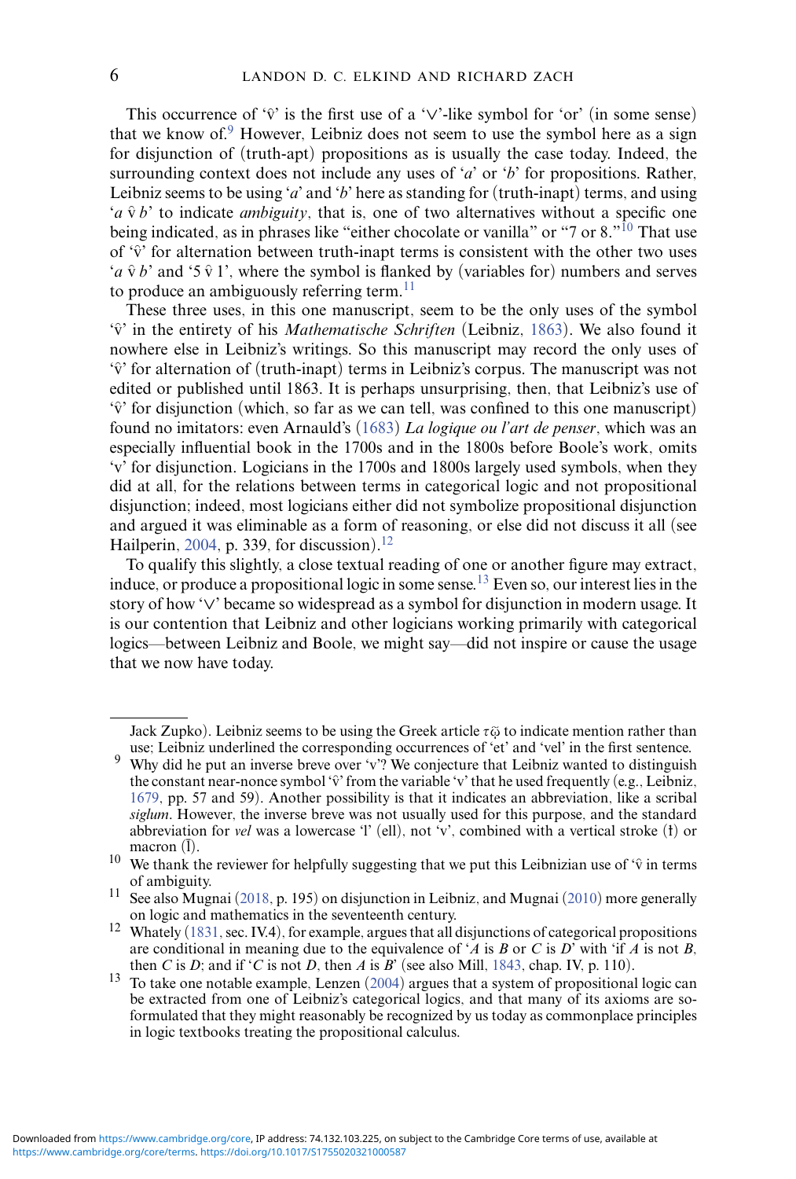This occurrence of '$\check{v}$' is the first use of a '∨'-like symbol for 'or' (in some sense) that we know of.[9] However, Leibniz does not seem to use the symbol here as a sign for disjunction of (truth-apt) propositions as is usually the case today. Indeed, the surrounding context does not include any uses of '*a*' or '*b*' for propositions. Rather, Leibniz seems to be using '*a*' and '*b*' here as standing for (truth-inapt) terms, and using '$a \check{v} b$' to indicate *ambiguity*, that is, one of two alternatives without a specific one being indicated, as in phrases like "either chocolate or vanilla" or "7 or 8."[10] That use of '$\check{v}$' for alternation between truth-inapt terms is consistent with the other two uses '$a \check{v} b$' and '$5 \check{v} 1$', where the symbol is flanked by (variables for) numbers and serves to produce an ambiguously referring term.[11]

These three uses, in this one manuscript, seem to be the only uses of the symbol '$\check{v}$' in the entirety of his *Mathematische Schriften* (Leibniz, 1863). We also found it nowhere else in Leibniz's writings. So this manuscript may record the only uses of '$\check{v}$' for alternation of (truth-inapt) terms in Leibniz's corpus. The manuscript was not edited or published until 1863. It is perhaps unsurprising, then, that Leibniz's use of '$\check{v}$' for disjunction (which, so far as we can tell, was confined to this one manuscript) found no imitators: even Arnauld's (1683) *La logique ou l'art de penser*, which was an especially influential book in the 1700s and in the 1800s before Boole's work, omits 'v' for disjunction. Logicians in the 1700s and 1800s largely used symbols, when they did at all, for the relations between terms in categorical logic and not propositional disjunction; indeed, most logicians either did not symbolize propositional disjunction and argued it was eliminable as a form of reasoning, or else did not discuss it all (see Hailperin, 2004, p. 339, for discussion).[12]

To qualify this slightly, a close textual reading of one or another figure may extract, induce, or produce a propositional logic in some sense.[13] Even so, our interest lies in the story of how '∨' became so widespread as a symbol for disjunction in modern usage. It is our contention that Leibniz and other logicians working primarily with categorical logics—between Leibniz and Boole, we might say—did not inspire or cause the usage that we now have today.

---

Jack Zupko). Leibniz seems to be using the Greek article τῷ to indicate mention rather than use; Leibniz underlined the corresponding occurrences of 'et' and 'vel' in the first sentence.

[9] Why did he put an inverse breve over 'v'? We conjecture that Leibniz wanted to distinguish the constant near-nonce symbol '$\check{v}$' from the variable 'v' that he used frequently (e.g., Leibniz, 1679, pp. 57 and 59). Another possibility is that it indicates an abbreviation, like a scribal *siglum*. However, the inverse breve was not usually used for this purpose, and the standard abbreviation for *vel* was a lowercase 'l' (ell), not 'v', combined with a vertical stroke (ƚ) or macron ($\bar{l}$).

[10] We thank the reviewer for helpfully suggesting that we put this Leibnizian use of '$\check{v}$ in terms of ambiguity.

[11] See also Mugnai (2018, p. 195) on disjunction in Leibniz, and Mugnai (2010) more generally on logic and mathematics in the seventeenth century.

[12] Whately (1831, sec. IV.4), for example, argues that all disjunctions of categorical propositions are conditional in meaning due to the equivalence of '*A* is *B* or *C* is *D*' with 'if *A* is not *B*, then *C* is *D*; and if '*C* is not *D*, then *A* is *B*' (see also Mill, 1843, chap. IV, p. 110).

[13] To take one notable example, Lenzen (2004) argues that a system of propositional logic can be extracted from one of Leibniz's categorical logics, and that many of its axioms are so-formulated that they might reasonably be recognized by us today as commonplace principles in logic textbooks treating the propositional calculus.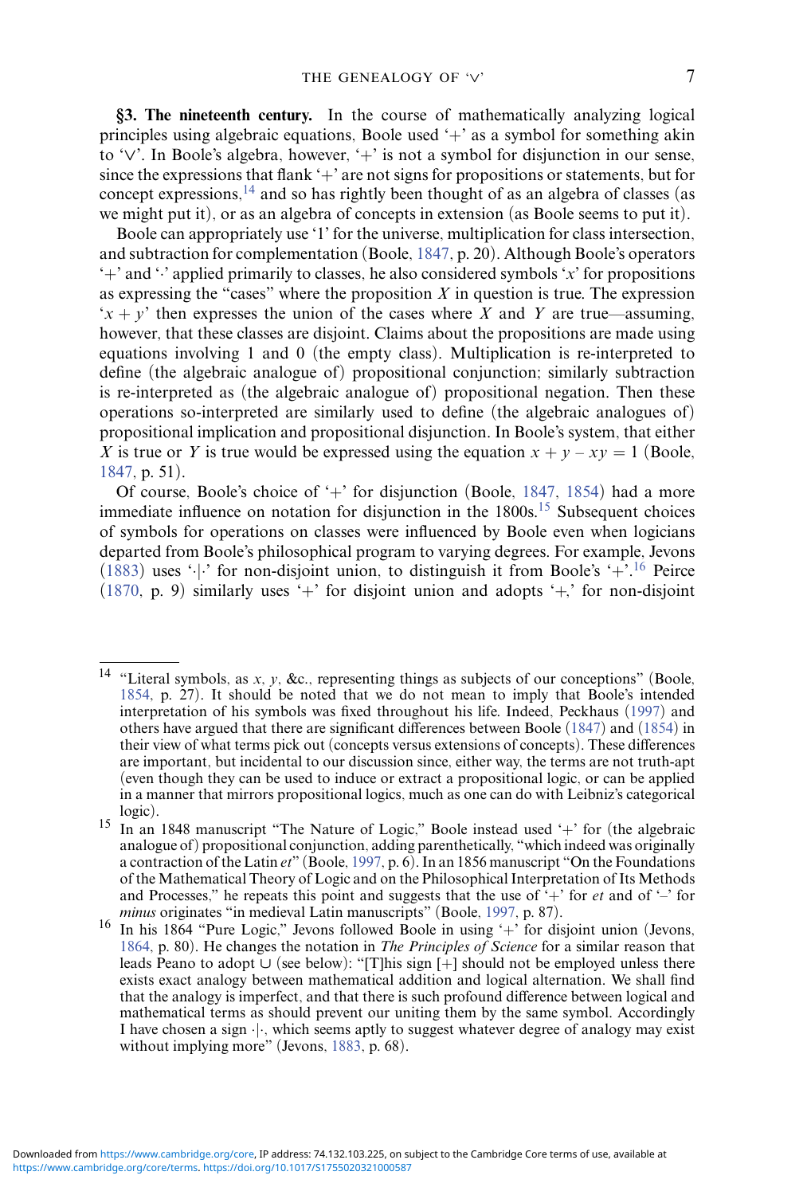**§3. The nineteenth century.** In the course of mathematically analyzing logical principles using algebraic equations, Boole used '+' as a symbol for something akin to '∨'. In Boole's algebra, however, '+' is not a symbol for disjunction in our sense, since the expressions that flank '+' are not signs for propositions or statements, but for concept expressions,[14] and so has rightly been thought of as an algebra of classes (as we might put it), or as an algebra of concepts in extension (as Boole seems to put it).

Boole can appropriately use '1' for the universe, multiplication for class intersection, and subtraction for complementation (Boole, 1847, p. 20). Although Boole's operators '+' and '·' applied primarily to classes, he also considered symbols '$x$' for propositions as expressing the "cases" where the proposition $X$ in question is true. The expression '$x + y$' then expresses the union of the cases where $X$ and $Y$ are true—assuming, however, that these classes are disjoint. Claims about the propositions are made using equations involving 1 and 0 (the empty class). Multiplication is re-interpreted to define (the algebraic analogue of) propositional conjunction; similarly subtraction is re-interpreted as (the algebraic analogue of) propositional negation. Then these operations so-interpreted are similarly used to define (the algebraic analogues of) propositional implication and propositional disjunction. In Boole's system, that either $X$ is true or $Y$ is true would be expressed using the equation $x + y - xy = 1$ (Boole, 1847, p. 51).

Of course, Boole's choice of '+' for disjunction (Boole, 1847, 1854) had a more immediate influence on notation for disjunction in the 1800s.[15] Subsequent choices of symbols for operations on classes were influenced by Boole even when logicians departed from Boole's philosophical program to varying degrees. For example, Jevons (1883) uses '·|·' for non-disjoint union, to distinguish it from Boole's '+'.[16] Peirce (1870, p. 9) similarly uses '+' for disjoint union and adopts '+,' for non-disjoint

---

[14] "Literal symbols, as $x$, $y$, &c., representing things as subjects of our conceptions" (Boole, 1854, p. 27). It should be noted that we do not mean to imply that Boole's intended interpretation of his symbols was fixed throughout his life. Indeed, Peckhaus (1997) and others have argued that there are significant differences between Boole (1847) and (1854) in their view of what terms pick out (concepts versus extensions of concepts). These differences are important, but incidental to our discussion since, either way, the terms are not truth-apt (even though they can be used to induce or extract a propositional logic, or can be applied in a manner that mirrors propositional logics, much as one can do with Leibniz's categorical logic).

[15] In an 1848 manuscript "The Nature of Logic," Boole instead used '+' for (the algebraic analogue of) propositional conjunction, adding parenthetically, "which indeed was originally a contraction of the Latin *et*" (Boole, 1997, p. 6). In an 1856 manuscript "On the Foundations of the Mathematical Theory of Logic and on the Philosophical Interpretation of Its Methods and Processes," he repeats this point and suggests that the use of '+' for *et* and of '–' for *minus* originates "in medieval Latin manuscripts" (Boole, 1997, p. 87).

[16] In his 1864 "Pure Logic," Jevons followed Boole in using '+' for disjoint union (Jevons, 1864, p. 80). He changes the notation in *The Principles of Science* for a similar reason that leads Peano to adopt ∪ (see below): "[T]his sign [+] should not be employed unless there exists exact analogy between mathematical addition and logical alternation. We shall find that the analogy is imperfect, and that there is such profound difference between logical and mathematical terms as should prevent our uniting them by the same symbol. Accordingly I have chosen a sign ·|·, which seems aptly to suggest whatever degree of analogy may exist without implying more" (Jevons, 1883, p. 68).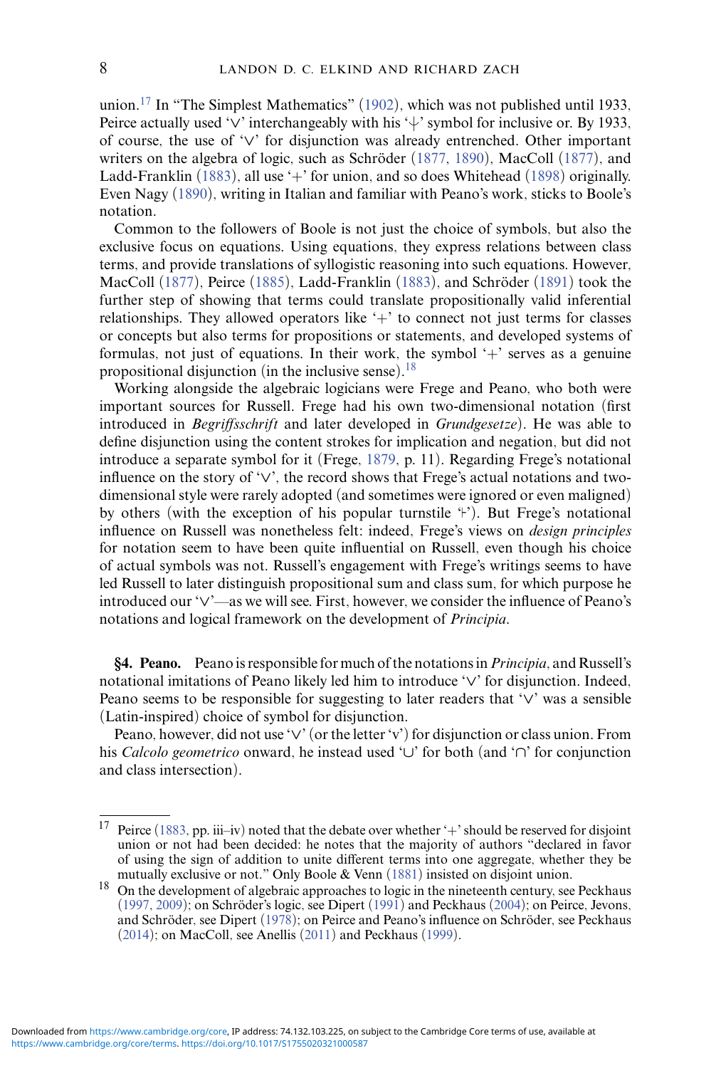union.[17] In "The Simplest Mathematics" (1902), which was not published until 1933, Peirce actually used '∨' interchangeably with his '⍭' symbol for inclusive or. By 1933, of course, the use of '∨' for disjunction was already entrenched. Other important writers on the algebra of logic, such as Schröder (1877, 1890), MacColl (1877), and Ladd-Franklin (1883), all use '+' for union, and so does Whitehead (1898) originally. Even Nagy (1890), writing in Italian and familiar with Peano's work, sticks to Boole's notation.

Common to the followers of Boole is not just the choice of symbols, but also the exclusive focus on equations. Using equations, they express relations between class terms, and provide translations of syllogistic reasoning into such equations. However, MacColl (1877), Peirce (1885), Ladd-Franklin (1883), and Schröder (1891) took the further step of showing that terms could translate propositionally valid inferential relationships. They allowed operators like '+' to connect not just terms for classes or concepts but also terms for propositions or statements, and developed systems of formulas, not just of equations. In their work, the symbol '+' serves as a genuine propositional disjunction (in the inclusive sense).[18]

Working alongside the algebraic logicians were Frege and Peano, who both were important sources for Russell. Frege had his own two-dimensional notation (first introduced in *Begriffsschrift* and later developed in *Grundgesetze*). He was able to define disjunction using the content strokes for implication and negation, but did not introduce a separate symbol for it (Frege, 1879, p. 11). Regarding Frege's notational influence on the story of '∨', the record shows that Frege's actual notations and two-dimensional style were rarely adopted (and sometimes were ignored or even maligned) by others (with the exception of his popular turnstile '⊢'). But Frege's notational influence on Russell was nonetheless felt: indeed, Frege's views on *design principles* for notation seem to have been quite influential on Russell, even though his choice of actual symbols was not. Russell's engagement with Frege's writings seems to have led Russell to later distinguish propositional sum and class sum, for which purpose he introduced our '∨'—as we will see. First, however, we consider the influence of Peano's notations and logical framework on the development of *Principia*.

## §4. Peano.

Peano is responsible for much of the notations in *Principia*, and Russell's notational imitations of Peano likely led him to introduce '∨' for disjunction. Indeed, Peano seems to be responsible for suggesting to later readers that '∨' was a sensible (Latin-inspired) choice of symbol for disjunction.

Peano, however, did not use '∨' (or the letter 'v') for disjunction or class union. From his *Calcolo geometrico* onward, he instead used '∪' for both (and '∩' for conjunction and class intersection).

---

[17] Peirce (1883, pp. iii–iv) noted that the debate over whether '+' should be reserved for disjoint union or not had been decided: he notes that the majority of authors "declared in favor of using the sign of addition to unite different terms into one aggregate, whether they be mutually exclusive or not." Only Boole & Venn (1881) insisted on disjoint union.

[18] On the development of algebraic approaches to logic in the nineteenth century, see Peckhaus (1997, 2009); on Schröder's logic, see Dipert (1991) and Peckhaus (2004); on Peirce, Jevons, and Schröder, see Dipert (1978); on Peirce and Peano's influence on Schröder, see Peckhaus (2014); on MacColl, see Anellis (2011) and Peckhaus (1999).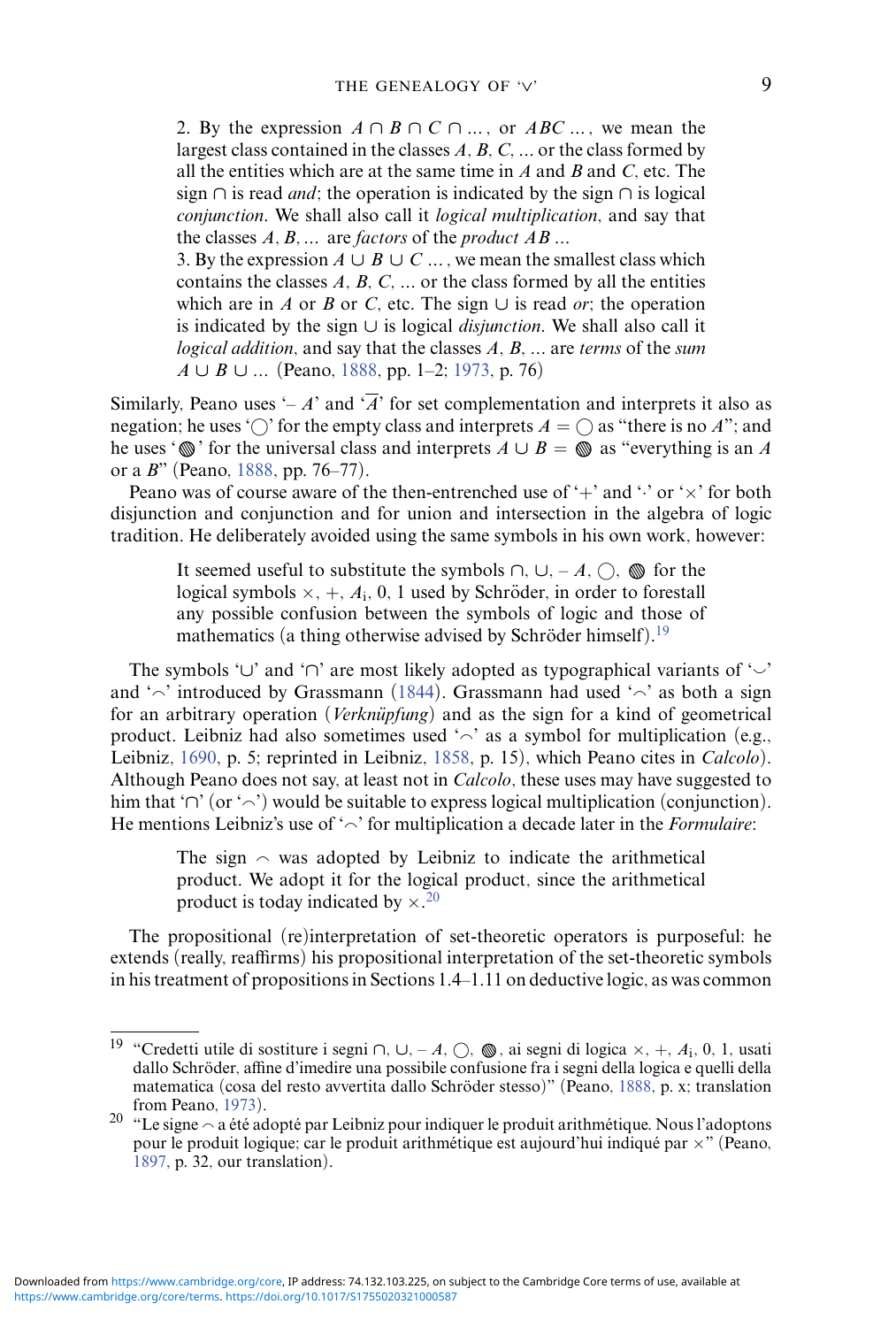2. By the expression $A \cap B \cap C \cap \ldots$, or $ABC \ldots$, we mean the largest class contained in the classes $A$, $B$, $C$, ... or the class formed by all the entities which are at the same time in $A$ and $B$ and $C$, etc. The sign $\cap$ is read *and*; the operation is indicated by the sign $\cap$ is logical *conjunction*. We shall also call it *logical multiplication*, and say that the classes $A$, $B$, ... are *factors* of the *product* $AB \ldots$

3. By the expression $A \cup B \cup C \ldots$, we mean the smallest class which contains the classes $A$, $B$, $C$, ... or the class formed by all the entities which are in $A$ or $B$ or $C$, etc. The sign $\cup$ is read *or*; the operation is indicated by the sign $\cup$ is logical *disjunction*. We shall also call it *logical addition*, and say that the classes $A$, $B$, ... are *terms* of the *sum* $A \cup B \cup \ldots$ (Peano, 1888, pp. 1–2; 1973, p. 76)

Similarly, Peano uses '$-A$' and '$\overline{A}$' for set complementation and interprets it also as negation; he uses '$\bigcirc$' for the empty class and interprets $A = \bigcirc$ as "there is no $A$"; and he uses '◍' for the universal class and interprets $A \cup B =$ ◍ as "everything is an $A$ or a $B$" (Peano, 1888, pp. 76–77).

Peano was of course aware of the then-entrenched use of '$+$' and '$\cdot$' or '$\times$' for both disjunction and conjunction and for union and intersection in the algebra of logic tradition. He deliberately avoided using the same symbols in his own work, however:

> It seemed useful to substitute the symbols $\cap$, $\cup$, $-A$, $\bigcirc$, ◍ for the logical symbols $\times$, $+$, $A_1$, 0, 1 used by Schröder, in order to forestall any possible confusion between the symbols of logic and those of mathematics (a thing otherwise advised by Schröder himself).[19]

The symbols '$\cup$' and '$\cap$' are most likely adopted as typographical variants of '$\smile$' and '$\frown$' introduced by Grassmann (1844). Grassmann had used '$\frown$' as both a sign for an arbitrary operation (*Verknüpfung*) and as the sign for a kind of geometrical product. Leibniz had also sometimes used '$\frown$' as a symbol for multiplication (e.g., Leibniz, 1690, p. 5; reprinted in Leibniz, 1858, p. 15), which Peano cites in *Calcolo*). Although Peano does not say, at least not in *Calcolo*, these uses may have suggested to him that '$\cap$' (or '$\frown$') would be suitable to express logical multiplication (conjunction). He mentions Leibniz's use of '$\frown$' for multiplication a decade later in the *Formulaire*:

> The sign $\frown$ was adopted by Leibniz to indicate the arithmetical product. We adopt it for the logical product, since the arithmetical product is today indicated by $\times$.[20]

The propositional (re)interpretation of set-theoretic operators is purposeful: he extends (really, reaffirms) his propositional interpretation of the set-theoretic symbols in his treatment of propositions in Sections 1.4–1.11 on deductive logic, as was common

---

[19] "Credetti utile di sostiture i segni $\cap$, $\cup$, $-A$, $\bigcirc$, ◍, ai segni di logica $\times$, $+$, $A_1$, 0, 1, usati dallo Schröder, affine d'imedire una possibile confusione fra i segni della logica e quelli della matematica (cosa del resto avvertita dallo Schröder stesso)" (Peano, 1888, p. x; translation from Peano, 1973).

[20] "Le signe $\frown$ a été adopté par Leibniz pour indiquer le produit arithmétique. Nous l'adoptons pour le produit logique; car le produit arithmétique est aujourd'hui indiqué par $\times$" (Peano, 1897, p. 32, our translation).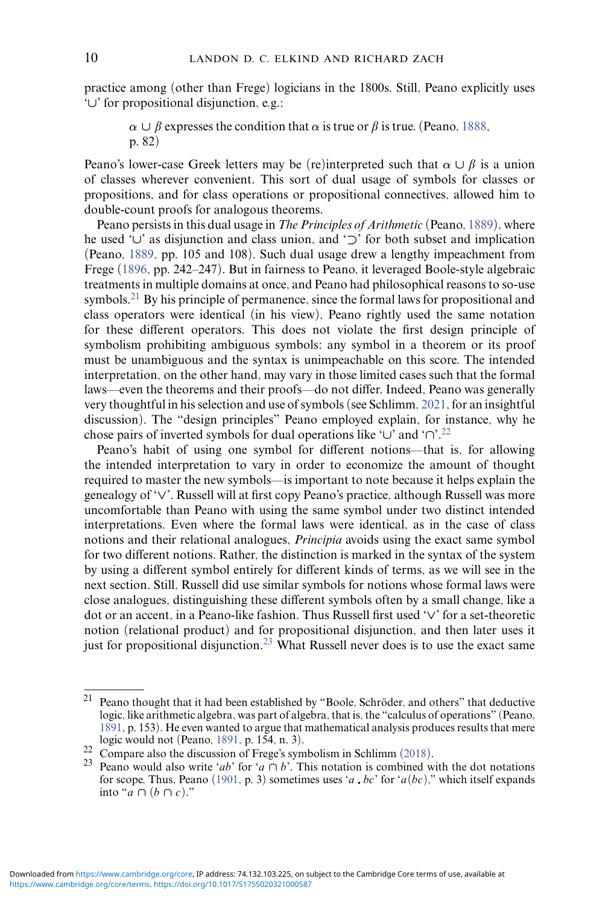practice among (other than Frege) logicians in the 1800s. Still, Peano explicitly uses '∪' for propositional disjunction, e.g.:

> $\alpha \cup \beta$ expresses the condition that $\alpha$ is true or $\beta$ is true. (Peano, 1888, p. 82)

Peano's lower-case Greek letters may be (re)interpreted such that $\alpha \cup \beta$ is a union of classes wherever convenient. This sort of dual usage of symbols for classes or propositions, and for class operations or propositional connectives, allowed him to double-count proofs for analogous theorems.

Peano persists in this dual usage in *The Principles of Arithmetic* (Peano, 1889), where he used '∪' as disjunction and class union, and '⊃' for both subset and implication (Peano, 1889, pp. 105 and 108). Such dual usage drew a lengthy impeachment from Frege (1896, pp. 242–247). But in fairness to Peano, it leveraged Boole-style algebraic treatments in multiple domains at once, and Peano had philosophical reasons to so-use symbols.[21] By his principle of permanence, since the formal laws for propositional and class operators were identical (in his view), Peano rightly used the same notation for these different operators. This does not violate the first design principle of symbolism prohibiting ambiguous symbols: any symbol in a theorem or its proof must be unambiguous and the syntax is unimpeachable on this score. The intended interpretation, on the other hand, may vary in those limited cases such that the formal laws—even the theorems and their proofs—do not differ. Indeed, Peano was generally very thoughtful in his selection and use of symbols (see Schlimm, 2021, for an insightful discussion). The "design principles" Peano employed explain, for instance, why he chose pairs of inverted symbols for dual operations like '∪' and '∩'.[22]

Peano's habit of using one symbol for different notions—that is, for allowing the intended interpretation to vary in order to economize the amount of thought required to master the new symbols—is important to note because it helps explain the genealogy of '∨'. Russell will at first copy Peano's practice, although Russell was more uncomfortable than Peano with using the same symbol under two distinct intended interpretations. Even where the formal laws were identical, as in the case of class notions and their relational analogues, *Principia* avoids using the exact same symbol for two different notions. Rather, the distinction is marked in the syntax of the system by using a different symbol entirely for different kinds of terms, as we will see in the next section. Still, Russell did use similar symbols for notions whose formal laws were close analogues, distinguishing these different symbols often by a small change, like a dot or an accent, in a Peano-like fashion. Thus Russell first used '∨' for a set-theoretic notion (relational product) and for propositional disjunction, and then later uses it just for propositional disjunction.[23] What Russell never does is to use the exact same

---

[21] Peano thought that it had been established by "Boole, Schröder, and others" that deductive logic, like arithmetic algebra, was part of algebra, that is, the "calculus of operations" (Peano, 1891, p. 153). He even wanted to argue that mathematical analysis produces results that mere logic would not (Peano, 1891, p. 154, n. 3).

[22] Compare also the discussion of Frege's symbolism in Schlimm (2018).

[23] Peano would also write '$ab$' for '$a \cap b$'. This notation is combined with the dot notations for scope. Thus, Peano (1901, p. 3) sometimes uses '$a \,.\, bc$' for '$a(bc)$,' which itself expands into "$a \cap (b \cap c)$."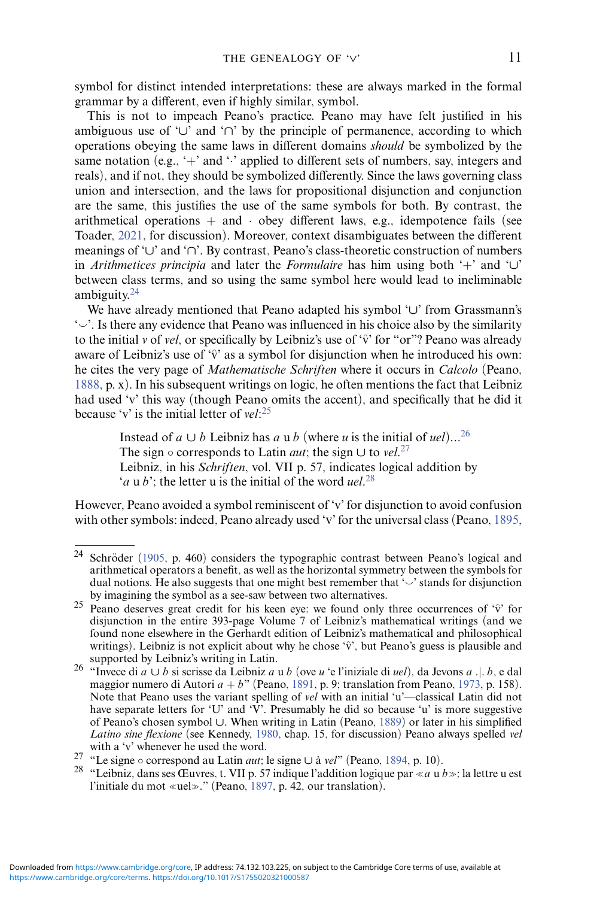symbol for distinct intended interpretations: these are always marked in the formal grammar by a different, even if highly similar, symbol.

This is not to impeach Peano's practice. Peano may have felt justified in his ambiguous use of '∪' and '∩' by the principle of permanence, according to which operations obeying the same laws in different domains *should* be symbolized by the same notation (e.g., '+' and '·' applied to different sets of numbers, say, integers and reals), and if not, they should be symbolized differently. Since the laws governing class union and intersection, and the laws for propositional disjunction and conjunction are the same, this justifies the use of the same symbols for both. By contrast, the arithmetical operations + and · obey different laws, e.g., idempotence fails (see Toader, 2021, for discussion). Moreover, context disambiguates between the different meanings of '∪' and '∩'. By contrast, Peano's class-theoretic construction of numbers in *Arithmetices principia* and later the *Formulaire* has him using both '+' and '∪' between class terms, and so using the same symbol here would lead to ineliminable ambiguity.[24]

We have already mentioned that Peano adapted his symbol '∪' from Grassmann's '⌣'. Is there any evidence that Peano was influenced in his choice also by the similarity to the initial *v* of *vel*, or specifically by Leibniz's use of 'v̂' for "or"? Peano was already aware of Leibniz's use of 'v̂' as a symbol for disjunction when he introduced his own: he cites the very page of *Mathematische Schriften* where it occurs in *Calcolo* (Peano, 1888, p. x). In his subsequent writings on logic, he often mentions the fact that Leibniz had used 'v' this way (though Peano omits the accent), and specifically that he did it because 'v' is the initial letter of *vel*:[25]

> Instead of $a \cup b$ Leibniz has $a$ u $b$ (where *u* is the initial of *uel*)...[26]
> The sign ∘ corresponds to Latin *aut*; the sign ∪ to *vel*.[27]
> Leibniz, in his *Schriften*, vol. VII p. 57, indicates logical addition by '$a$ u $b$'; the letter u is the initial of the word *uel*.[28]

However, Peano avoided a symbol reminiscent of 'v' for disjunction to avoid confusion with other symbols: indeed, Peano already used 'v' for the universal class (Peano, 1895,

---

[24] Schröder (1905, p. 460) considers the typographic contrast between Peano's logical and arithmetical operators a benefit, as well as the horizontal symmetry between the symbols for dual notions. He also suggests that one might best remember that '⌣' stands for disjunction by imagining the symbol as a see-saw between two alternatives.

[25] Peano deserves great credit for his keen eye: we found only three occurrences of 'v̂' for disjunction in the entire 393-page Volume 7 of Leibniz's mathematical writings (and we found none elsewhere in the Gerhardt edition of Leibniz's mathematical and philosophical writings). Leibniz is not explicit about why he chose 'v̂', but Peano's guess is plausible and supported by Leibniz's writing in Latin.

[26] "Invece di $a \cup b$ si scrisse da Leibniz $a$ u $b$ (ove *u* 'e l'iniziale di *uel*), da Jevons $a$ .|. $b$, e dal maggior numero di Autori $a + b$" (Peano, 1891, p. 9; translation from Peano, 1973, p. 158). Note that Peano uses the variant spelling of *vel* with an initial 'u'—classical Latin did not have separate letters for 'U' and 'V'. Presumably he did so because 'u' is more suggestive of Peano's chosen symbol ∪. When writing in Latin (Peano, 1889) or later in his simplified *Latino sine flexione* (see Kennedy, 1980, chap. 15, for discussion) Peano always spelled *vel* with a 'v' whenever he used the word.

[27] "Le signe ∘ correspond au Latin *aut*; le signe ∪ à *vel*" (Peano, 1894, p. 10).

[28] "Leibniz, dans ses Œuvres, t. VII p. 57 indique l'addition logique par ≪$a$ u $b$≫; la lettre u est l'initiale du mot ≪uel≫." (Peano, 1897, p. 42, our translation).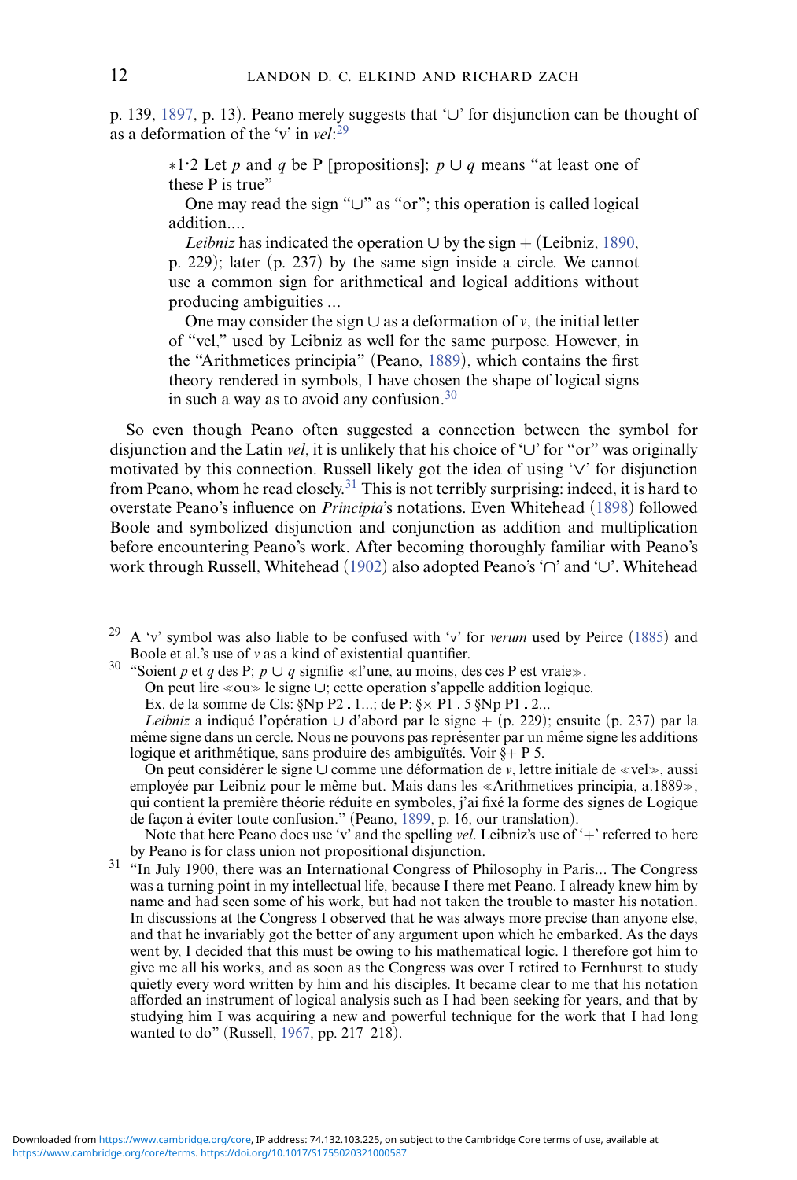p. 139, 1897, p. 13). Peano merely suggests that '∪' for disjunction can be thought of as a deformation of the 'v' in *vel*:[29]

> ∗1·2 Let $p$ and $q$ be P [propositions]; $p \cup q$ means "at least one of these P is true"
>
> One may read the sign "∪" as "or"; this operation is called logical addition....
>
> *Leibniz* has indicated the operation ∪ by the sign + (Leibniz, 1890, p. 229); later (p. 237) by the same sign inside a circle. We cannot use a common sign for arithmetical and logical additions without producing ambiguities ...
>
> One may consider the sign ∪ as a deformation of $v$, the initial letter of "vel," used by Leibniz as well for the same purpose. However, in the "Arithmetices principia" (Peano, 1889), which contains the first theory rendered in symbols, I have chosen the shape of logical signs in such a way as to avoid any confusion.[30]

So even though Peano often suggested a connection between the symbol for disjunction and the Latin *vel*, it is unlikely that his choice of '∪' for "or" was originally motivated by this connection. Russell likely got the idea of using '∨' for disjunction from Peano, whom he read closely.[31] This is not terribly surprising: indeed, it is hard to overstate Peano's influence on *Principia*'s notations. Even Whitehead (1898) followed Boole and symbolized disjunction and conjunction as addition and multiplication before encountering Peano's work. After becoming thoroughly familiar with Peano's work through Russell, Whitehead (1902) also adopted Peano's '∩' and '∪'. Whitehead

---

[29] A 'v' symbol was also liable to be confused with 'v' for *verum* used by Peirce (1885) and Boole et al.'s use of $v$ as a kind of existential quantifier.

[30] "Soient $p$ et $q$ des P: $p \cup q$ signifie ≪l'une, au moins, des ces P est vraie≫.
On peut lire ≪ou≫ le signe ∪; cette operation s'appelle addition logique.
Ex. de la somme de Cls: §Np P2 **.** 1...; de P: §× P1 . 5 §Np P1 **.** 2...
*Leibniz* a indiqué l'opération ∪ d'abord par le signe + (p. 229); ensuite (p. 237) par la même signe dans un cercle. Nous ne pouvons pas représenter par un même signe les additions logique et arithmétique, sans produire des ambiguïtés. Voir §+ P 5.
On peut considérer le signe ∪ comme une déformation de $v$, lettre initiale de ≪vel≫, aussi employée par Leibniz pour le même but. Mais dans les ≪Arithmetices principia, a.1889≫, qui contient la première théorie réduite en symboles, j'ai fixé la forme des signes de Logique de façon à éviter toute confusion." (Peano, 1899, p. 16, our translation).
Note that here Peano does use 'v' and the spelling *vel*. Leibniz's use of '+' referred to here by Peano is for class union not propositional disjunction.

[31] "In July 1900, there was an International Congress of Philosophy in Paris... The Congress was a turning point in my intellectual life, because I there met Peano. I already knew him by name and had seen some of his work, but had not taken the trouble to master his notation. In discussions at the Congress I observed that he was always more precise than anyone else, and that he invariably got the better of any argument upon which he embarked. As the days went by, I decided that this must be owing to his mathematical logic. I therefore got him to give me all his works, and as soon as the Congress was over I retired to Fernhurst to study quietly every word written by him and his disciples. It became clear to me that his notation afforded an instrument of logical analysis such as I had been seeking for years, and that by studying him I was acquiring a new and powerful technique for the work that I had long wanted to do" (Russell, 1967, pp. 217–218).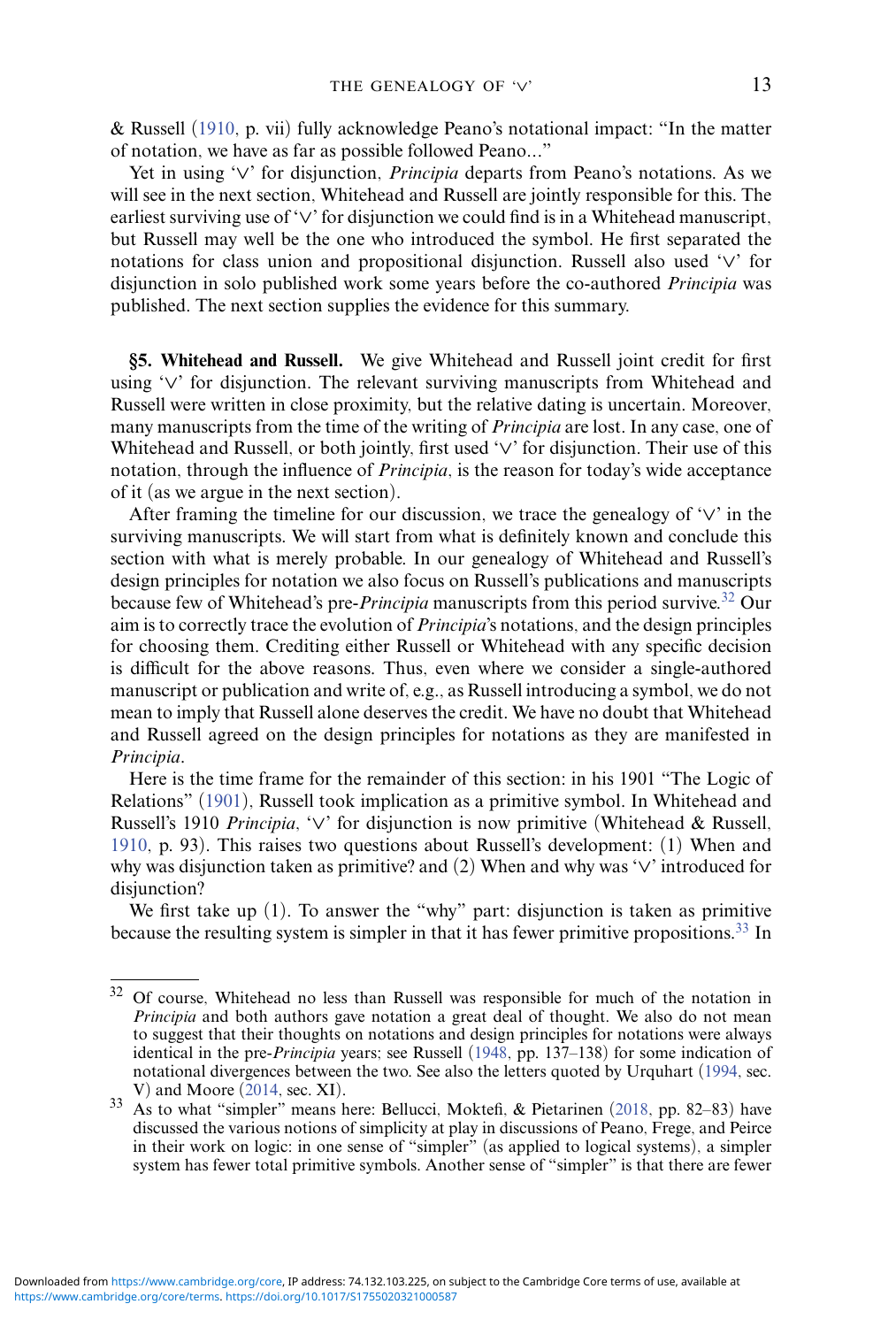& Russell (1910, p. vii) fully acknowledge Peano's notational impact: "In the matter of notation, we have as far as possible followed Peano..."

Yet in using '∨' for disjunction, *Principia* departs from Peano's notations. As we will see in the next section, Whitehead and Russell are jointly responsible for this. The earliest surviving use of '∨' for disjunction we could find is in a Whitehead manuscript, but Russell may well be the one who introduced the symbol. He first separated the notations for class union and propositional disjunction. Russell also used '∨' for disjunction in solo published work some years before the co-authored *Principia* was published. The next section supplies the evidence for this summary.

## §5. Whitehead and Russell.

We give Whitehead and Russell joint credit for first using '∨' for disjunction. The relevant surviving manuscripts from Whitehead and Russell were written in close proximity, but the relative dating is uncertain. Moreover, many manuscripts from the time of the writing of *Principia* are lost. In any case, one of Whitehead and Russell, or both jointly, first used '∨' for disjunction. Their use of this notation, through the influence of *Principia*, is the reason for today's wide acceptance of it (as we argue in the next section).

After framing the timeline for our discussion, we trace the genealogy of '∨' in the surviving manuscripts. We will start from what is definitely known and conclude this section with what is merely probable. In our genealogy of Whitehead and Russell's design principles for notation we also focus on Russell's publications and manuscripts because few of Whitehead's pre-*Principia* manuscripts from this period survive.[32] Our aim is to correctly trace the evolution of *Principia*'s notations, and the design principles for choosing them. Crediting either Russell or Whitehead with any specific decision is difficult for the above reasons. Thus, even where we consider a single-authored manuscript or publication and write of, e.g., as Russell introducing a symbol, we do not mean to imply that Russell alone deserves the credit. We have no doubt that Whitehead and Russell agreed on the design principles for notations as they are manifested in *Principia*.

Here is the time frame for the remainder of this section: in his 1901 "The Logic of Relations" (1901), Russell took implication as a primitive symbol. In Whitehead and Russell's 1910 *Principia*, '∨' for disjunction is now primitive (Whitehead & Russell, 1910, p. 93). This raises two questions about Russell's development: (1) When and why was disjunction taken as primitive? and (2) When and why was '∨' introduced for disjunction?

We first take up (1). To answer the "why" part: disjunction is taken as primitive because the resulting system is simpler in that it has fewer primitive propositions.[33] In

---

[32] Of course, Whitehead no less than Russell was responsible for much of the notation in *Principia* and both authors gave notation a great deal of thought. We also do not mean to suggest that their thoughts on notations and design principles for notations were always identical in the pre-*Principia* years; see Russell (1948, pp. 137–138) for some indication of notational divergences between the two. See also the letters quoted by Urquhart (1994, sec. V) and Moore (2014, sec. XI).

[33] As to what "simpler" means here: Bellucci, Moktefi, & Pietarinen (2018, pp. 82–83) have discussed the various notions of simplicity at play in discussions of Peano, Frege, and Peirce in their work on logic: in one sense of "simpler" (as applied to logical systems), a simpler system has fewer total primitive symbols. Another sense of "simpler" is that there are fewer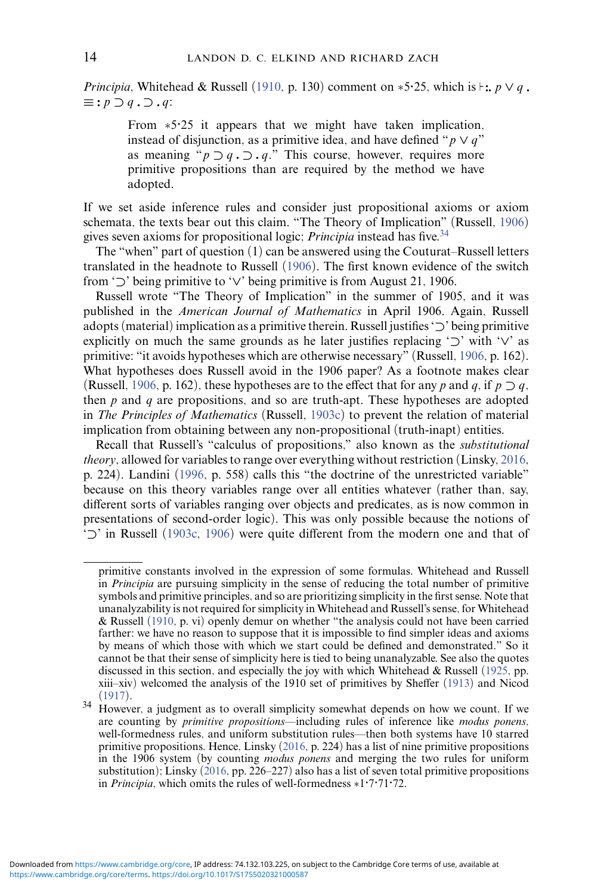*Principia*, Whitehead & Russell (1910, p. 130) comment on $*5{\cdot}25$, which is $\vdash \therefore p \vee q \,.\equiv : p \supset q \,.\supset .\, q$:

> From $*5{\cdot}25$ it appears that we might have taken implication, instead of disjunction, as a primitive idea, and have defined "$p \vee q$" as meaning "$p \supset q \,.\supset .\, q$." This course, however, requires more primitive propositions than are required by the method we have adopted.

If we set aside inference rules and consider just propositional axioms or axiom schemata, the texts bear out this claim. "The Theory of Implication" (Russell, 1906) gives seven axioms for propositional logic; *Principia* instead has five.[34]

The "when" part of question (1) can be answered using the Couturat–Russell letters translated in the headnote to Russell (1906). The first known evidence of the switch from '$\supset$' being primitive to '$\vee$' being primitive is from August 21, 1906.

Russell wrote "The Theory of Implication" in the summer of 1905, and it was published in the *American Journal of Mathematics* in April 1906. Again, Russell adopts (material) implication as a primitive therein. Russell justifies '$\supset$' being primitive explicitly on much the same grounds as he later justifies replacing '$\supset$' with '$\vee$' as primitive: "it avoids hypotheses which are otherwise necessary" (Russell, 1906, p. 162). What hypotheses does Russell avoid in the 1906 paper? As a footnote makes clear (Russell, 1906, p. 162), these hypotheses are to the effect that for any $p$ and $q$, if $p \supset q$, then $p$ and $q$ are propositions, and so are truth-apt. These hypotheses are adopted in *The Principles of Mathematics* (Russell, 1903c) to prevent the relation of material implication from obtaining between any non-propositional (truth-inapt) entities.

Recall that Russell's "calculus of propositions," also known as the *substitutional theory*, allowed for variables to range over everything without restriction (Linsky, 2016, p. 224). Landini (1996, p. 558) calls this "the doctrine of the unrestricted variable" because on this theory variables range over all entities whatever (rather than, say, different sorts of variables ranging over objects and predicates, as is now common in presentations of second-order logic). This was only possible because the notions of '$\supset$' in Russell (1903c, 1906) were quite different from the modern one and that of

---

primitive constants involved in the expression of some formulas. Whitehead and Russell in *Principia* are pursuing simplicity in the sense of reducing the total number of primitive symbols and primitive principles, and so are prioritizing simplicity in the first sense. Note that unanalyzability is not required for simplicity in Whitehead and Russell's sense, for Whitehead & Russell (1910, p. vi) openly demur on whether "the analysis could not have been carried farther: we have no reason to suppose that it is impossible to find simpler ideas and axioms by means of which those with which we start could be defined and demonstrated." So it cannot be that their sense of simplicity here is tied to being unanalyzable. See also the quotes discussed in this section, and especially the joy with which Whitehead & Russell (1925, pp. xiii–xiv) welcomed the analysis of the 1910 set of primitives by Sheffer (1913) and Nicod (1917).

[34] However, a judgment as to overall simplicity somewhat depends on how we count. If we are counting by *primitive propositions*—including rules of inference like *modus ponens*, well-formedness rules, and uniform substitution rules—then both systems have 10 starred primitive propositions. Hence, Linsky (2016, p. 224) has a list of nine primitive propositions in the 1906 system (by counting *modus ponens* and merging the two rules for uniform substitution); Linsky (2016, pp. 226–227) also has a list of seven total primitive propositions in *Principia*, which omits the rules of well-formedness $*1{\cdot}7{\cdot}71{\cdot}72$.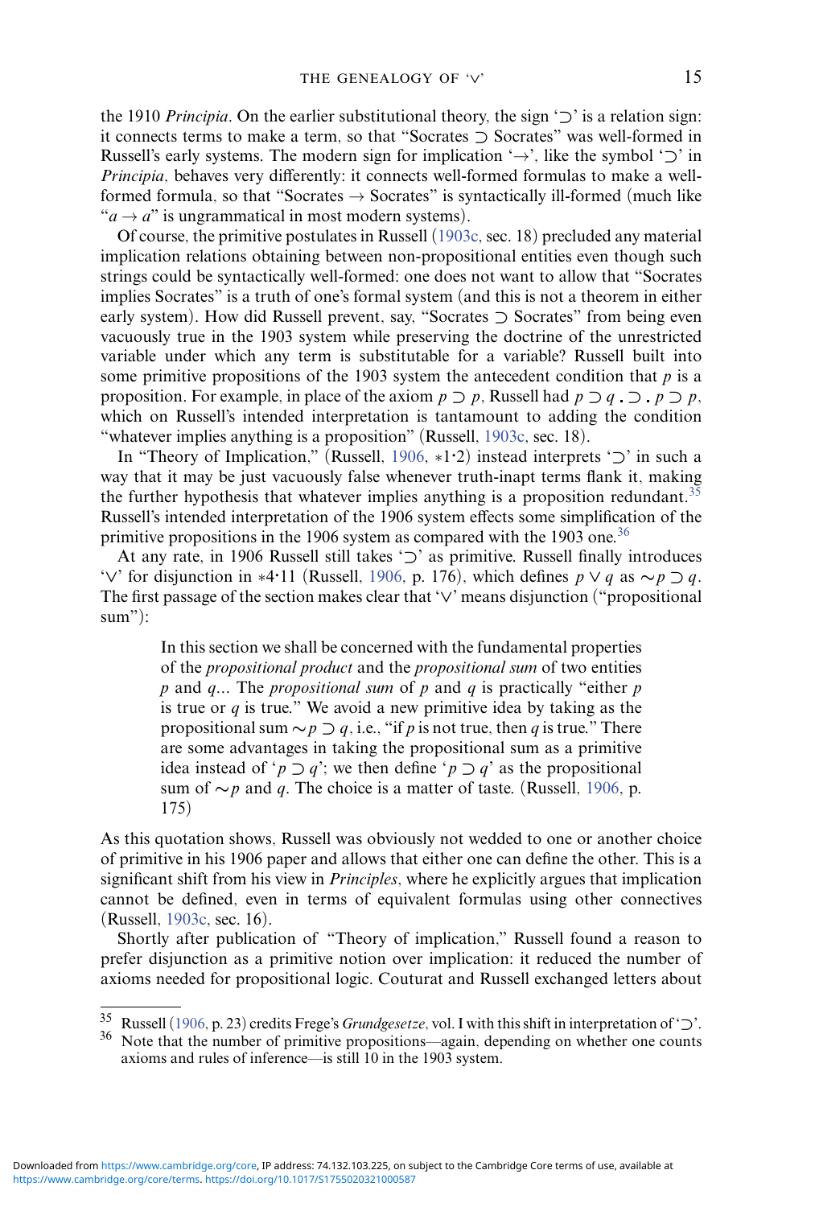the 1910 *Principia*. On the earlier substitutional theory, the sign '$\supset$' is a relation sign: it connects terms to make a term, so that "Socrates $\supset$ Socrates" was well-formed in Russell's early systems. The modern sign for implication '$\rightarrow$', like the symbol '$\supset$' in *Principia*, behaves very differently: it connects well-formed formulas to make a well-formed formula, so that "Socrates $\rightarrow$ Socrates" is syntactically ill-formed (much like "$a \rightarrow a$" is ungrammatical in most modern systems).

Of course, the primitive postulates in Russell (1903c, sec. 18) precluded any material implication relations obtaining between non-propositional entities even though such strings could be syntactically well-formed: one does not want to allow that "Socrates implies Socrates" is a truth of one's formal system (and this is not a theorem in either early system). How did Russell prevent, say, "Socrates $\supset$ Socrates" from being even vacuously true in the 1903 system while preserving the doctrine of the unrestricted variable under which any term is substitutable for a variable? Russell built into some primitive propositions of the 1903 system the antecedent condition that $p$ is a proposition. For example, in place of the axiom $p \supset p$, Russell had $p \supset q \,.\supset .\, p \supset p$, which on Russell's intended interpretation is tantamount to adding the condition "whatever implies anything is a proposition" (Russell, 1903c, sec. 18).

In "Theory of Implication," (Russell, 1906, $*1{\cdot}2$) instead interprets '$\supset$' in such a way that it may be just vacuously false whenever truth-inapt terms flank it, making the further hypothesis that whatever implies anything is a proposition redundant.[35] Russell's intended interpretation of the 1906 system effects some simplification of the primitive propositions in the 1906 system as compared with the 1903 one.[36]

At any rate, in 1906 Russell still takes '$\supset$' as primitive. Russell finally introduces '$\vee$' for disjunction in $*4{\cdot}11$ (Russell, 1906, p. 176), which defines $p \vee q$ as $\sim p \supset q$. The first passage of the section makes clear that '$\vee$' means disjunction ("propositional sum"):

> In this section we shall be concerned with the fundamental properties of the *propositional product* and the *propositional sum* of two entities $p$ and $q$... The *propositional sum* of $p$ and $q$ is practically "either $p$ is true or $q$ is true." We avoid a new primitive idea by taking as the propositional sum $\sim p \supset q$, i.e., "if $p$ is not true, then $q$ is true." There are some advantages in taking the propositional sum as a primitive idea instead of '$p \supset q$'; we then define '$p \supset q$' as the propositional sum of $\sim p$ and $q$. The choice is a matter of taste. (Russell, 1906, p. 175)

As this quotation shows, Russell was obviously not wedded to one or another choice of primitive in his 1906 paper and allows that either one can define the other. This is a significant shift from his view in *Principles*, where he explicitly argues that implication cannot be defined, even in terms of equivalent formulas using other connectives (Russell, 1903c, sec. 16).

Shortly after publication of "Theory of implication," Russell found a reason to prefer disjunction as a primitive notion over implication: it reduced the number of axioms needed for propositional logic. Couturat and Russell exchanged letters about

[35] Russell (1906, p. 23) credits Frege's *Grundgesetze*, vol. I with this shift in interpretation of '$\supset$'.

[36] Note that the number of primitive propositions—again, depending on whether one counts axioms and rules of inference—is still 10 in the 1903 system.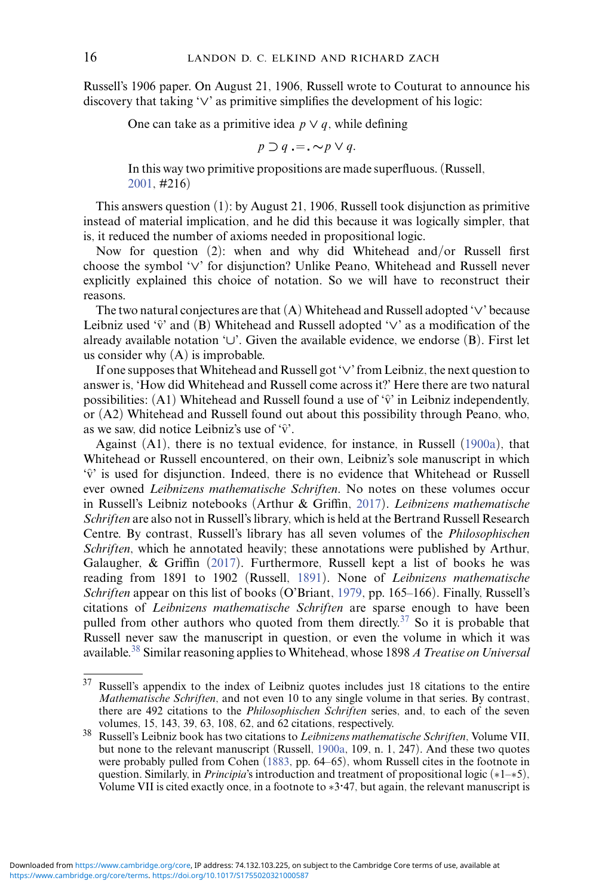Russell's 1906 paper. On August 21, 1906, Russell wrote to Couturat to announce his discovery that taking '∨' as primitive simplifies the development of his logic:

> One can take as a primitive idea $p \vee q$, while defining
>
> $$p \supset q \,.\!=.\, \sim p \vee q.$$
>
> In this way two primitive propositions are made superfluous. (Russell, 2001, #216)

This answers question (1): by August 21, 1906, Russell took disjunction as primitive instead of material implication, and he did this because it was logically simpler, that is, it reduced the number of axioms needed in propositional logic.

Now for question (2): when and why did Whitehead and/or Russell first choose the symbol '∨' for disjunction? Unlike Peano, Whitehead and Russell never explicitly explained this choice of notation. So we will have to reconstruct their reasons.

The two natural conjectures are that (A) Whitehead and Russell adopted '∨' because Leibniz used '$\hat{\text{v}}$' and (B) Whitehead and Russell adopted '∨' as a modification of the already available notation '∪'. Given the available evidence, we endorse (B). First let us consider why (A) is improbable.

If one supposes that Whitehead and Russell got '∨' from Leibniz, the next question to answer is, 'How did Whitehead and Russell come across it?' Here there are two natural possibilities: (A1) Whitehead and Russell found a use of '$\hat{\text{v}}$' in Leibniz independently, or (A2) Whitehead and Russell found out about this possibility through Peano, who, as we saw, did notice Leibniz's use of '$\hat{\text{v}}$'.

Against (A1), there is no textual evidence, for instance, in Russell (1900a), that Whitehead or Russell encountered, on their own, Leibniz's sole manuscript in which '$\hat{\text{v}}$' is used for disjunction. Indeed, there is no evidence that Whitehead or Russell ever owned *Leibnizens mathematische Schriften*. No notes on these volumes occur in Russell's Leibniz notebooks (Arthur & Griffin, 2017). *Leibnizens mathematische Schriften* are also not in Russell's library, which is held at the Bertrand Russell Research Centre. By contrast, Russell's library has all seven volumes of the *Philosophischen Schriften*, which he annotated heavily; these annotations were published by Arthur, Galaugher, & Griffin (2017). Furthermore, Russell kept a list of books he was reading from 1891 to 1902 (Russell, 1891). None of *Leibnizens mathematische Schriften* appear on this list of books (O'Briant, 1979, pp. 165–166). Finally, Russell's citations of *Leibnizens mathematische Schriften* are sparse enough to have been pulled from other authors who quoted from them directly.[37] So it is probable that Russell never saw the manuscript in question, or even the volume in which it was available.[38] Similar reasoning applies to Whitehead, whose 1898 *A Treatise on Universal*

---

[37] Russell's appendix to the index of Leibniz quotes includes just 18 citations to the entire *Mathematische Schriften*, and not even 10 to any single volume in that series. By contrast, there are 492 citations to the *Philosophischen Schriften* series, and, to each of the seven volumes, 15, 143, 39, 63, 108, 62, and 62 citations, respectively.

[38] Russell's Leibniz book has two citations to *Leibnizens mathematische Schriften*, Volume VII, but none to the relevant manuscript (Russell, 1900a, 109, n. 1, 247). And these two quotes were probably pulled from Cohen (1883, pp. 64–65), whom Russell cites in the footnote in question. Similarly, in *Principia*'s introduction and treatment of propositional logic (∗1–∗5), Volume VII is cited exactly once, in a footnote to ∗3·47, but again, the relevant manuscript is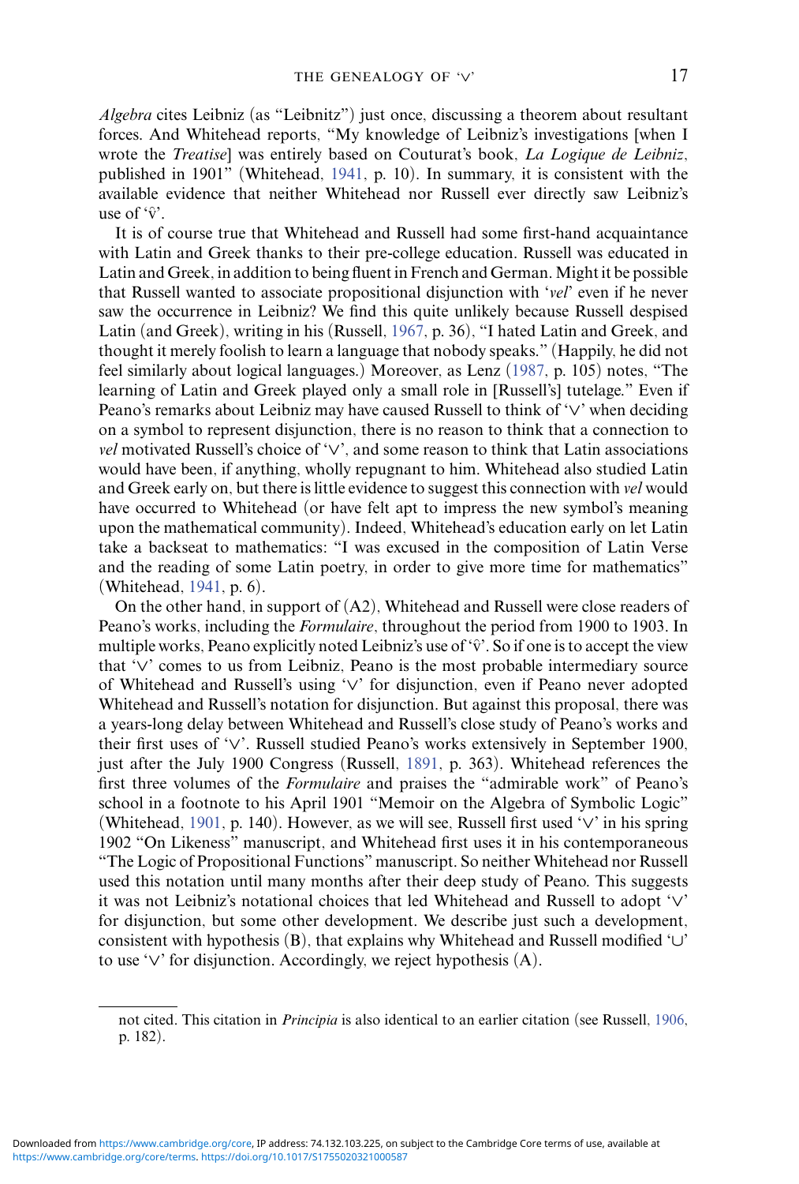*Algebra* cites Leibniz (as "Leibnitz") just once, discussing a theorem about resultant forces. And Whitehead reports, "My knowledge of Leibniz's investigations [when I wrote the *Treatise*] was entirely based on Couturat's book, *La Logique de Leibniz*, published in 1901" (Whitehead, 1941, p. 10). In summary, it is consistent with the available evidence that neither Whitehead nor Russell ever directly saw Leibniz's use of '$\hat{v}$'.

It is of course true that Whitehead and Russell had some first-hand acquaintance with Latin and Greek thanks to their pre-college education. Russell was educated in Latin and Greek, in addition to being fluent in French and German. Might it be possible that Russell wanted to associate propositional disjunction with '*vel*' even if he never saw the occurrence in Leibniz? We find this quite unlikely because Russell despised Latin (and Greek), writing in his (Russell, 1967, p. 36), "I hated Latin and Greek, and thought it merely foolish to learn a language that nobody speaks." (Happily, he did not feel similarly about logical languages.) Moreover, as Lenz (1987, p. 105) notes, "The learning of Latin and Greek played only a small role in [Russell's] tutelage." Even if Peano's remarks about Leibniz may have caused Russell to think of '$\vee$' when deciding on a symbol to represent disjunction, there is no reason to think that a connection to *vel* motivated Russell's choice of '$\vee$', and some reason to think that Latin associations would have been, if anything, wholly repugnant to him. Whitehead also studied Latin and Greek early on, but there is little evidence to suggest this connection with *vel* would have occurred to Whitehead (or have felt apt to impress the new symbol's meaning upon the mathematical community). Indeed, Whitehead's education early on let Latin take a backseat to mathematics: "I was excused in the composition of Latin Verse and the reading of some Latin poetry, in order to give more time for mathematics" (Whitehead, 1941, p. 6).

On the other hand, in support of (A2), Whitehead and Russell were close readers of Peano's works, including the *Formulaire*, throughout the period from 1900 to 1903. In multiple works, Peano explicitly noted Leibniz's use of '$\hat{v}$'. So if one is to accept the view that '$\vee$' comes to us from Leibniz, Peano is the most probable intermediary source of Whitehead and Russell's using '$\vee$' for disjunction, even if Peano never adopted Whitehead and Russell's notation for disjunction. But against this proposal, there was a years-long delay between Whitehead and Russell's close study of Peano's works and their first uses of '$\vee$'. Russell studied Peano's works extensively in September 1900, just after the July 1900 Congress (Russell, 1891, p. 363). Whitehead references the first three volumes of the *Formulaire* and praises the "admirable work" of Peano's school in a footnote to his April 1901 "Memoir on the Algebra of Symbolic Logic" (Whitehead, 1901, p. 140). However, as we will see, Russell first used '$\vee$' in his spring 1902 "On Likeness" manuscript, and Whitehead first uses it in his contemporaneous "The Logic of Propositional Functions" manuscript. So neither Whitehead nor Russell used this notation until many months after their deep study of Peano. This suggests it was not Leibniz's notational choices that led Whitehead and Russell to adopt '$\vee$' for disjunction, but some other development. We describe just such a development, consistent with hypothesis (B), that explains why Whitehead and Russell modified '$\cup$' to use '$\vee$' for disjunction. Accordingly, we reject hypothesis (A).

---

not cited. This citation in *Principia* is also identical to an earlier citation (see Russell, 1906, p. 182).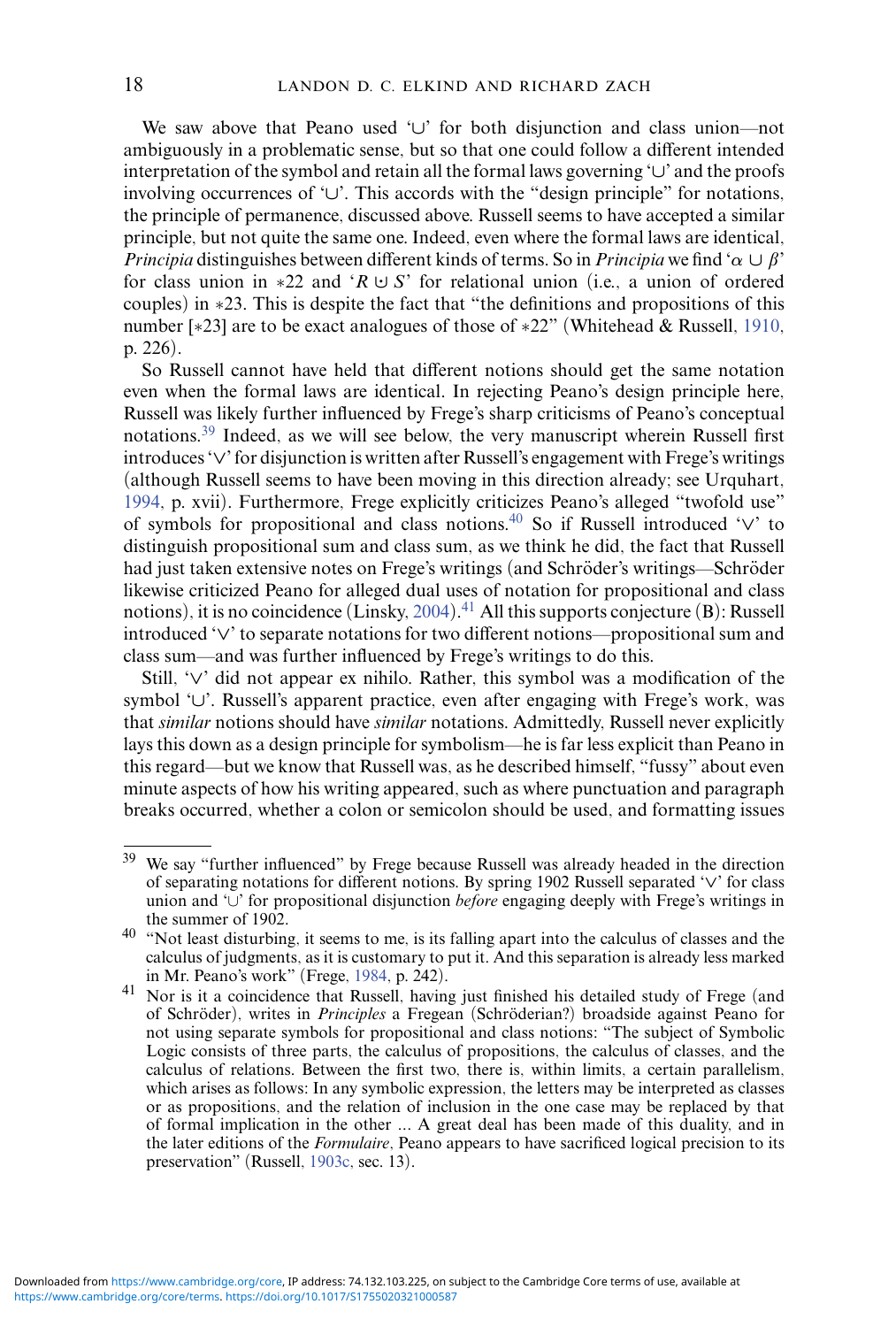We saw above that Peano used '∪' for both disjunction and class union—not ambiguously in a problematic sense, but so that one could follow a different intended interpretation of the symbol and retain all the formal laws governing '∪' and the proofs involving occurrences of '∪'. This accords with the "design principle" for notations, the principle of permanence, discussed above. Russell seems to have accepted a similar principle, but not quite the same one. Indeed, even where the formal laws are identical, *Principia* distinguishes between different kinds of terms. So in *Principia* we find '$\alpha \cup \beta$' for class union in ∗22 and '$R \uplus S$' for relational union (i.e., a union of ordered couples) in ∗23. This is despite the fact that "the definitions and propositions of this number [∗23] are to be exact analogues of those of ∗22" (Whitehead & Russell, 1910, p. 226).

So Russell cannot have held that different notions should get the same notation even when the formal laws are identical. In rejecting Peano's design principle here, Russell was likely further influenced by Frege's sharp criticisms of Peano's conceptual notations.[39] Indeed, as we will see below, the very manuscript wherein Russell first introduces '∨' for disjunction is written after Russell's engagement with Frege's writings (although Russell seems to have been moving in this direction already; see Urquhart, 1994, p. xvii). Furthermore, Frege explicitly criticizes Peano's alleged "twofold use" of symbols for propositional and class notions.[40] So if Russell introduced '∨' to distinguish propositional sum and class sum, as we think he did, the fact that Russell had just taken extensive notes on Frege's writings (and Schröder's writings—Schröder likewise criticized Peano for alleged dual uses of notation for propositional and class notions), it is no coincidence (Linsky, 2004).[41] All this supports conjecture (B): Russell introduced '∨' to separate notations for two different notions—propositional sum and class sum—and was further influenced by Frege's writings to do this.

Still, '∨' did not appear ex nihilo. Rather, this symbol was a modification of the symbol '∪'. Russell's apparent practice, even after engaging with Frege's work, was that *similar* notions should have *similar* notations. Admittedly, Russell never explicitly lays this down as a design principle for symbolism—he is far less explicit than Peano in this regard—but we know that Russell was, as he described himself, "fussy" about even minute aspects of how his writing appeared, such as where punctuation and paragraph breaks occurred, whether a colon or semicolon should be used, and formatting issues

---

[39] We say "further influenced" by Frege because Russell was already headed in the direction of separating notations for different notions. By spring 1902 Russell separated '∨' for class union and '∪' for propositional disjunction *before* engaging deeply with Frege's writings in the summer of 1902.

[40] "Not least disturbing, it seems to me, is its falling apart into the calculus of classes and the calculus of judgments, as it is customary to put it. And this separation is already less marked in Mr. Peano's work" (Frege, 1984, p. 242).

[41] Nor is it a coincidence that Russell, having just finished his detailed study of Frege (and of Schröder), writes in *Principles* a Fregean (Schröderian?) broadside against Peano for not using separate symbols for propositional and class notions: "The subject of Symbolic Logic consists of three parts, the calculus of propositions, the calculus of classes, and the calculus of relations. Between the first two, there is, within limits, a certain parallelism, which arises as follows: In any symbolic expression, the letters may be interpreted as classes or as propositions, and the relation of inclusion in the one case may be replaced by that of formal implication in the other ... A great deal has been made of this duality, and in the later editions of the *Formulaire*, Peano appears to have sacrificed logical precision to its preservation" (Russell, 1903c, sec. 13).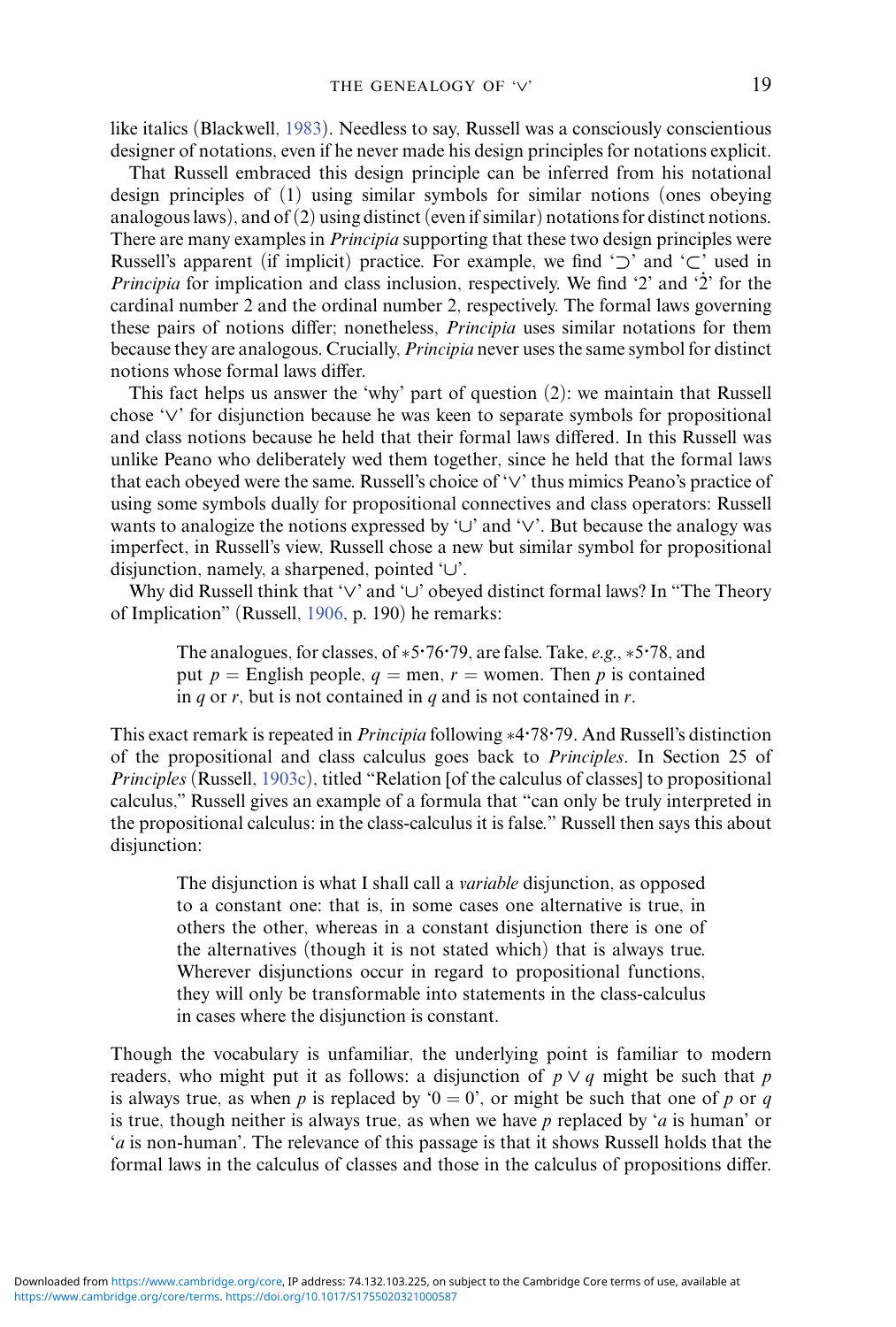like italics (Blackwell, 1983). Needless to say, Russell was a consciously conscientious designer of notations, even if he never made his design principles for notations explicit.

That Russell embraced this design principle can be inferred from his notational design principles of (1) using similar symbols for similar notions (ones obeying analogous laws), and of (2) using distinct (even if similar) notations for distinct notions. There are many examples in *Principia* supporting that these two design principles were Russell's apparent (if implicit) practice. For example, we find '⊃' and '⊂' used in *Principia* for implication and class inclusion, respectively. We find '2' and '$\dot{2}$' for the cardinal number 2 and the ordinal number 2, respectively. The formal laws governing these pairs of notions differ; nonetheless, *Principia* uses similar notations for them because they are analogous. Crucially, *Principia* never uses the same symbol for distinct notions whose formal laws differ.

This fact helps us answer the 'why' part of question (2): we maintain that Russell chose '∨' for disjunction because he was keen to separate symbols for propositional and class notions because he held that their formal laws differed. In this Russell was unlike Peano who deliberately wed them together, since he held that the formal laws that each obeyed were the same. Russell's choice of '∨' thus mimics Peano's practice of using some symbols dually for propositional connectives and class operators: Russell wants to analogize the notions expressed by '∪' and '∨'. But because the analogy was imperfect, in Russell's view, Russell chose a new but similar symbol for propositional disjunction, namely, a sharpened, pointed '∪'.

Why did Russell think that '∨' and '∪' obeyed distinct formal laws? In "The Theory of Implication" (Russell, 1906, p. 190) he remarks:

> The analogues, for classes, of ∗5·76·79, are false. Take, *e.g.*, ∗5·78, and put $p$ = English people, $q$ = men, $r$ = women. Then $p$ is contained in $q$ or $r$, but is not contained in $q$ and is not contained in $r$.

This exact remark is repeated in *Principia* following ∗4·78·79. And Russell's distinction of the propositional and class calculus goes back to *Principles*. In Section 25 of *Principles* (Russell, 1903c), titled "Relation [of the calculus of classes] to propositional calculus," Russell gives an example of a formula that "can only be truly interpreted in the propositional calculus: in the class-calculus it is false." Russell then says this about disjunction:

> The disjunction is what I shall call a *variable* disjunction, as opposed to a constant one: that is, in some cases one alternative is true, in others the other, whereas in a constant disjunction there is one of the alternatives (though it is not stated which) that is always true. Wherever disjunctions occur in regard to propositional functions, they will only be transformable into statements in the class-calculus in cases where the disjunction is constant.

Though the vocabulary is unfamiliar, the underlying point is familiar to modern readers, who might put it as follows: a disjunction of $p \vee q$ might be such that $p$ is always true, as when $p$ is replaced by '$0 = 0$', or might be such that one of $p$ or $q$ is true, though neither is always true, as when we have $p$ replaced by '$a$ is human' or '$a$ is non-human'. The relevance of this passage is that it shows Russell holds that the formal laws in the calculus of classes and those in the calculus of propositions differ.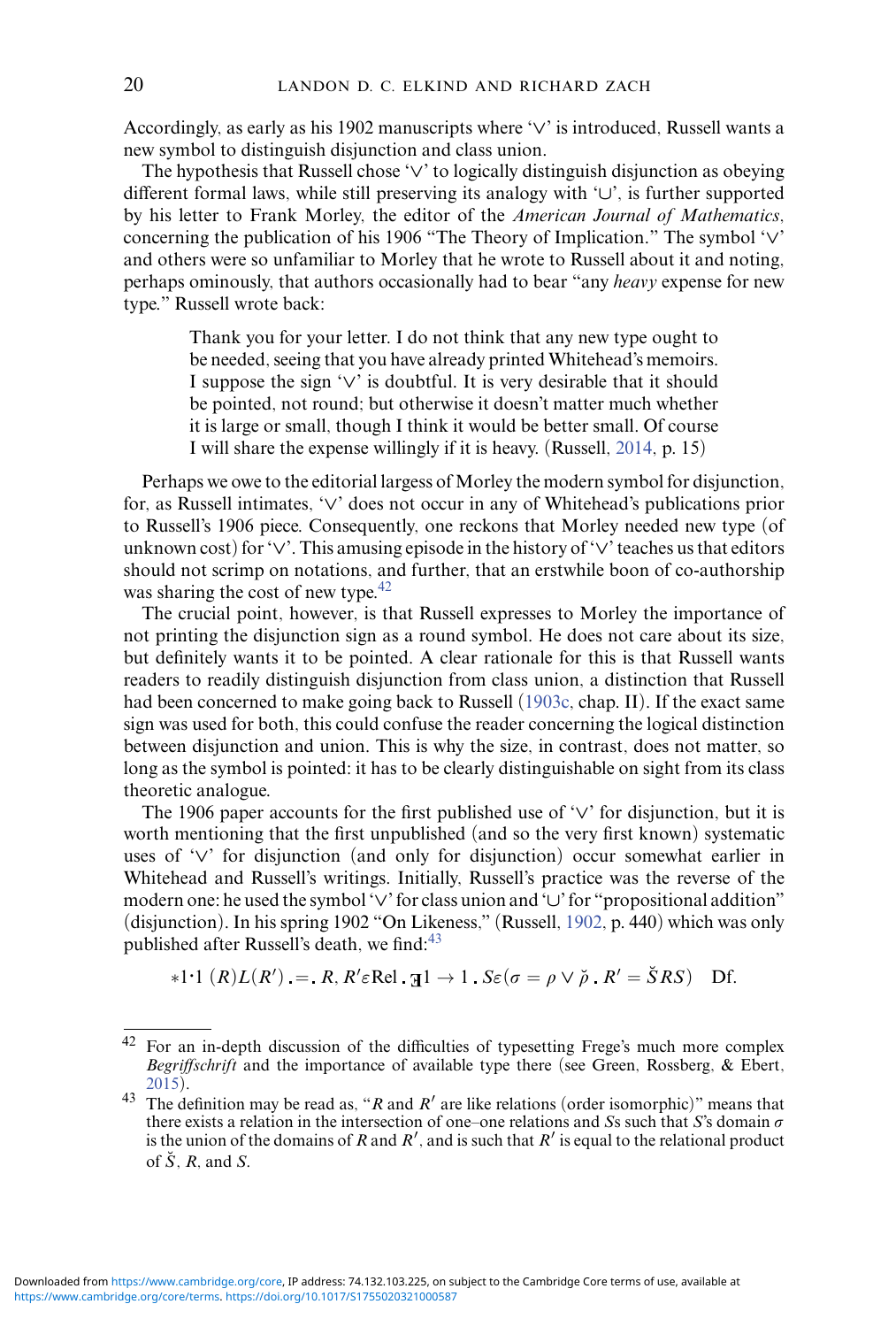Accordingly, as early as his 1902 manuscripts where '∨' is introduced, Russell wants a new symbol to distinguish disjunction and class union.

The hypothesis that Russell chose '∨' to logically distinguish disjunction as obeying different formal laws, while still preserving its analogy with '∪', is further supported by his letter to Frank Morley, the editor of the *American Journal of Mathematics*, concerning the publication of his 1906 "The Theory of Implication." The symbol '∨' and others were so unfamiliar to Morley that he wrote to Russell about it and noting, perhaps ominously, that authors occasionally had to bear "any *heavy* expense for new type." Russell wrote back:

> Thank you for your letter. I do not think that any new type ought to be needed, seeing that you have already printed Whitehead's memoirs. I suppose the sign '∨' is doubtful. It is very desirable that it should be pointed, not round; but otherwise it doesn't matter much whether it is large or small, though I think it would be better small. Of course I will share the expense willingly if it is heavy. (Russell, 2014, p. 15)

Perhaps we owe to the editorial largess of Morley the modern symbol for disjunction, for, as Russell intimates, '∨' does not occur in any of Whitehead's publications prior to Russell's 1906 piece. Consequently, one reckons that Morley needed new type (of unknown cost) for '∨'. This amusing episode in the history of '∨' teaches us that editors should not scrimp on notations, and further, that an erstwhile boon of co-authorship was sharing the cost of new type.[42]

The crucial point, however, is that Russell expresses to Morley the importance of not printing the disjunction sign as a round symbol. He does not care about its size, but definitely wants it to be pointed. A clear rationale for this is that Russell wants readers to readily distinguish disjunction from class union, a distinction that Russell had been concerned to make going back to Russell (1903c, chap. II). If the exact same sign was used for both, this could confuse the reader concerning the logical distinction between disjunction and union. This is why the size, in contrast, does not matter, so long as the symbol is pointed: it has to be clearly distinguishable on sight from its class theoretic analogue.

The 1906 paper accounts for the first published use of '∨' for disjunction, but it is worth mentioning that the first unpublished (and so the very first known) systematic uses of '∨' for disjunction (and only for disjunction) occur somewhat earlier in Whitehead and Russell's writings. Initially, Russell's practice was the reverse of the modern one: he used the symbol '∨' for class union and '∪' for "propositional addition" (disjunction). In his spring 1902 "On Likeness," (Russell, 1902, p. 440) which was only published after Russell's death, we find:[43]

$$*1{\cdot}1\ (R)L(R')\,.{=}.\,R, R'\varepsilon\mathrm{Rel}\,.\,\exists 1\to 1\,.\,S\varepsilon(\sigma=\rho\vee\breve{\rho}\,.\,R'=\breve{S}RS)\quad \mathrm{Df.}$$

---

[42] For an in-depth discussion of the difficulties of typesetting Frege's much more complex *Begriffschrift* and the importance of available type there (see Green, Rossberg, & Ebert, 2015).

[43] The definition may be read as, "$R$ and $R'$ are like relations (order isomorphic)" means that there exists a relation in the intersection of one–one relations and $S$s such that $S$'s domain $\sigma$ is the union of the domains of $R$ and $R'$, and is such that $R'$ is equal to the relational product of $\breve{S}$, $R$, and $S$.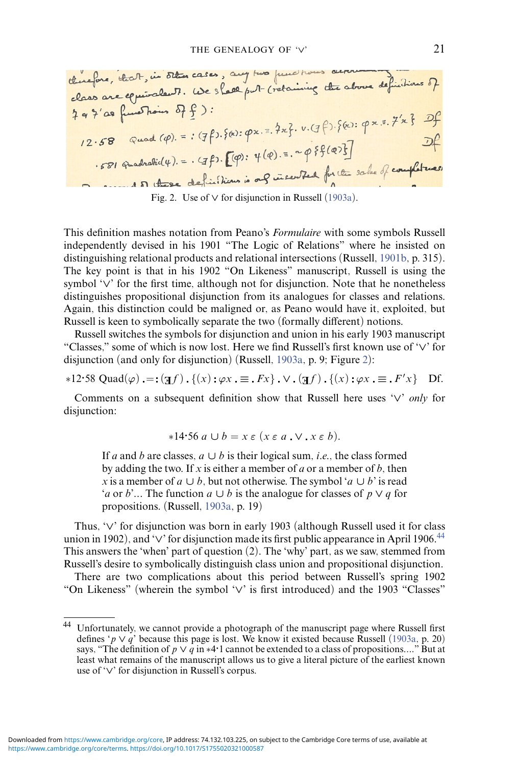Fig. 2. Use of ∨ for disjunction in Russell (1903a).

This definition mashes notation from Peano's *Formulaire* with some symbols Russell independently devised in his 1901 "The Logic of Relations" where he insisted on distinguishing relational products and relational intersections (Russell, 1901b, p. 315). The key point is that in his 1902 "On Likeness" manuscript, Russell is using the symbol '∨' for the first time, although not for disjunction. Note that he nonetheless distinguishes propositional disjunction from its analogues for classes and relations. Again, this distinction could be maligned or, as Peano would have it, exploited, but Russell is keen to symbolically separate the two (formally different) notions.

Russell switches the symbols for disjunction and union in his early 1903 manuscript "Classes," some of which is now lost. Here we find Russell's first known use of '∨' for disjunction (and only for disjunction) (Russell, 1903a, p. 9; Figure 2):

$$*12{\cdot}58\ \mathrm{Quad}(\varphi)\,.{=}{:}\,(\exists f)\,.\,\{(x)\,{:}\,\varphi x\,.\equiv.\,Fx\}\,.\vee.\,(\exists f)\,.\,\{(x)\,{:}\,\varphi x\,.\equiv.\,F'x\}\quad \mathrm{Df.}$$

Comments on a subsequent definition show that Russell here uses '∨' *only* for disjunction:

$$*14{\cdot}56\ a \cup b = \hat{x}\,\varepsilon\,(x\,\varepsilon\,a\,.\vee.\,x\,\varepsilon\,b).$$

> If $a$ and $b$ are classes, $a \cup b$ is their logical sum, *i.e.*, the class formed by adding the two. If $x$ is either a member of $a$ or a member of $b$, then $x$ is a member of $a \cup b$, but not otherwise. The symbol '$a \cup b$' is read '$a$ or $b$'... The function $a \cup b$ is the analogue for classes of $p \vee q$ for propositions. (Russell, 1903a, p. 19)

Thus, '∨' for disjunction was born in early 1903 (although Russell used it for class union in 1902), and '∨' for disjunction made its first public appearance in April 1906.[44] This answers the 'when' part of question (2). The 'why' part, as we saw, stemmed from Russell's desire to symbolically distinguish class union and propositional disjunction.

There are two complications about this period between Russell's spring 1902 "On Likeness" (wherein the symbol '∨' is first introduced) and the 1903 "Classes"

[44] Unfortunately, we cannot provide a photograph of the manuscript page where Russell first defines '$p \vee q$' because this page is lost. We know it existed because Russell (1903a, p. 20) says, "The definition of $p \vee q$ in ∗4·1 cannot be extended to a class of propositions...." But at least what remains of the manuscript allows us to give a literal picture of the earliest known use of '∨' for disjunction in Russell's corpus.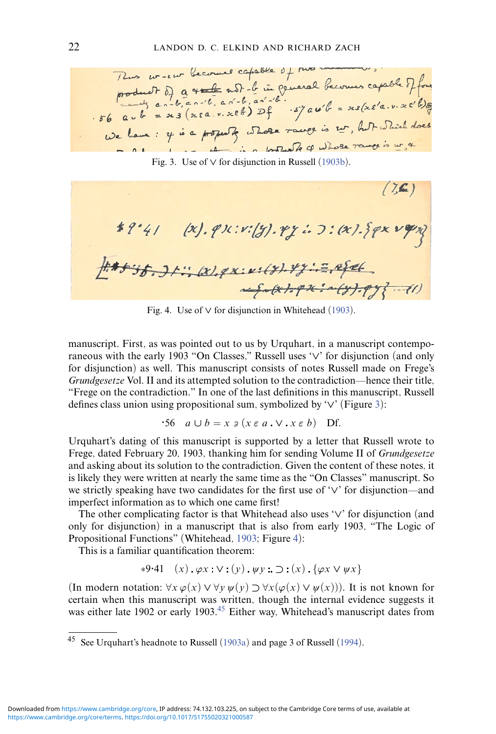Fig. 3. Use of ∨ for disjunction in Russell (1903b).

Fig. 4. Use of ∨ for disjunction in Whitehead (1903).

manuscript. First, as was pointed out to us by Urquhart, in a manuscript contemporaneous with the early 1903 "On Classes," Russell uses '∨' for disjunction (and only for disjunction) as well. This manuscript consists of notes Russell made on Frege's *Grundgesetze* Vol. II and its attempted solution to the contradiction—hence their title, "Frege on the contradiction." In one of the last definitions in this manuscript, Russell defines class union using propositional sum, symbolized by '∨' (Figure 3):

$$\cdot 56 \quad a \cup b = x \ni (x \,\varepsilon\, a \,.\!\vee\!.\, x \,\varepsilon\, b) \quad \text{Df.}$$

Urquhart's dating of this manuscript is supported by a letter that Russell wrote to Frege, dated February 20, 1903, thanking him for sending Volume II of *Grundgesetze* and asking about its solution to the contradiction. Given the content of these notes, it is likely they were written at nearly the same time as the "On Classes" manuscript. So we strictly speaking have two candidates for the first use of '∨' for disjunction—and imperfect information as to which one came first!

The other complicating factor is that Whitehead also uses '∨' for disjunction (and only for disjunction) in a manuscript that is also from early 1903, "The Logic of Propositional Functions" (Whitehead, 1903; Figure 4):

This is a familiar quantification theorem:

$$*9{\cdot}41 \quad (x)\,.\,\varphi x : \vee : (y)\,.\,\psi y \,:\!.\, \supset : (x)\,.\,\{\varphi x \vee \psi x\}$$

(In modern notation: $\forall x\, \varphi(x) \vee \forall y\, \psi(y) \supset \forall x(\varphi(x) \vee \psi(x))$). It is not known for certain when this manuscript was written, though the internal evidence suggests it was either late 1902 or early 1903.[45] Either way, Whitehead's manuscript dates from

[45] See Urquhart's headnote to Russell (1903a) and page 3 of Russell (1994).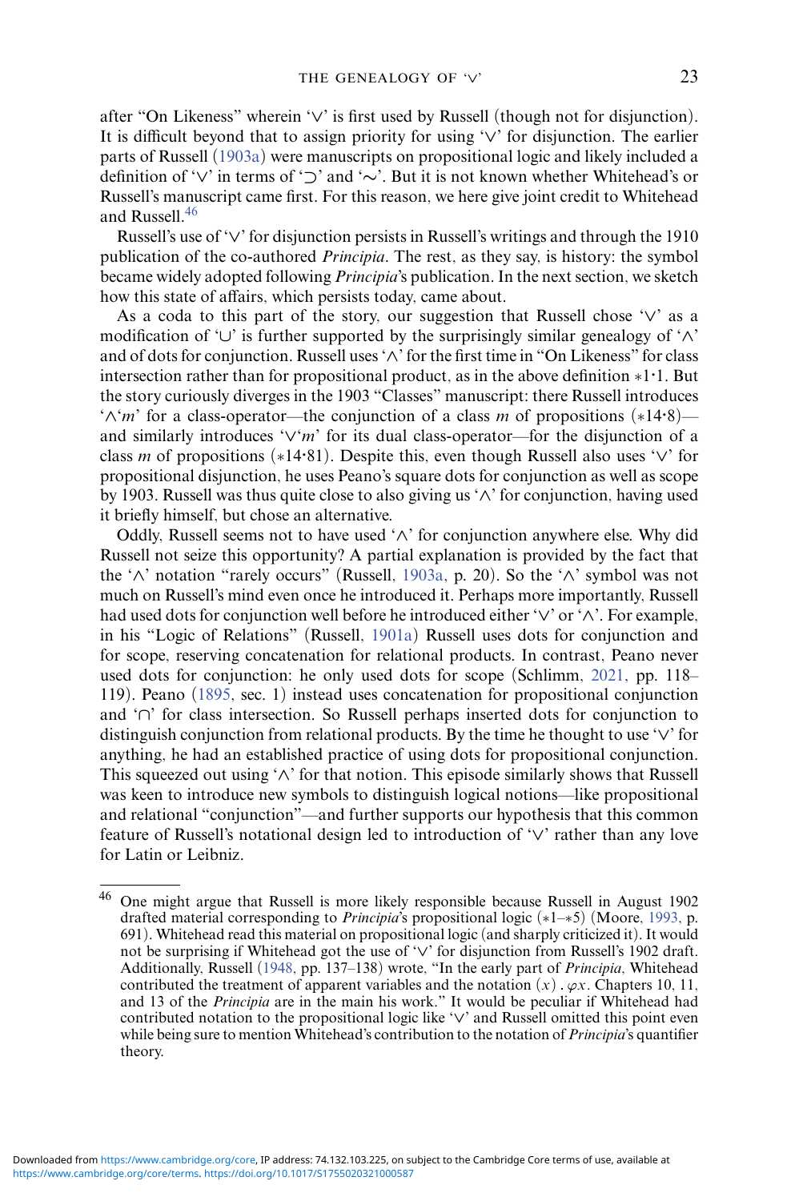after "On Likeness" wherein '∨' is first used by Russell (though not for disjunction). It is difficult beyond that to assign priority for using '∨' for disjunction. The earlier parts of Russell (1903a) were manuscripts on propositional logic and likely included a definition of '∨' in terms of '⊃' and '∼'. But it is not known whether Whitehead's or Russell's manuscript came first. For this reason, we here give joint credit to Whitehead and Russell.[46]

Russell's use of '∨' for disjunction persists in Russell's writings and through the 1910 publication of the co-authored *Principia*. The rest, as they say, is history: the symbol became widely adopted following *Principia*'s publication. In the next section, we sketch how this state of affairs, which persists today, came about.

As a coda to this part of the story, our suggestion that Russell chose '∨' as a modification of '∪' is further supported by the surprisingly similar genealogy of '∧' and of dots for conjunction. Russell uses '∧' for the first time in "On Likeness" for class intersection rather than for propositional product, as in the above definition ∗1·1. But the story curiously diverges in the 1903 "Classes" manuscript: there Russell introduces '∧'*m*' for a class-operator—the conjunction of a class *m* of propositions (∗14·8)—and similarly introduces '∨'*m*' for its dual class-operator—for the disjunction of a class *m* of propositions (∗14·81). Despite this, even though Russell also uses '∨' for propositional disjunction, he uses Peano's square dots for conjunction as well as scope by 1903. Russell was thus quite close to also giving us '∧' for conjunction, having used it briefly himself, but chose an alternative.

Oddly, Russell seems not to have used '∧' for conjunction anywhere else. Why did Russell not seize this opportunity? A partial explanation is provided by the fact that the '∧' notation "rarely occurs" (Russell, 1903a, p. 20). So the '∧' symbol was not much on Russell's mind even once he introduced it. Perhaps more importantly, Russell had used dots for conjunction well before he introduced either '∨' or '∧'. For example, in his "Logic of Relations" (Russell, 1901a) Russell uses dots for conjunction and for scope, reserving concatenation for relational products. In contrast, Peano never used dots for conjunction: he only used dots for scope (Schlimm, 2021, pp. 118–119). Peano (1895, sec. 1) instead uses concatenation for propositional conjunction and '∩' for class intersection. So Russell perhaps inserted dots for conjunction to distinguish conjunction from relational products. By the time he thought to use '∨' for anything, he had an established practice of using dots for propositional conjunction. This squeezed out using '∧' for that notion. This episode similarly shows that Russell was keen to introduce new symbols to distinguish logical notions—like propositional and relational "conjunction"—and further supports our hypothesis that this common feature of Russell's notational design led to introduction of '∨' rather than any love for Latin or Leibniz.

---

[46] One might argue that Russell is more likely responsible because Russell in August 1902 drafted material corresponding to *Principia*'s propositional logic (∗1–∗5) (Moore, 1993, p. 691). Whitehead read this material on propositional logic (and sharply criticized it). It would not be surprising if Whitehead got the use of '∨' for disjunction from Russell's 1902 draft. Additionally, Russell (1948, pp. 137–138) wrote, "In the early part of *Principia*, Whitehead contributed the treatment of apparent variables and the notation $(x) . \varphi x$. Chapters 10, 11, and 13 of the *Principia* are in the main his work." It would be peculiar if Whitehead had contributed notation to the propositional logic like '∨' and Russell omitted this point even while being sure to mention Whitehead's contribution to the notation of *Principia*'s quantifier theory.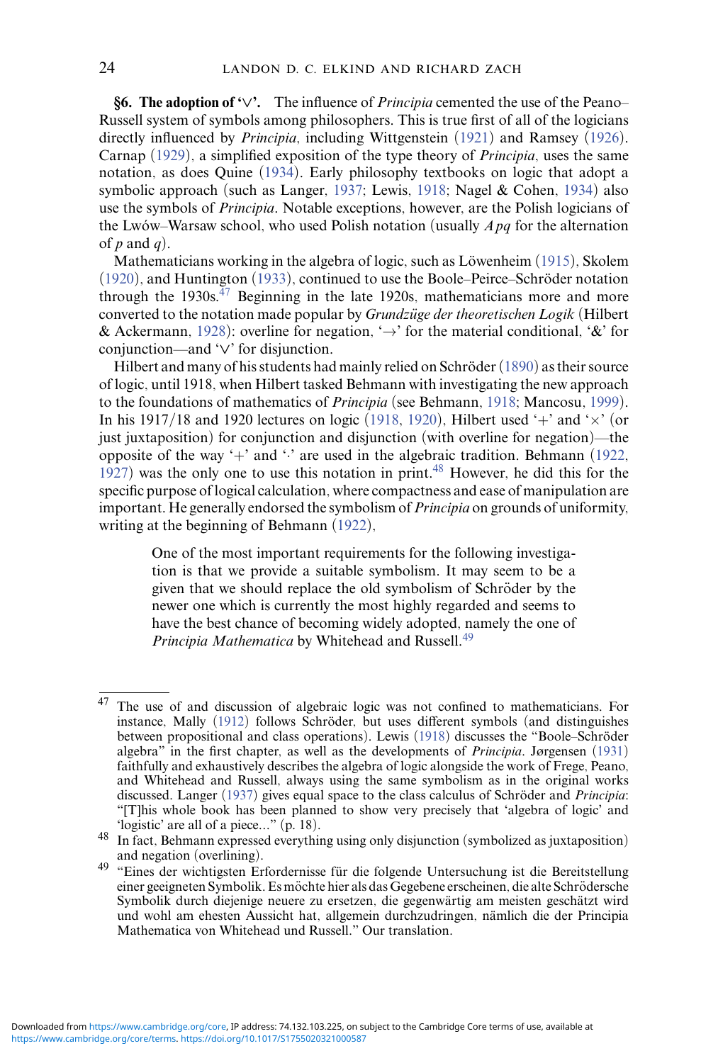**§6. The adoption of '∨'.** The influence of *Principia* cemented the use of the Peano–Russell system of symbols among philosophers. This is true first of all of the logicians directly influenced by *Principia*, including Wittgenstein (1921) and Ramsey (1926). Carnap (1929), a simplified exposition of the type theory of *Principia*, uses the same notation, as does Quine (1934). Early philosophy textbooks on logic that adopt a symbolic approach (such as Langer, 1937; Lewis, 1918; Nagel & Cohen, 1934) also use the symbols of *Principia*. Notable exceptions, however, are the Polish logicians of the Lwów–Warsaw school, who used Polish notation (usually *Apq* for the alternation of *p* and *q*).

Mathematicians working in the algebra of logic, such as Löwenheim (1915), Skolem (1920), and Huntington (1933), continued to use the Boole–Peirce–Schröder notation through the 1930s.[47] Beginning in the late 1920s, mathematicians more and more converted to the notation made popular by *Grundzüge der theoretischen Logik* (Hilbert & Ackermann, 1928): overline for negation, '→' for the material conditional, '&' for conjunction—and '∨' for disjunction.

Hilbert and many of his students had mainly relied on Schröder (1890) as their source of logic, until 1918, when Hilbert tasked Behmann with investigating the new approach to the foundations of mathematics of *Principia* (see Behmann, 1918; Mancosu, 1999). In his 1917/18 and 1920 lectures on logic (1918, 1920), Hilbert used '+' and '×' (or just juxtaposition) for conjunction and disjunction (with overline for negation)—the opposite of the way '+' and '·' are used in the algebraic tradition. Behmann (1922, 1927) was the only one to use this notation in print.[48] However, he did this for the specific purpose of logical calculation, where compactness and ease of manipulation are important. He generally endorsed the symbolism of *Principia* on grounds of uniformity, writing at the beginning of Behmann (1922),

> One of the most important requirements for the following investigation is that we provide a suitable symbolism. It may seem to be a given that we should replace the old symbolism of Schröder by the newer one which is currently the most highly regarded and seems to have the best chance of becoming widely adopted, namely the one of *Principia Mathematica* by Whitehead and Russell.[49]

---

[47] The use of and discussion of algebraic logic was not confined to mathematicians. For instance, Mally (1912) follows Schröder, but uses different symbols (and distinguishes between propositional and class operations). Lewis (1918) discusses the "Boole–Schröder algebra" in the first chapter, as well as the developments of *Principia*. Jørgensen (1931) faithfully and exhaustively describes the algebra of logic alongside the work of Frege, Peano, and Whitehead and Russell, always using the same symbolism as in the original works discussed. Langer (1937) gives equal space to the class calculus of Schröder and *Principia*: "[T]his whole book has been planned to show very precisely that 'algebra of logic' and 'logistic' are all of a piece…" (p. 18).

[48] In fact, Behmann expressed everything using only disjunction (symbolized as juxtaposition) and negation (overlining).

[49] "Eines der wichtigsten Erfordernisse für die folgende Untersuchung ist die Bereitstellung einer geeigneten Symbolik. Es möchte hier als das Gegebene erscheinen, die alte Schrödersche Symbolik durch diejenige neuere zu ersetzen, die gegenwärtig am meisten geschätzt wird und wohl am ehesten Aussicht hat, allgemein durchzudringen, nämlich die der Principia Mathematica von Whitehead und Russell." Our translation.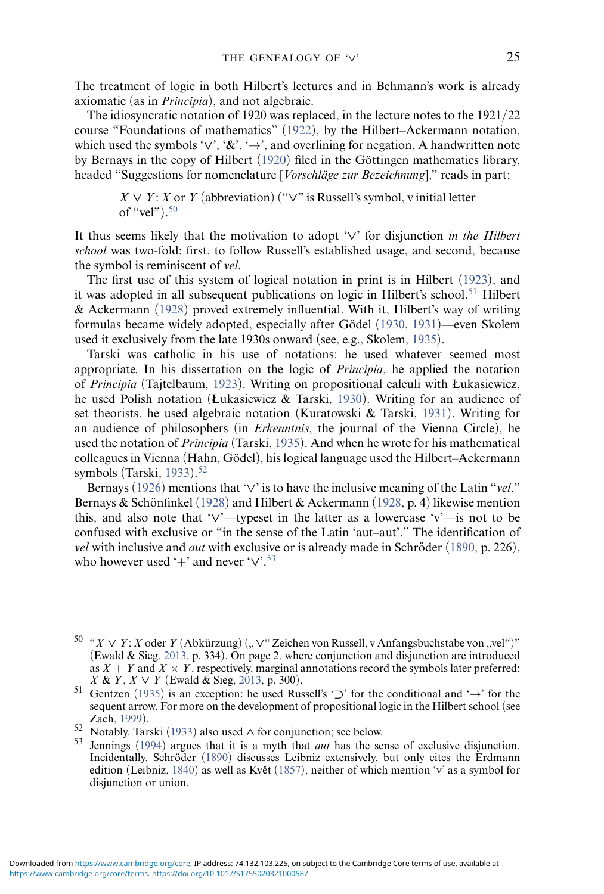The treatment of logic in both Hilbert's lectures and in Behmann's work is already axiomatic (as in *Principia*), and not algebraic.

The idiosyncratic notation of 1920 was replaced, in the lecture notes to the 1921/22 course "Foundations of mathematics" (1922), by the Hilbert–Ackermann notation, which used the symbols '∨', '&', '→', and overlining for negation. A handwritten note by Bernays in the copy of Hilbert (1920) filed in the Göttingen mathematics library, headed "Suggestions for nomenclature [*Vorschläge zur Bezeichnung*]," reads in part:

> $X \vee Y$: $X$ or $Y$ (abbreviation) ("∨" is Russell's symbol, v initial letter of "vel").[50]

It thus seems likely that the motivation to adopt '∨' for disjunction *in the Hilbert school* was two-fold: first, to follow Russell's established usage, and second, because the symbol is reminiscent of *vel*.

The first use of this system of logical notation in print is in Hilbert (1923), and it was adopted in all subsequent publications on logic in Hilbert's school.[51] Hilbert & Ackermann (1928) proved extremely influential. With it, Hilbert's way of writing formulas became widely adopted, especially after Gödel (1930, 1931)—even Skolem used it exclusively from the late 1930s onward (see, e.g., Skolem, 1935).

Tarski was catholic in his use of notations: he used whatever seemed most appropriate. In his dissertation on the logic of *Principia*, he applied the notation of *Principia* (Tajtelbaum, 1923). Writing on propositional calculi with Łukasiewicz, he used Polish notation (Łukasiewicz & Tarski, 1930). Writing for an audience of set theorists, he used algebraic notation (Kuratowski & Tarski, 1931). Writing for an audience of philosophers (in *Erkenntnis*, the journal of the Vienna Circle), he used the notation of *Principia* (Tarski, 1935). And when he wrote for his mathematical colleagues in Vienna (Hahn, Gödel), his logical language used the Hilbert–Ackermann symbols (Tarski, 1933).[52]

Bernays (1926) mentions that '∨' is to have the inclusive meaning of the Latin "*vel*." Bernays & Schönfinkel (1928) and Hilbert & Ackermann (1928, p. 4) likewise mention this, and also note that '∨'—typeset in the latter as a lowercase 'v'—is not to be confused with exclusive or "in the sense of the Latin 'aut–aut'." The identification of *vel* with inclusive and *aut* with exclusive or is already made in Schröder (1890, p. 226), who however used '+' and never '∨'.[53]

---

[50] "$X \vee Y$: $X$ oder $Y$ (Abkürzung) („∨" Zeichen von Russell, v Anfangsbuchstabe von „vel")" (Ewald & Sieg, 2013, p. 334). On page 2, where conjunction and disjunction are introduced as $X + Y$ and $X \times Y$, respectively, marginal annotations record the symbols later preferred: $X \,\&\, Y$, $X \vee Y$ (Ewald & Sieg, 2013, p. 300).

[51] Gentzen (1935) is an exception: he used Russell's '⊃' for the conditional and '→' for the sequent arrow. For more on the development of propositional logic in the Hilbert school (see Zach, 1999).

[52] Notably, Tarski (1933) also used ∧ for conjunction; see below.

[53] Jennings (1994) argues that it is a myth that *aut* has the sense of exclusive disjunction. Incidentally, Schröder (1890) discusses Leibniz extensively, but only cites the Erdmann edition (Leibniz, 1840) as well as Květ (1857), neither of which mention 'v' as a symbol for disjunction or union.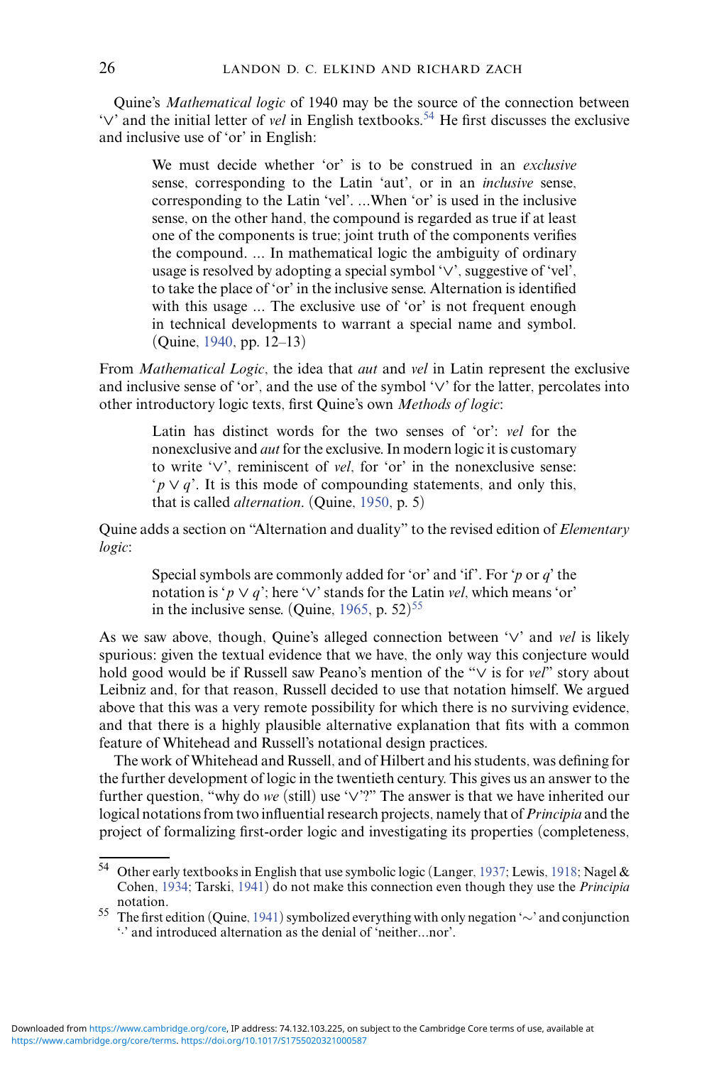Quine's *Mathematical logic* of 1940 may be the source of the connection between '∨' and the initial letter of *vel* in English textbooks.[54] He first discusses the exclusive and inclusive use of 'or' in English:

> We must decide whether 'or' is to be construed in an *exclusive* sense, corresponding to the Latin 'aut', or in an *inclusive* sense, corresponding to the Latin 'vel'. ...When 'or' is used in the inclusive sense, on the other hand, the compound is regarded as true if at least one of the components is true; joint truth of the components verifies the compound. ... In mathematical logic the ambiguity of ordinary usage is resolved by adopting a special symbol '∨', suggestive of 'vel', to take the place of 'or' in the inclusive sense. Alternation is identified with this usage ... The exclusive use of 'or' is not frequent enough in technical developments to warrant a special name and symbol. (Quine, 1940, pp. 12–13)

From *Mathematical Logic*, the idea that *aut* and *vel* in Latin represent the exclusive and inclusive sense of 'or', and the use of the symbol '∨' for the latter, percolates into other introductory logic texts, first Quine's own *Methods of logic*:

> Latin has distinct words for the two senses of 'or': *vel* for the nonexclusive and *aut* for the exclusive. In modern logic it is customary to write '∨', reminiscent of *vel*, for 'or' in the nonexclusive sense: '$p \vee q$'. It is this mode of compounding statements, and only this, that is called *alternation*. (Quine, 1950, p. 5)

Quine adds a section on "Alternation and duality" to the revised edition of *Elementary logic*:

> Special symbols are commonly added for 'or' and 'if'. For '$p$ or $q$' the notation is '$p \vee q$'; here '∨' stands for the Latin *vel*, which means 'or' in the inclusive sense. (Quine, 1965, p. 52)[55]

As we saw above, though, Quine's alleged connection between '∨' and *vel* is likely spurious: given the textual evidence that we have, the only way this conjecture would hold good would be if Russell saw Peano's mention of the "∨ is for *vel*" story about Leibniz and, for that reason, Russell decided to use that notation himself. We argued above that this was a very remote possibility for which there is no surviving evidence, and that there is a highly plausible alternative explanation that fits with a common feature of Whitehead and Russell's notational design practices.

The work of Whitehead and Russell, and of Hilbert and his students, was defining for the further development of logic in the twentieth century. This gives us an answer to the further question, "why do *we* (still) use '∨'?" The answer is that we have inherited our logical notations from two influential research projects, namely that of *Principia* and the project of formalizing first-order logic and investigating its properties (completeness,

---

[54] Other early textbooks in English that use symbolic logic (Langer, 1937; Lewis, 1918; Nagel & Cohen, 1934; Tarski, 1941) do not make this connection even though they use the *Principia* notation.

[55] The first edition (Quine, 1941) symbolized everything with only negation '∼' and conjunction '·' and introduced alternation as the denial of 'neither...nor'.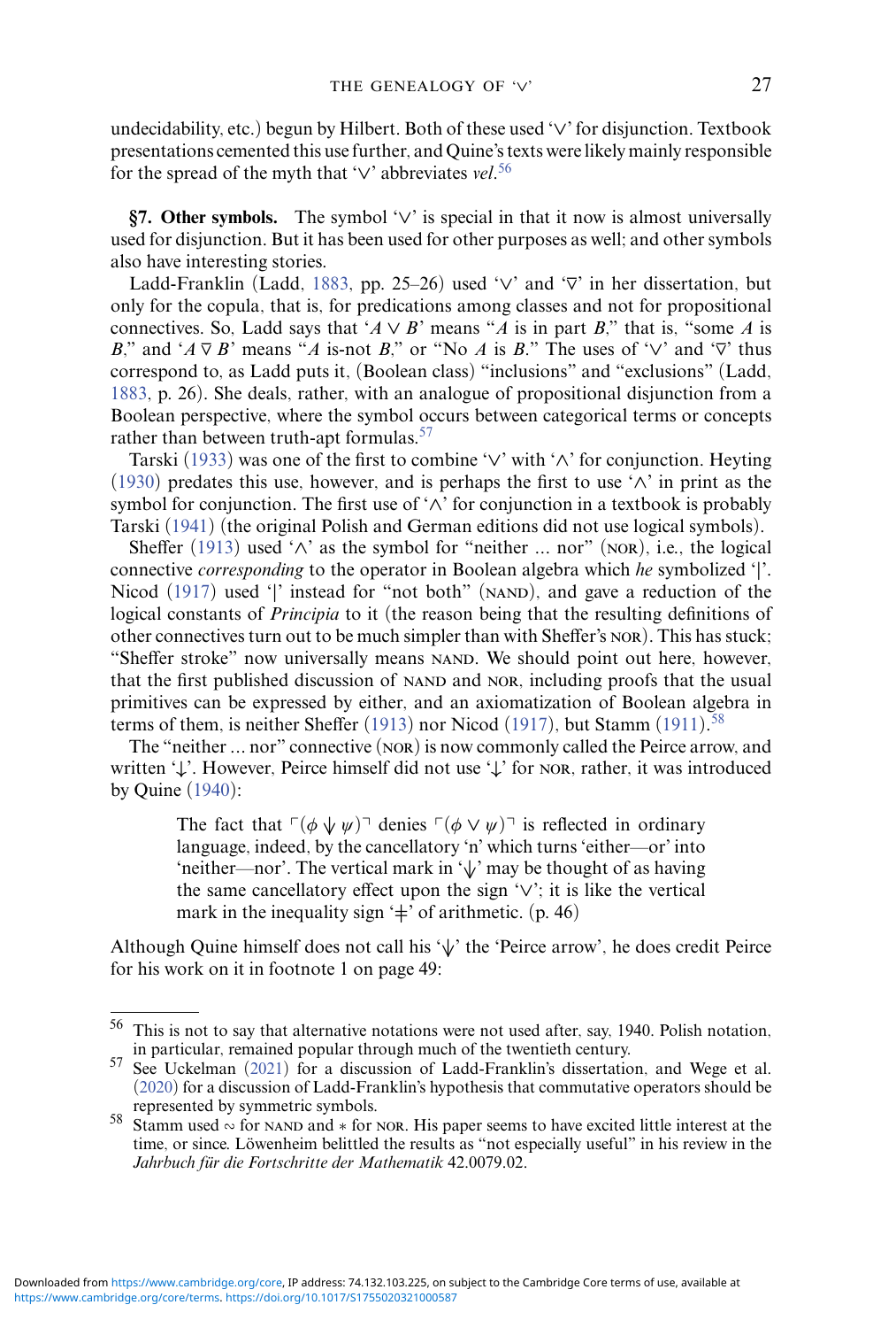undecidability, etc.) begun by Hilbert. Both of these used '∨' for disjunction. Textbook presentations cemented this use further, and Quine's texts were likely mainly responsible for the spread of the myth that '∨' abbreviates *vel*.[56]

**§7. Other symbols.** The symbol '∨' is special in that it now is almost universally used for disjunction. But it has been used for other purposes as well; and other symbols also have interesting stories.

Ladd-Franklin (Ladd, 1883, pp. 25–26) used '∨' and '$\bar{\vee}$' in her dissertation, but only for the copula, that is, for predications among classes and not for propositional connectives. So, Ladd says that '$A \vee B$' means "$A$ is in part $B$," that is, "some $A$ is $B$," and '$A \bar{\vee} B$' means "$A$ is-not $B$," or "No $A$ is $B$." The uses of '∨' and '$\bar{\vee}$' thus correspond to, as Ladd puts it, (Boolean class) "inclusions" and "exclusions" (Ladd, 1883, p. 26). She deals, rather, with an analogue of propositional disjunction from a Boolean perspective, where the symbol occurs between categorical terms or concepts rather than between truth-apt formulas.[57]

Tarski (1933) was one of the first to combine '∨' with '∧' for conjunction. Heyting (1930) predates this use, however, and is perhaps the first to use '∧' in print as the symbol for conjunction. The first use of '∧' for conjunction in a textbook is probably Tarski (1941) (the original Polish and German editions did not use logical symbols).

Sheffer (1913) used '∧' as the symbol for "neither ... nor" (NOR), i.e., the logical connective *corresponding* to the operator in Boolean algebra which *he* symbolized '|'. Nicod (1917) used '|' instead for "not both" (NAND), and gave a reduction of the logical constants of *Principia* to it (the reason being that the resulting definitions of other connectives turn out to be much simpler than with Sheffer's NOR). This has stuck; "Sheffer stroke" now universally means NAND. We should point out here, however, that the first published discussion of NAND and NOR, including proofs that the usual primitives can be expressed by either, and an axiomatization of Boolean algebra in terms of them, is neither Sheffer (1913) nor Nicod (1917), but Stamm (1911).[58]

The "neither ... nor" connective (NOR) is now commonly called the Peirce arrow, and written '↓'. However, Peirce himself did not use '↓' for NOR, rather, it was introduced by Quine (1940):

> The fact that $\ulcorner(\phi \downarrow \psi)\urcorner$ denies $\ulcorner(\phi \vee \psi)\urcorner$ is reflected in ordinary language, indeed, by the cancellatory 'n' which turns 'either—or' into 'neither—nor'. The vertical mark in '↓' may be thought of as having the same cancellatory effect upon the sign '∨'; it is like the vertical mark in the inequality sign '≠' of arithmetic. (p. 46)

Although Quine himself does not call his '↓' the 'Peirce arrow', he does credit Peirce for his work on it in footnote 1 on page 49:

---

[56] This is not to say that alternative notations were not used after, say, 1940. Polish notation, in particular, remained popular through much of the twentieth century.

[57] See Uckelman (2021) for a discussion of Ladd-Franklin's dissertation, and Wege et al. (2020) for a discussion of Ladd-Franklin's hypothesis that commutative operators should be represented by symmetric symbols.

[58] Stamm used ∾ for NAND and ∗ for NOR. His paper seems to have excited little interest at the time, or since. Löwenheim belittled the results as "not especially useful" in his review in the *Jahrbuch für die Fortschritte der Mathematik* 42.0079.02.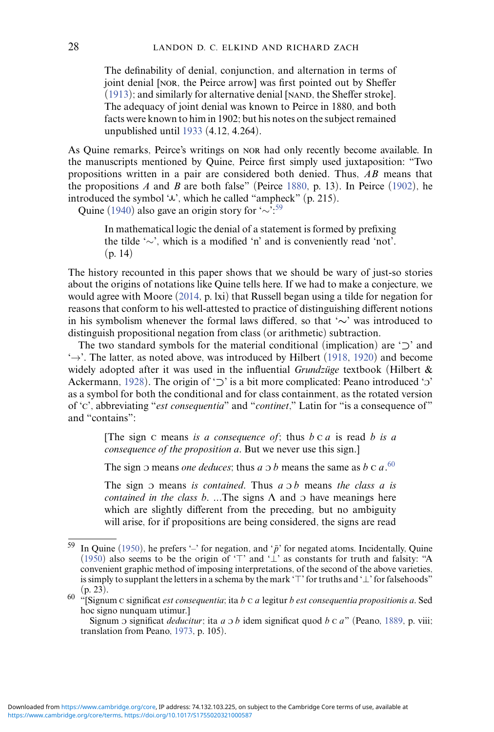> The definability of denial, conjunction, and alternation in terms of joint denial [NOR, the Peirce arrow] was first pointed out by Sheffer (1913); and similarly for alternative denial [NAND, the Sheffer stroke]. The adequacy of joint denial was known to Peirce in 1880, and both facts were known to him in 1902; but his notes on the subject remained unpublished until 1933 (4.12, 4.264).

As Quine remarks, Peirce's writings on NOR had only recently become available. In the manuscripts mentioned by Quine, Peirce first simply used juxtaposition: "Two propositions written in a pair are considered both denied. Thus, $AB$ means that the propositions $A$ and $B$ are both false" (Peirce 1880, p. 13). In Peirce (1902), he introduced the symbol '⅄', which he called "ampheck" (p. 215).

Quine (1940) also gave an origin story for '∼':[59]

> In mathematical logic the denial of a statement is formed by prefixing the tilde '∼', which is a modified 'n' and is conveniently read 'not'. (p. 14)

The history recounted in this paper shows that we should be wary of just-so stories about the origins of notations like Quine tells here. If we had to make a conjecture, we would agree with Moore (2014, p. lxi) that Russell began using a tilde for negation for reasons that conform to his well-attested to practice of distinguishing different notions in his symbolism whenever the formal laws differed, so that '∼' was introduced to distinguish propositional negation from class (or arithmetic) subtraction.

The two standard symbols for the material conditional (implication) are '⊃' and '→'. The latter, as noted above, was introduced by Hilbert (1918, 1920) and become widely adopted after it was used in the influential *Grundzüge* textbook (Hilbert & Ackermann, 1928). The origin of '⊃' is a bit more complicated: Peano introduced 'Ɔ' as a symbol for both the conditional and for class containment, as the rotated version of 'C', abbreviating "*est consequentia*" and "*continet*," Latin for "is a consequence of" and "contains":

> [The sign C means *is a consequence of*; thus $b$ C $a$ is read *b is a consequence of the proposition a*. But we never use this sign.]
>
> The sign Ɔ means *one deduces*; thus $a$ Ɔ $b$ means the same as $b$ C $a$.[60]
>
> The sign Ɔ means *is contained*. Thus $a$ Ɔ $b$ means *the class a is contained in the class b*. ...The signs Λ and Ɔ have meanings here which are slightly different from the preceding, but no ambiguity will arise, for if propositions are being considered, the signs are read

---

[59] In Quine (1950), he prefers '–' for negation, and '$\bar{p}$' for negated atoms. Incidentally, Quine (1950) also seems to be the origin of '⊤' and '⊥' as constants for truth and falsity: "A convenient graphic method of imposing interpretations, of the second of the above varieties, is simply to supplant the letters in a schema by the mark '⊤' for truths and '⊥' for falsehoods" (p. 23).

[60] "[Signum C significat *est consequentia*; ita $b$ C $a$ legitur *b est consequentia propositionis a*. Sed hoc signo nunquam utimur.]

Signum Ɔ significat *deducitur*; ita $a$ Ɔ $b$ idem significat quod $b$ C $a$" (Peano, 1889, p. viii; translation from Peano, 1973, p. 105).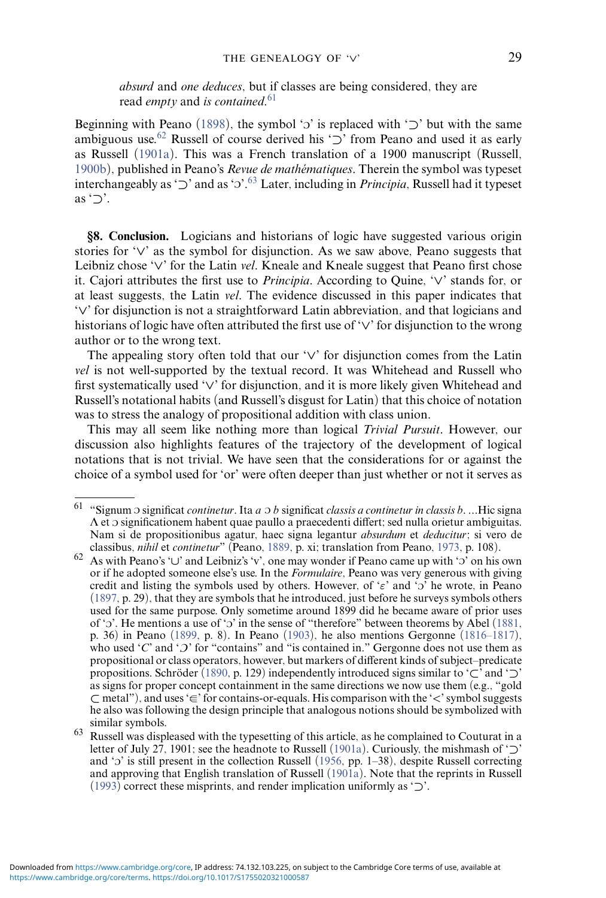absurd and *one deduces*, but if classes are being considered, they are read *empty* and *is contained*.[61]

Beginning with Peano (1898), the symbol '$\supset$' [reversed c] is replaced with '$\supset$' but with the same ambiguous use.[62] Russell of course derived his '$\supset$' from Peano and used it as early as Russell (1901a). This was a French translation of a 1900 manuscript (Russell, 1900b), published in Peano's *Revue de mathématiques*. Therein the symbol was typeset interchangeably as '$\supset$' and as 'ɔ'.[63] Later, including in *Principia*, Russell had it typeset as '$\supset$'.

**§8. Conclusion.** Logicians and historians of logic have suggested various origin stories for '$\vee$' as the symbol for disjunction. As we saw above, Peano suggests that Leibniz chose '$\vee$' for the Latin *vel*. Kneale and Kneale suggest that Peano first chose it. Cajori attributes the first use to *Principia*. According to Quine, '$\vee$' stands for, or at least suggests, the Latin *vel*. The evidence discussed in this paper indicates that '$\vee$' for disjunction is not a straightforward Latin abbreviation, and that logicians and historians of logic have often attributed the first use of '$\vee$' for disjunction to the wrong author or to the wrong text.

The appealing story often told that our '$\vee$' for disjunction comes from the Latin *vel* is not well-supported by the textual record. It was Whitehead and Russell who first systematically used '$\vee$' for disjunction, and it is more likely given Whitehead and Russell's notational habits (and Russell's disgust for Latin) that this choice of notation was to stress the analogy of propositional addition with class union.

This may all seem like nothing more than logical *Trivial Pursuit*. However, our discussion also highlights features of the trajectory of the development of logical notations that is not trivial. We have seen that the considerations for or against the choice of a symbol used for 'or' were often deeper than just whether or not it serves as

---

[61] "Signum ɔ significat *continetur*. Ita $a$ ɔ $b$ significat *classis a continetur in classis b*. ...Hic signa Λ et ɔ significationem habent quae paullo a praecedenti differt; sed nulla orietur ambiguitas. Nam si de propositionibus agatur, haec signa legantur *absurdum* et *deducitur*; si vero de classibus, *nihil* et *continetur*" (Peano, 1889, p. xi; translation from Peano, 1973, p. 108).

[62] As with Peano's '$\cup$' and Leibniz's 'v', one may wonder if Peano came up with 'ɔ' on his own or if he adopted someone else's use. In the *Formulaire*, Peano was very generous with giving credit and listing the symbols used by others. However, of '$\varepsilon$' and 'ɔ' he wrote, in Peano (1897, p. 29), that they are symbols that he introduced, just before he surveys symbols others used for the same purpose. Only sometime around 1899 did he became aware of prior uses of 'ɔ'. He mentions a use of 'ɔ' in the sense of "therefore" between theorems by Abel (1881, p. 36) in Peano (1899, p. 8). In Peano (1903), he also mentions Gergonne (1816–1817), who used '$C$' and 'Ɔ' for "contains" and "is contained in." Gergonne does not use them as propositional or class operators, however, but markers of different kinds of subject–predicate propositions. Schröder (1890, p. 129) independently introduced signs similar to '$\subset$' and '$\supset$' as signs for proper concept containment in the same directions we now use them (e.g., "gold $\subset$ metal"), and uses '$\in$' for contains-or-equals. His comparison with the '$<$' symbol suggests he also was following the design principle that analogous notions should be symbolized with similar symbols.

[63] Russell was displeased with the typesetting of this article, as he complained to Couturat in a letter of July 27, 1901; see the headnote to Russell (1901a). Curiously, the mishmash of '$\supset$' and 'ɔ' is still present in the collection Russell (1956, pp. 1–38), despite Russell correcting and approving that English translation of Russell (1901a). Note that the reprints in Russell (1993) correct these misprints, and render implication uniformly as '$\supset$'.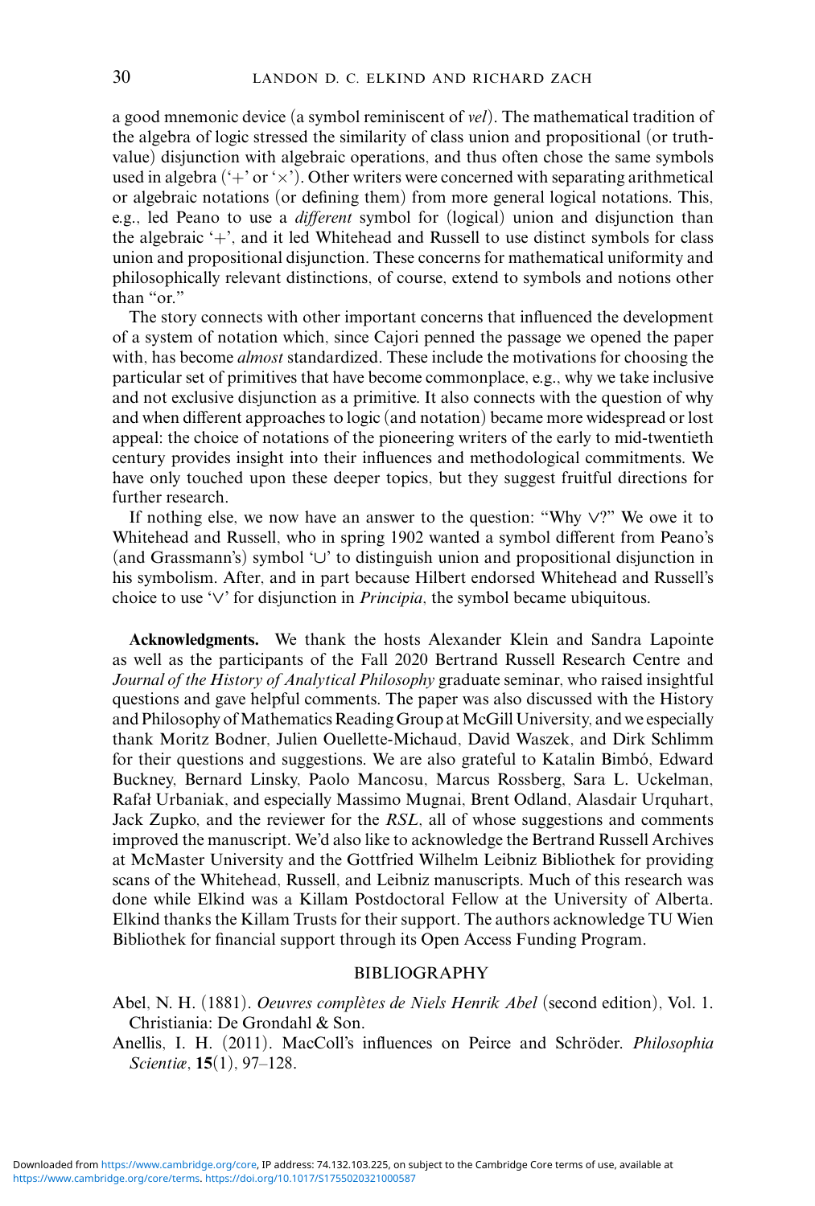a good mnemonic device (a symbol reminiscent of *vel*). The mathematical tradition of the algebra of logic stressed the similarity of class union and propositional (or truth-value) disjunction with algebraic operations, and thus often chose the same symbols used in algebra ('+' or '×'). Other writers were concerned with separating arithmetical or algebraic notations (or defining them) from more general logical notations. This, e.g., led Peano to use a *different* symbol for (logical) union and disjunction than the algebraic '+', and it led Whitehead and Russell to use distinct symbols for class union and propositional disjunction. These concerns for mathematical uniformity and philosophically relevant distinctions, of course, extend to symbols and notions other than "or."

The story connects with other important concerns that influenced the development of a system of notation which, since Cajori penned the passage we opened the paper with, has become *almost* standardized. These include the motivations for choosing the particular set of primitives that have become commonplace, e.g., why we take inclusive and not exclusive disjunction as a primitive. It also connects with the question of why and when different approaches to logic (and notation) became more widespread or lost appeal: the choice of notations of the pioneering writers of the early to mid-twentieth century provides insight into their influences and methodological commitments. We have only touched upon these deeper topics, but they suggest fruitful directions for further research.

If nothing else, we now have an answer to the question: "Why ∨?" We owe it to Whitehead and Russell, who in spring 1902 wanted a symbol different from Peano's (and Grassmann's) symbol '∪' to distinguish union and propositional disjunction in his symbolism. After, and in part because Hilbert endorsed Whitehead and Russell's choice to use '∨' for disjunction in *Principia*, the symbol became ubiquitous.

**Acknowledgments.** We thank the hosts Alexander Klein and Sandra Lapointe as well as the participants of the Fall 2020 Bertrand Russell Research Centre and *Journal of the History of Analytical Philosophy* graduate seminar, who raised insightful questions and gave helpful comments. The paper was also discussed with the History and Philosophy of Mathematics Reading Group at McGill University, and we especially thank Moritz Bodner, Julien Ouellette-Michaud, David Waszek, and Dirk Schlimm for their questions and suggestions. We are also grateful to Katalin Bimbó, Edward Buckney, Bernard Linsky, Paolo Mancosu, Marcus Rossberg, Sara L. Uckelman, Rafał Urbaniak, and especially Massimo Mugnai, Brent Odland, Alasdair Urquhart, Jack Zupko, and the reviewer for the *RSL*, all of whose suggestions and comments improved the manuscript. We'd also like to acknowledge the Bertrand Russell Archives at McMaster University and the Gottfried Wilhelm Leibniz Bibliothek for providing scans of the Whitehead, Russell, and Leibniz manuscripts. Much of this research was done while Elkind was a Killam Postdoctoral Fellow at the University of Alberta. Elkind thanks the Killam Trusts for their support. The authors acknowledge TU Wien Bibliothek for financial support through its Open Access Funding Program.

## BIBLIOGRAPHY

Abel, N. H. (1881). *Oeuvres complètes de Niels Henrik Abel* (second edition), Vol. 1. Christiania: De Grondahl & Son.

Anellis, I. H. (2011). MacColl's influences on Peirce and Schröder. *Philosophia Scientiæ*, **15**(1), 97–128.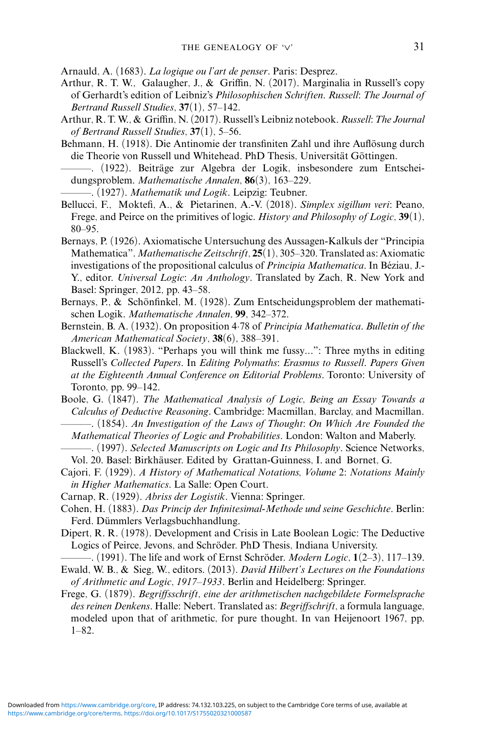Arnauld, A. (1683). *La logique ou l'art de penser*. Paris: Desprez.

Arthur, R. T. W., Galaugher, J., & Griffin, N. (2017). Marginalia in Russell's copy of Gerhardt's edition of Leibniz's *Philosophischen Schriften*. *Russell*: *The Journal of Bertrand Russell Studies*, **37**(1), 57–142.

Arthur, R. T. W., & Griffin, N. (2017). Russell's Leibniz notebook. *Russell*: *The Journal of Bertrand Russell Studies*, **37**(1), 5–56.

Behmann, H. (1918). Die Antinomie der transfiniten Zahl und ihre Auflösung durch die Theorie von Russell und Whitehead. PhD Thesis, Universität Göttingen.

———. (1922). Beiträge zur Algebra der Logik, insbesondere zum Entscheidungsproblem. *Mathematische Annalen*, **86**(3), 163–229.

———. (1927). *Mathematik und Logik*. Leipzig: Teubner.

Bellucci, F., Moktefi, A., & Pietarinen, A.-V. (2018). *Simplex sigillum veri*: Peano, Frege, and Peirce on the primitives of logic. *History and Philosophy of Logic*, **39**(1), 80–95.

Bernays, P. (1926). Axiomatische Untersuchung des Aussagen-Kalkuls der "Principia Mathematica". *Mathematische Zeitschrift*, **25**(1), 305–320. Translated as: Axiomatic investigations of the propositional calculus of *Principia Mathematica*. In Béziau, J.-Y., editor. *Universal Logic*: *An Anthology*. Translated by Zach, R. New York and Basel: Springer, 2012, pp. 43–58.

Bernays, P., & Schönfinkel, M. (1928). Zum Entscheidungsproblem der mathematischen Logik. *Mathematische Annalen*, **99**, 342–372.

Bernstein, B. A. (1932). On proposition 4·78 of *Principia Mathematica*. *Bulletin of the American Mathematical Society*, **38**(6), 388–391.

Blackwell, K. (1983). "Perhaps you will think me fussy...": Three myths in editing Russell's *Collected Papers*. In *Editing Polymaths*: *Erasmus to Russell*. *Papers Given at the Eighteenth Annual Conference on Editorial Problems*. Toronto: University of Toronto, pp. 99–142.

Boole, G. (1847). *The Mathematical Analysis of Logic, Being an Essay Towards a Calculus of Deductive Reasoning*. Cambridge: Macmillan, Barclay, and Macmillan.

———. (1854). *An Investigation of the Laws of Thought*: *On Which Are Founded the Mathematical Theories of Logic and Probabilities*. London: Walton and Maberly.

———. (1997). *Selected Manuscripts on Logic and Its Philosophy*. Science Networks, Vol. 20. Basel: Birkhäuser. Edited by Grattan-Guinness, I. and Bornet, G.

Cajori, F. (1929). *A History of Mathematical Notations, Volume 2*: *Notations Mainly in Higher Mathematics*. La Salle: Open Court.

Carnap, R. (1929). *Abriss der Logistik*. Vienna: Springer.

Cohen, H. (1883). *Das Princip der Infinitesimal-Methode und seine Geschichte*. Berlin: Ferd. Dümmlers Verlagsbuchhandlung.

Dipert, R. R. (1978). Development and Crisis in Late Boolean Logic: The Deductive Logics of Peirce, Jevons, and Schröder. PhD Thesis, Indiana University.

———. (1991). The life and work of Ernst Schröder. *Modern Logic*, **1**(2–3), 117–139.

Ewald, W. B., & Sieg, W., editors. (2013). *David Hilbert's Lectures on the Foundations of Arithmetic and Logic, 1917–1933*. Berlin and Heidelberg: Springer.

Frege, G. (1879). *Begriffsschrift, eine der arithmetischen nachgebildete Formelsprache des reinen Denkens*. Halle: Nebert. Translated as: *Begriffsschrift*, a formula language, modeled upon that of arithmetic, for pure thought. In van Heijenoort 1967, pp. 1–82.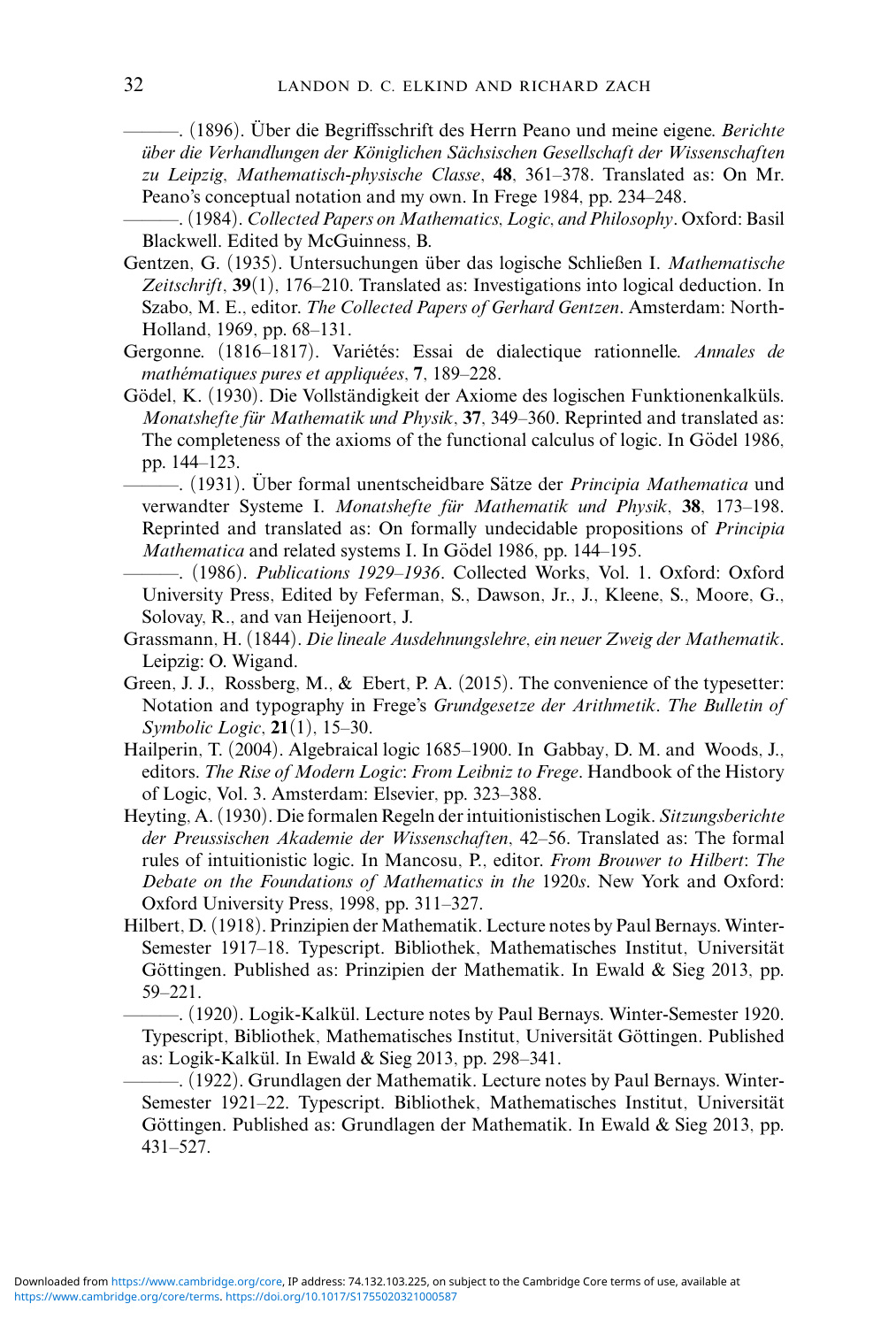———. (1896). Über die Begriffsschrift des Herrn Peano und meine eigene. *Berichte über die Verhandlungen der Königlichen Sächsischen Gesellschaft der Wissenschaften zu Leipzig, Mathematisch-physische Classe*, **48**, 361–378. Translated as: On Mr. Peano's conceptual notation and my own. In Frege 1984, pp. 234–248.

———. (1984). *Collected Papers on Mathematics, Logic, and Philosophy*. Oxford: Basil Blackwell. Edited by McGuinness, B.

Gentzen, G. (1935). Untersuchungen über das logische Schließen I. *Mathematische Zeitschrift*, **39**(1), 176–210. Translated as: Investigations into logical deduction. In Szabo, M. E., editor. *The Collected Papers of Gerhard Gentzen*. Amsterdam: North-Holland, 1969, pp. 68–131.

Gergonne. (1816–1817). Variétés: Essai de dialectique rationnelle. *Annales de mathématiques pures et appliquées*, **7**, 189–228.

Gödel, K. (1930). Die Vollständigkeit der Axiome des logischen Funktionenkalküls. *Monatshefte für Mathematik und Physik*, **37**, 349–360. Reprinted and translated as: The completeness of the axioms of the functional calculus of logic. In Gödel 1986, pp. 144–123.

———. (1931). Über formal unentscheidbare Sätze der *Principia Mathematica* und verwandter Systeme I. *Monatshefte für Mathematik und Physik*, **38**, 173–198. Reprinted and translated as: On formally undecidable propositions of *Principia Mathematica* and related systems I. In Gödel 1986, pp. 144–195.

———. (1986). *Publications 1929–1936*. Collected Works, Vol. 1. Oxford: Oxford University Press, Edited by Feferman, S., Dawson, Jr., J., Kleene, S., Moore, G., Solovay, R., and van Heijenoort, J.

Grassmann, H. (1844). *Die lineale Ausdehnungslehre, ein neuer Zweig der Mathematik*. Leipzig: O. Wigand.

Green, J. J., Rossberg, M., & Ebert, P. A. (2015). The convenience of the typesetter: Notation and typography in Frege's *Grundgesetze der Arithmetik*. *The Bulletin of Symbolic Logic*, **21**(1), 15–30.

Hailperin, T. (2004). Algebraical logic 1685–1900. In Gabbay, D. M. and Woods, J., editors. *The Rise of Modern Logic: From Leibniz to Frege*. Handbook of the History of Logic, Vol. 3. Amsterdam: Elsevier, pp. 323–388.

Heyting, A. (1930). Die formalen Regeln der intuitionistischen Logik. *Sitzungsberichte der Preussischen Akademie der Wissenschaften*, 42–56. Translated as: The formal rules of intuitionistic logic. In Mancosu, P., editor. *From Brouwer to Hilbert: The Debate on the Foundations of Mathematics in the 1920s*. New York and Oxford: Oxford University Press, 1998, pp. 311–327.

Hilbert, D. (1918). Prinzipien der Mathematik. Lecture notes by Paul Bernays. Winter-Semester 1917–18. Typescript. Bibliothek, Mathematisches Institut, Universität Göttingen. Published as: Prinzipien der Mathematik. In Ewald & Sieg 2013, pp. 59–221.

———. (1920). Logik-Kalkül. Lecture notes by Paul Bernays. Winter-Semester 1920. Typescript, Bibliothek, Mathematisches Institut, Universität Göttingen. Published as: Logik-Kalkül. In Ewald & Sieg 2013, pp. 298–341.

———. (1922). Grundlagen der Mathematik. Lecture notes by Paul Bernays. Winter-Semester 1921–22. Typescript. Bibliothek, Mathematisches Institut, Universität Göttingen. Published as: Grundlagen der Mathematik. In Ewald & Sieg 2013, pp. 431–527.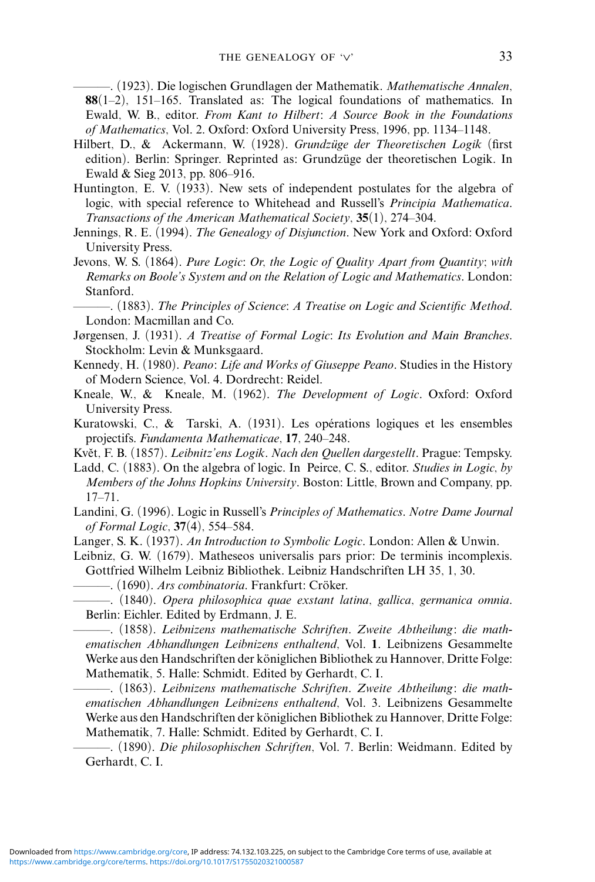———. (1923). Die logischen Grundlagen der Mathematik. *Mathematische Annalen*, **88**(1–2), 151–165. Translated as: The logical foundations of mathematics. In Ewald, W. B., editor. *From Kant to Hilbert*: *A Source Book in the Foundations of Mathematics*, Vol. 2. Oxford: Oxford University Press, 1996, pp. 1134–1148.

Hilbert, D., & Ackermann, W. (1928). *Grundzüge der Theoretischen Logik* (first edition). Berlin: Springer. Reprinted as: Grundzüge der theoretischen Logik. In Ewald & Sieg 2013, pp. 806–916.

Huntington, E. V. (1933). New sets of independent postulates for the algebra of logic, with special reference to Whitehead and Russell's *Principia Mathematica*. *Transactions of the American Mathematical Society*, **35**(1), 274–304.

Jennings, R. E. (1994). *The Genealogy of Disjunction*. New York and Oxford: Oxford University Press.

Jevons, W. S. (1864). *Pure Logic*: *Or, the Logic of Quality Apart from Quantity*; *with Remarks on Boole's System and on the Relation of Logic and Mathematics*. London: Stanford.

———. (1883). *The Principles of Science*: *A Treatise on Logic and Scientific Method*. London: Macmillan and Co.

Jørgensen, J. (1931). *A Treatise of Formal Logic*: *Its Evolution and Main Branches*. Stockholm: Levin & Munksgaard.

Kennedy, H. (1980). *Peano*: *Life and Works of Giuseppe Peano*. Studies in the History of Modern Science, Vol. 4. Dordrecht: Reidel.

Kneale, W., & Kneale, M. (1962). *The Development of Logic*. Oxford: Oxford University Press.

Kuratowski, C., & Tarski, A. (1931). Les opérations logiques et les ensembles projectifs. *Fundamenta Mathematicae*, **17**, 240–248.

Květ, F. B. (1857). *Leibnitz'ens Logik*. *Nach den Quellen dargestellt*. Prague: Tempsky.

Ladd, C. (1883). On the algebra of logic. In Peirce, C. S., editor. *Studies in Logic*, *by Members of the Johns Hopkins University*. Boston: Little, Brown and Company, pp. 17–71.

Landini, G. (1996). Logic in Russell's *Principles of Mathematics*. *Notre Dame Journal of Formal Logic*, **37**(4), 554–584.

Langer, S. K. (1937). *An Introduction to Symbolic Logic*. London: Allen & Unwin.

Leibniz, G. W. (1679). Matheseos universalis pars prior: De terminis incomplexis. Gottfried Wilhelm Leibniz Bibliothek. Leibniz Handschriften LH 35, 1, 30.

———. (1690). *Ars combinatoria*. Frankfurt: Cröker.

———. (1840). *Opera philosophica quae exstant latina*, *gallica*, *germanica omnia*. Berlin: Eichler. Edited by Erdmann, J. E.

———. (1858). *Leibnizens mathematische Schriften*. *Zweite Abtheilung*: *die mathematischen Abhandlungen Leibnizens enthaltend*, Vol. **1**. Leibnizens Gesammelte Werke aus den Handschriften der königlichen Bibliothek zu Hannover, Dritte Folge: Mathematik, 5. Halle: Schmidt. Edited by Gerhardt, C. I.

———. (1863). *Leibnizens mathematische Schriften*. *Zweite Abtheilung*: *die mathematischen Abhandlungen Leibnizens enthaltend*, Vol. 3. Leibnizens Gesammelte Werke aus den Handschriften der königlichen Bibliothek zu Hannover, Dritte Folge: Mathematik, 7. Halle: Schmidt. Edited by Gerhardt, C. I.

———. (1890). *Die philosophischen Schriften*, Vol. 7. Berlin: Weidmann. Edited by Gerhardt, C. I.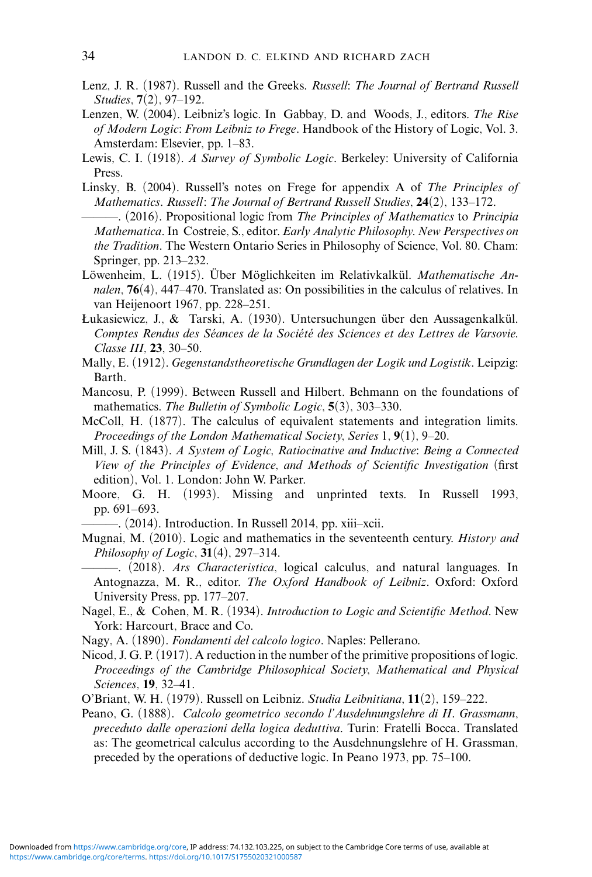Lenz, J. R. (1987). Russell and the Greeks. *Russell*: *The Journal of Bertrand Russell Studies*, **7**(2), 97–192.

Lenzen, W. (2004). Leibniz's logic. In Gabbay, D. and Woods, J., editors. *The Rise of Modern Logic*: *From Leibniz to Frege*. Handbook of the History of Logic, Vol. 3. Amsterdam: Elsevier, pp. 1–83.

Lewis, C. I. (1918). *A Survey of Symbolic Logic*. Berkeley: University of California Press.

Linsky, B. (2004). Russell's notes on Frege for appendix A of *The Principles of Mathematics*. *Russell*: *The Journal of Bertrand Russell Studies*, **24**(2), 133–172.

———. (2016). Propositional logic from *The Principles of Mathematics* to *Principia Mathematica*. In Costreie, S., editor. *Early Analytic Philosophy. New Perspectives on the Tradition*. The Western Ontario Series in Philosophy of Science, Vol. 80. Cham: Springer, pp. 213–232.

Löwenheim, L. (1915). Über Möglichkeiten im Relativkalkül. *Mathematische Annalen*, **76**(4), 447–470. Translated as: On possibilities in the calculus of relatives. In van Heijenoort 1967, pp. 228–251.

Łukasiewicz, J., & Tarski, A. (1930). Untersuchungen über den Aussagenkalkül. *Comptes Rendus des Séances de la Société des Sciences et des Lettres de Varsovie. Classe III*, **23**, 30–50.

Mally, E. (1912). *Gegenstandstheoretische Grundlagen der Logik und Logistik*. Leipzig: Barth.

Mancosu, P. (1999). Between Russell and Hilbert. Behmann on the foundations of mathematics. *The Bulletin of Symbolic Logic*, **5**(3), 303–330.

McColl, H. (1877). The calculus of equivalent statements and integration limits. *Proceedings of the London Mathematical Society*, *Series* 1, **9**(1), 9–20.

Mill, J. S. (1843). *A System of Logic*, *Ratiocinative and Inductive*: *Being a Connected View of the Principles of Evidence*, *and Methods of Scientific Investigation* (first edition), Vol. 1. London: John W. Parker.

Moore, G. H. (1993). Missing and unprinted texts. In Russell 1993, pp. 691–693.

———. (2014). Introduction. In Russell 2014, pp. xiii–xcii.

Mugnai, M. (2010). Logic and mathematics in the seventeenth century. *History and Philosophy of Logic*, **31**(4), 297–314.

———. (2018). *Ars Characteristica*, logical calculus, and natural languages. In Antognazza, M. R., editor. *The Oxford Handbook of Leibniz*. Oxford: Oxford University Press, pp. 177–207.

Nagel, E., & Cohen, M. R. (1934). *Introduction to Logic and Scientific Method*. New York: Harcourt, Brace and Co.

Nagy, A. (1890). *Fondamenti del calcolo logico*. Naples: Pellerano.

Nicod, J. G. P. (1917). A reduction in the number of the primitive propositions of logic. *Proceedings of the Cambridge Philosophical Society*, *Mathematical and Physical Sciences*, **19**, 32–41.

O'Briant, W. H. (1979). Russell on Leibniz. *Studia Leibnitiana*, **11**(2), 159–222.

Peano, G. (1888). *Calcolo geometrico secondo l'Ausdehnungslehre di H. Grassmann*, *preceduto dalle operazioni della logica deduttiva*. Turin: Fratelli Bocca. Translated as: The geometrical calculus according to the Ausdehnungslehre of H. Grassman, preceded by the operations of deductive logic. In Peano 1973, pp. 75–100.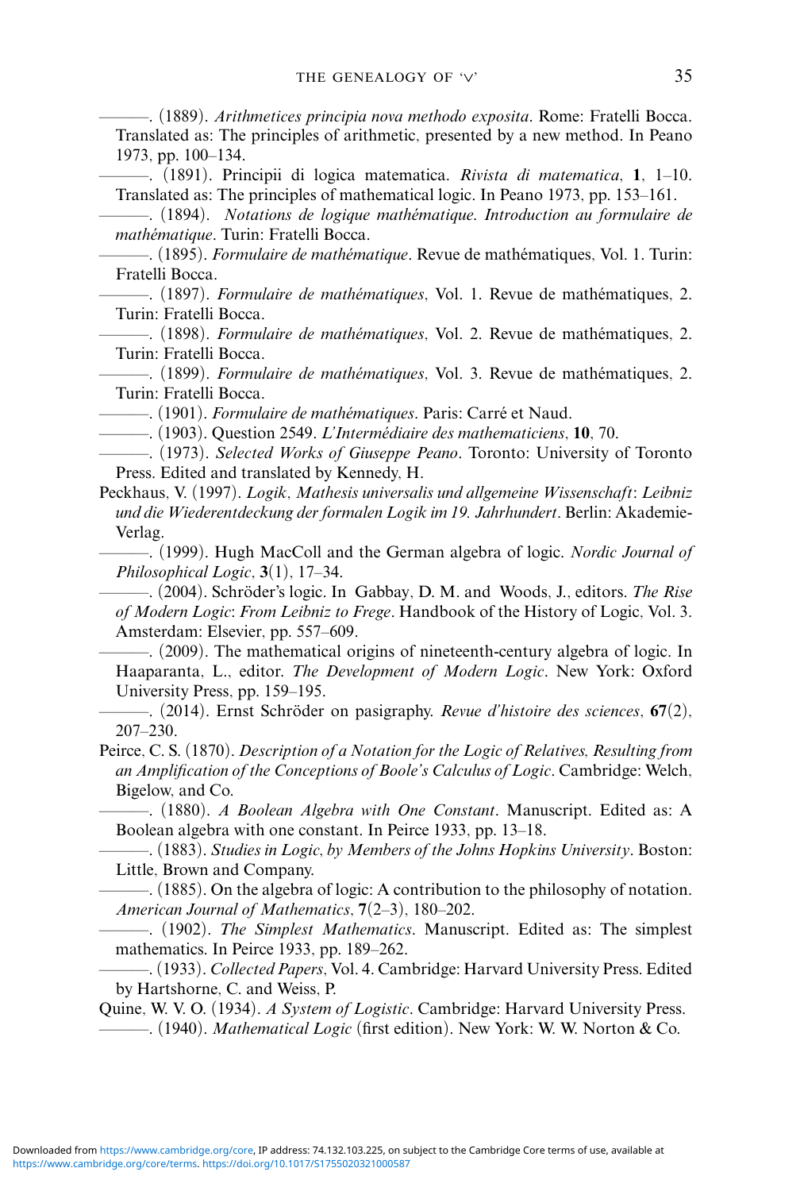———. (1889). *Arithmetices principia nova methodo exposita*. Rome: Fratelli Bocca. Translated as: The principles of arithmetic, presented by a new method. In Peano 1973, pp. 100–134.

———. (1891). Principii di logica matematica. *Rivista di matematica*, **1**, 1–10. Translated as: The principles of mathematical logic. In Peano 1973, pp. 153–161.

———. (1894). *Notations de logique mathématique. Introduction au formulaire de mathématique*. Turin: Fratelli Bocca.

———. (1895). *Formulaire de mathématique*. Revue de mathématiques, Vol. 1. Turin: Fratelli Bocca.

———. (1897). *Formulaire de mathématiques*, Vol. 1. Revue de mathématiques, 2. Turin: Fratelli Bocca.

———. (1898). *Formulaire de mathématiques*, Vol. 2. Revue de mathématiques, 2. Turin: Fratelli Bocca.

———. (1899). *Formulaire de mathématiques*, Vol. 3. Revue de mathématiques, 2. Turin: Fratelli Bocca.

———. (1901). *Formulaire de mathématiques*. Paris: Carré et Naud.

———. (1903). Question 2549. *L'Intermédiaire des mathematiciens*, **10**, 70.

———. (1973). *Selected Works of Giuseppe Peano*. Toronto: University of Toronto Press. Edited and translated by Kennedy, H.

Peckhaus, V. (1997). *Logik, Mathesis universalis und allgemeine Wissenschaft: Leibniz und die Wiederentdeckung der formalen Logik im 19. Jahrhundert*. Berlin: Akademie-Verlag.

———. (1999). Hugh MacColl and the German algebra of logic. *Nordic Journal of Philosophical Logic*, **3**(1), 17–34.

———. (2004). Schröder's logic. In Gabbay, D. M. and Woods, J., editors. *The Rise of Modern Logic: From Leibniz to Frege*. Handbook of the History of Logic, Vol. 3. Amsterdam: Elsevier, pp. 557–609.

———. (2009). The mathematical origins of nineteenth-century algebra of logic. In Haaparanta, L., editor. *The Development of Modern Logic*. New York: Oxford University Press, pp. 159–195.

———. (2014). Ernst Schröder on pasigraphy. *Revue d'histoire des sciences*, **67**(2), 207–230.

Peirce, C. S. (1870). *Description of a Notation for the Logic of Relatives, Resulting from an Amplification of the Conceptions of Boole's Calculus of Logic*. Cambridge: Welch, Bigelow, and Co.

———. (1880). *A Boolean Algebra with One Constant*. Manuscript. Edited as: A Boolean algebra with one constant. In Peirce 1933, pp. 13–18.

———. (1883). *Studies in Logic, by Members of the Johns Hopkins University*. Boston: Little, Brown and Company.

———. (1885). On the algebra of logic: A contribution to the philosophy of notation. *American Journal of Mathematics*, **7**(2–3), 180–202.

———. (1902). *The Simplest Mathematics*. Manuscript. Edited as: The simplest mathematics. In Peirce 1933, pp. 189–262.

———. (1933). *Collected Papers*, Vol. 4. Cambridge: Harvard University Press. Edited by Hartshorne, C. and Weiss, P.

Quine, W. V. O. (1934). *A System of Logistic*. Cambridge: Harvard University Press.

———. (1940). *Mathematical Logic* (first edition). New York: W. W. Norton & Co.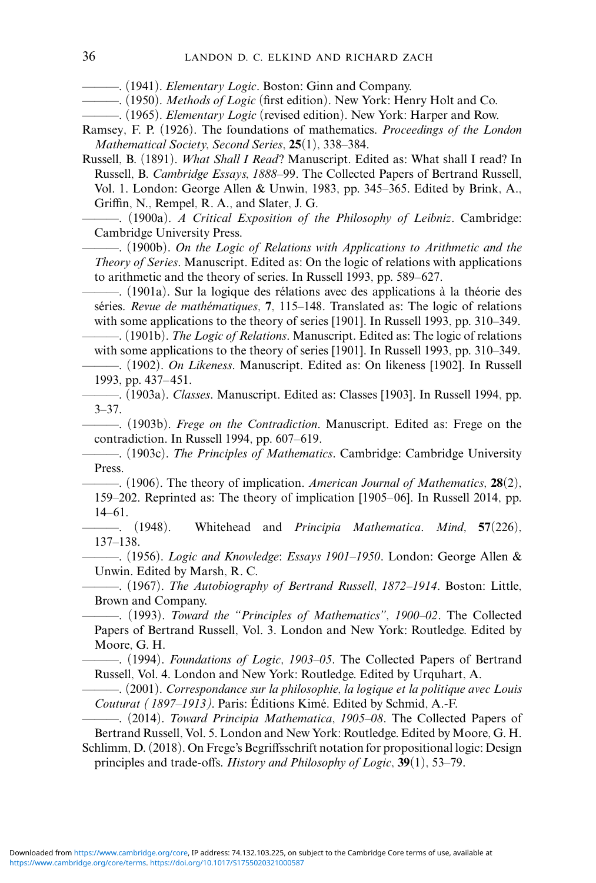———. (1941). *Elementary Logic*. Boston: Ginn and Company.

———. (1950). *Methods of Logic* (first edition). New York: Henry Holt and Co.

———. (1965). *Elementary Logic* (revised edition). New York: Harper and Row.

Ramsey, F. P. (1926). The foundations of mathematics. *Proceedings of the London Mathematical Society, Second Series*, **25**(1), 338–384.

Russell, B. (1891). *What Shall I Read*? Manuscript. Edited as: What shall I read? In Russell, B. *Cambridge Essays, 1888–99*. The Collected Papers of Bertrand Russell, Vol. 1. London: George Allen & Unwin, 1983, pp. 345–365. Edited by Brink, A., Griffin, N., Rempel, R. A., and Slater, J. G.

———. (1900a). *A Critical Exposition of the Philosophy of Leibniz*. Cambridge: Cambridge University Press.

———. (1900b). *On the Logic of Relations with Applications to Arithmetic and the Theory of Series*. Manuscript. Edited as: On the logic of relations with applications to arithmetic and the theory of series. In Russell 1993, pp. 589–627.

———. (1901a). Sur la logique des rélations avec des applications à la théorie des séries. *Revue de mathématiques*, **7**, 115–148. Translated as: The logic of relations with some applications to the theory of series [1901]. In Russell 1993, pp. 310–349.

———. (1901b). *The Logic of Relations*. Manuscript. Edited as: The logic of relations with some applications to the theory of series [1901]. In Russell 1993, pp. 310–349.

———. (1902). *On Likeness*. Manuscript. Edited as: On likeness [1902]. In Russell 1993, pp. 437–451.

———. (1903a). *Classes*. Manuscript. Edited as: Classes [1903]. In Russell 1994, pp. 3–37.

———. (1903b). *Frege on the Contradiction*. Manuscript. Edited as: Frege on the contradiction. In Russell 1994, pp. 607–619.

———. (1903c). *The Principles of Mathematics*. Cambridge: Cambridge University Press.

———. (1906). The theory of implication. *American Journal of Mathematics*, **28**(2), 159–202. Reprinted as: The theory of implication [1905–06]. In Russell 2014, pp. 14–61.

———. (1948). Whitehead and *Principia Mathematica*. *Mind*, **57**(226), 137–138.

———. (1956). *Logic and Knowledge: Essays 1901–1950*. London: George Allen & Unwin. Edited by Marsh, R. C.

———. (1967). *The Autobiography of Bertrand Russell, 1872–1914*. Boston: Little, Brown and Company.

———. (1993). *Toward the "Principles of Mathematics", 1900–02*. The Collected Papers of Bertrand Russell, Vol. 3. London and New York: Routledge. Edited by Moore, G. H.

———. (1994). *Foundations of Logic, 1903–05*. The Collected Papers of Bertrand Russell, Vol. 4. London and New York: Routledge. Edited by Urquhart, A.

———. (2001). *Correspondance sur la philosophie, la logique et la politique avec Louis Couturat (1897–1913)*. Paris: Éditions Kimé. Edited by Schmid, A.-F.

———. (2014). *Toward Principia Mathematica, 1905–08*. The Collected Papers of Bertrand Russell, Vol. 5. London and New York: Routledge. Edited by Moore, G. H.

Schlimm, D. (2018). On Frege's Begriffsschrift notation for propositional logic: Design principles and trade-offs. *History and Philosophy of Logic*, **39**(1), 53–79.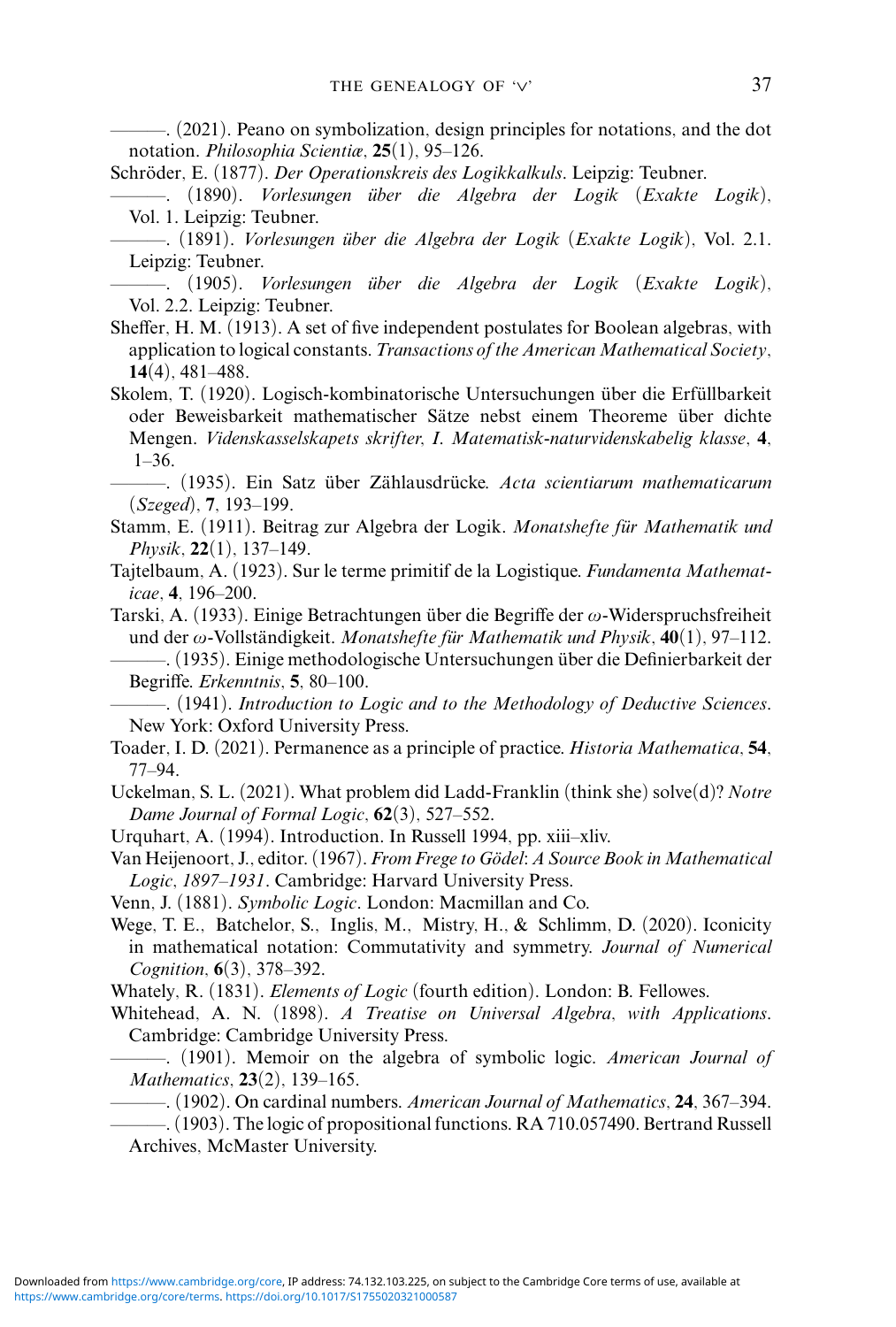———. (2021). Peano on symbolization, design principles for notations, and the dot notation. *Philosophia Scientiæ*, **25**(1), 95–126.

Schröder, E. (1877). *Der Operationskreis des Logikkalkuls*. Leipzig: Teubner.

———. (1890). *Vorlesungen über die Algebra der Logik* (*Exakte Logik*), Vol. 1. Leipzig: Teubner.

———. (1891). *Vorlesungen über die Algebra der Logik* (*Exakte Logik*), Vol. 2.1. Leipzig: Teubner.

———. (1905). *Vorlesungen über die Algebra der Logik* (*Exakte Logik*), Vol. 2.2. Leipzig: Teubner.

Sheffer, H. M. (1913). A set of five independent postulates for Boolean algebras, with application to logical constants. *Transactions of the American Mathematical Society*, **14**(4), 481–488.

Skolem, T. (1920). Logisch-kombinatorische Untersuchungen über die Erfüllbarkeit oder Beweisbarkeit mathematischer Sätze nebst einem Theoreme über dichte Mengen. *Videnskasselskapets skrifter, I. Matematisk-naturvidenskabelig klasse*, **4**, 1–36.

———. (1935). Ein Satz über Zählausdrücke. *Acta scientiarum mathematicarum* (*Szeged*), **7**, 193–199.

Stamm, E. (1911). Beitrag zur Algebra der Logik. *Monatshefte für Mathematik und Physik*, **22**(1), 137–149.

Tajtelbaum, A. (1923). Sur le terme primitif de la Logistique. *Fundamenta Mathematicae*, **4**, 196–200.

Tarski, A. (1933). Einige Betrachtungen über die Begriffe der $\omega$-Widerspruchsfreiheit und der $\omega$-Vollständigkeit. *Monatshefte für Mathematik und Physik*, **40**(1), 97–112.

———. (1935). Einige methodologische Untersuchungen über die Definierbarkeit der Begriffe. *Erkenntnis*, **5**, 80–100.

———. (1941). *Introduction to Logic and to the Methodology of Deductive Sciences*. New York: Oxford University Press.

Toader, I. D. (2021). Permanence as a principle of practice. *Historia Mathematica*, **54**, 77–94.

Uckelman, S. L. (2021). What problem did Ladd-Franklin (think she) solve(d)? *Notre Dame Journal of Formal Logic*, **62**(3), 527–552.

Urquhart, A. (1994). Introduction. In Russell 1994, pp. xiii–xliv.

Van Heijenoort, J., editor. (1967). *From Frege to Gödel*: *A Source Book in Mathematical Logic*, *1897–1931*. Cambridge: Harvard University Press.

Venn, J. (1881). *Symbolic Logic*. London: Macmillan and Co.

Wege, T. E., Batchelor, S., Inglis, M., Mistry, H., & Schlimm, D. (2020). Iconicity in mathematical notation: Commutativity and symmetry. *Journal of Numerical Cognition*, **6**(3), 378–392.

Whately, R. (1831). *Elements of Logic* (fourth edition). London: B. Fellowes.

Whitehead, A. N. (1898). *A Treatise on Universal Algebra*, *with Applications*. Cambridge: Cambridge University Press.

———. (1901). Memoir on the algebra of symbolic logic. *American Journal of Mathematics*, **23**(2), 139–165.

———. (1902). On cardinal numbers. *American Journal of Mathematics*, **24**, 367–394.

———. (1903). The logic of propositional functions. RA 710.057490. Bertrand Russell Archives, McMaster University.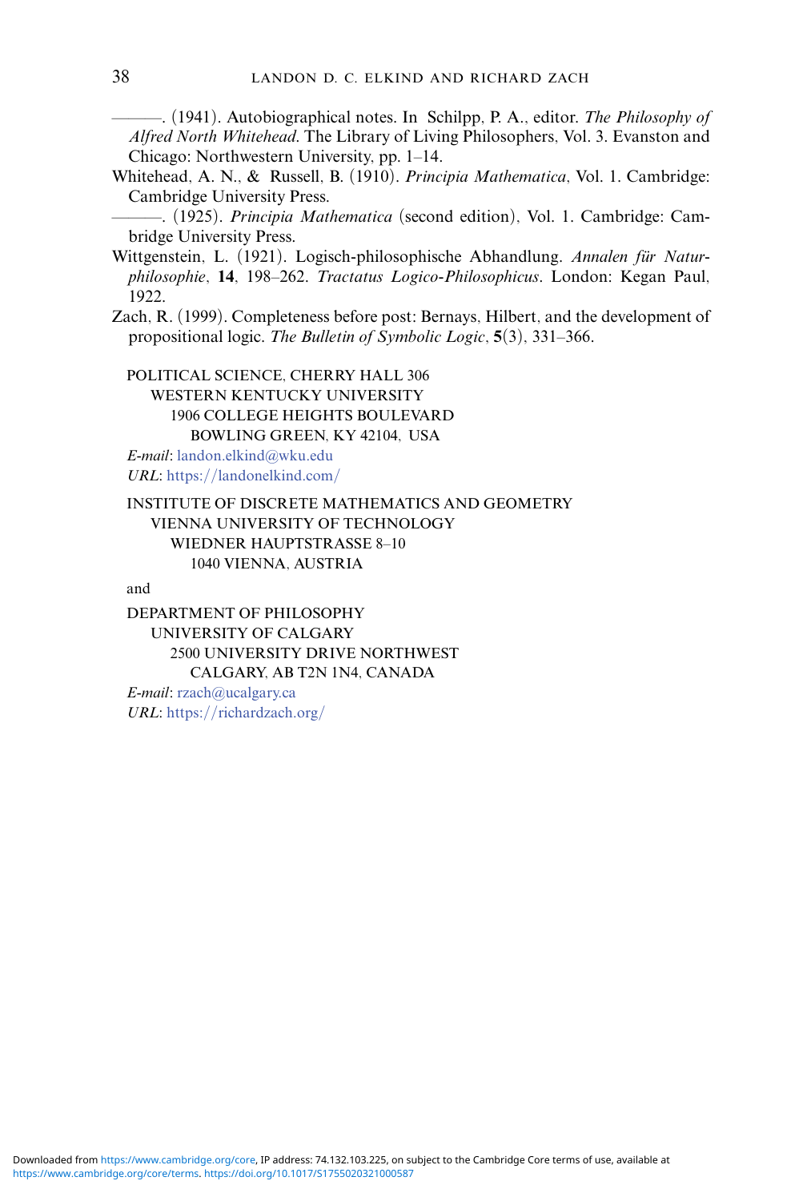———. (1941). Autobiographical notes. In Schilpp, P. A., editor. *The Philosophy of Alfred North Whitehead*. The Library of Living Philosophers, Vol. 3. Evanston and Chicago: Northwestern University, pp. 1–14.

Whitehead, A. N., & Russell, B. (1910). *Principia Mathematica*, Vol. 1. Cambridge: Cambridge University Press.

———. (1925). *Principia Mathematica* (second edition), Vol. 1. Cambridge: Cambridge University Press.

Wittgenstein, L. (1921). Logisch-philosophische Abhandlung. *Annalen für Naturphilosophie*, **14**, 198–262. *Tractatus Logico-Philosophicus*. London: Kegan Paul, 1922.

Zach, R. (1999). Completeness before post: Bernays, Hilbert, and the development of propositional logic. *The Bulletin of Symbolic Logic*, **5**(3), 331–366.

POLITICAL SCIENCE, CHERRY HALL 306
WESTERN KENTUCKY UNIVERSITY
1906 COLLEGE HEIGHTS BOULEVARD
BOWLING GREEN, KY 42104, USA
*E-mail*: landon.elkind@wku.edu
*URL*: https://landonelkind.com/

INSTITUTE OF DISCRETE MATHEMATICS AND GEOMETRY
VIENNA UNIVERSITY OF TECHNOLOGY
WIEDNER HAUPTSTRASSE 8–10
1040 VIENNA, AUSTRIA

and

DEPARTMENT OF PHILOSOPHY
UNIVERSITY OF CALGARY
2500 UNIVERSITY DRIVE NORTHWEST
CALGARY, AB T2N 1N4, CANADA
*E-mail*: rzach@ucalgary.ca
*URL*: https://richardzach.org/